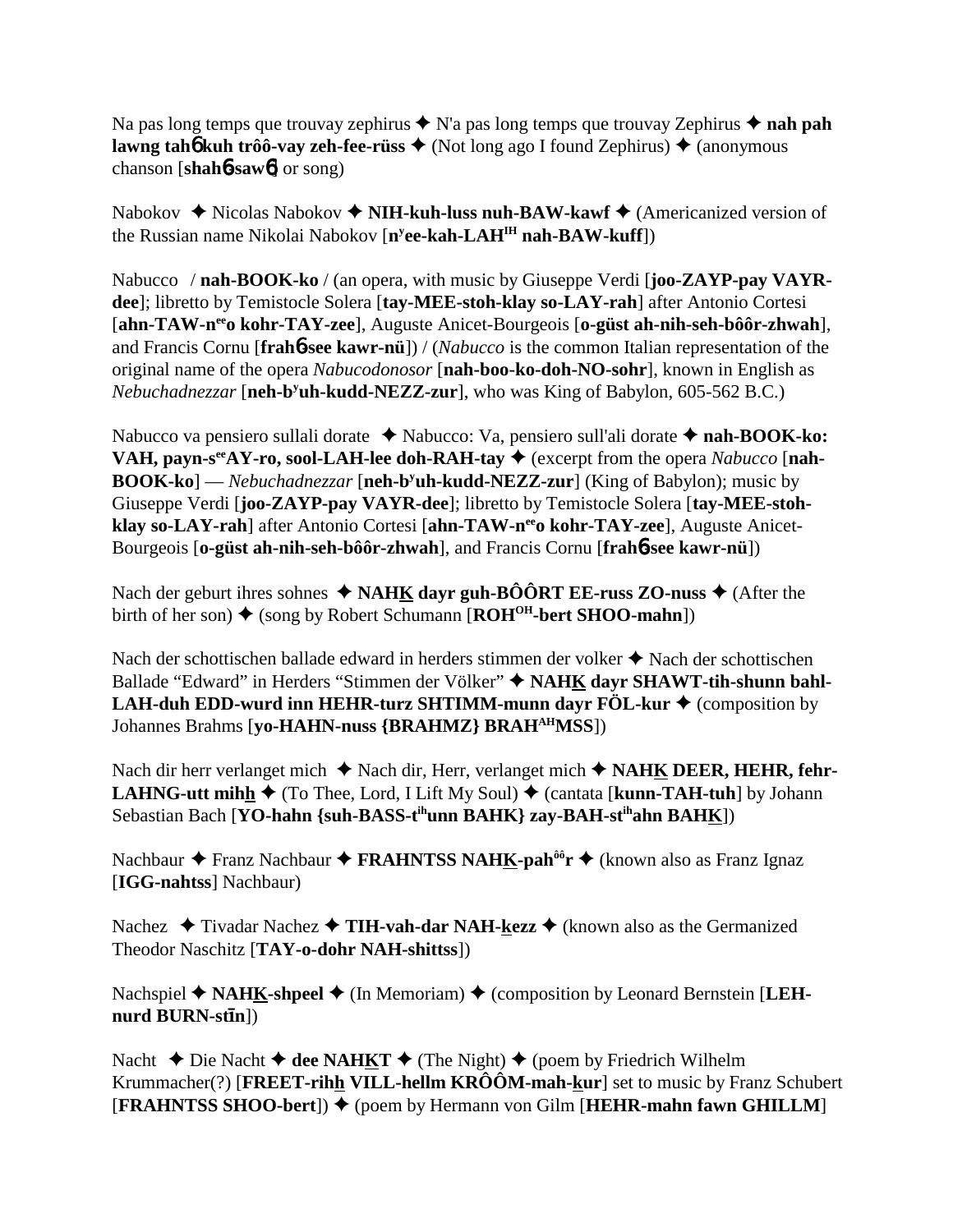Na pas long temps que trouvay zephirus ✦ N'a pas long temps que trouvay Zephirus ✦ **nah pah lawng tah6 kuh trôô-vay zeh-fee-rüss** ✦ (Not long ago I found Zephirus) ✦ (anonymous chanson [**shah6-saw6**] or song)

Nabokov ✦ Nicolas Nabokov ✦ **NIH-kuh-luss nuh-BAW-kawf** ✦ (Americanized version of the Russian name Nikolai Nabokov [**n$^{y}$ee-kah-LAH$^{IH}$ nah-BAW-kuff**])

Nabucco / **nah-BOOK-ko** / (an opera, with music by Giuseppe Verdi [**joo-ZAYP-pay VAYR-dee**]; libretto by Temistocle Solera [**tay-MEE-stoh-klay so-LAY-rah**] after Antonio Cortesi [**ahn-TAW-n$^{ee}$o kohr-TAY-zee**], Auguste Anicet-Bourgeois [**o-güst ah-nih-seh-bôôr-zhwah**], and Francis Cornu [**frah6-see kawr-nü**]) / (*Nabucco* is the common Italian representation of the original name of the opera *Nabucodonosor* [**nah-boo-ko-doh-NO-sohr**], known in English as *Nebuchadnezzar* [**neh-b$^{y}$uh-kudd-NEZZ-zur**], who was King of Babylon, 605-562 B.C.)

Nabucco va pensiero sullali dorate ✦ Nabucco: Va, pensiero sull'ali dorate ✦ **nah-BOOK-ko: VAH, payn-s$^{ee}$AY-ro, sool-LAH-lee doh-RAH-tay** ✦ (excerpt from the opera *Nabucco* [**nah-BOOK-ko**] — *Nebuchadnezzar* [**neh-b$^{y}$uh-kudd-NEZZ-zur**] (King of Babylon); music by Giuseppe Verdi [**joo-ZAYP-pay VAYR-dee**]; libretto by Temistocle Solera [**tay-MEE-stoh-klay so-LAY-rah**] after Antonio Cortesi [**ahn-TAW-n$^{ee}$o kohr-TAY-zee**], Auguste Anicet-Bourgeois [**o-güst ah-nih-seh-bôôr-zhwah**], and Francis Cornu [**frah6-see kawr-nü**])

Nach der geburt ihres sohnes ✦ **NAHK dayr guh-BÔÔRT EE-russ ZO-nuss** ✦ (After the birth of her son) ✦ (song by Robert Schumann [**ROH$^{OH}$-bert SHOO-mahn**])

Nach der schottischen ballade edward in herders stimmen der volker ✦ Nach der schottischen Ballade “Edward” in Herders “Stimmen der Völker” ✦ **NAHK dayr SHAWT-tih-shunn bahl-LAH-duh EDD-wurd inn HEHR-turz SHTIMM-munn dayr FÖL-kur** ✦ (composition by Johannes Brahms [**yo-HAHN-nuss {BRAHMZ} BRAH$^{AH}$MSS**])

Nach dir herr verlanget mich ✦ Nach dir, Herr, verlanget mich ✦ **NAHK DEER, HEHR, fehr-LAHNG-utt mihh** ✦ (To Thee, Lord, I Lift My Soul) ✦ (cantata [**kunn-TAH-tuh**] by Johann Sebastian Bach [**YO-hahn {suh-BASS-t$^{ih}$unn BAHK} zay-BAH-st$^{ih}$ahn BAHK**])

Nachbaur ✦ Franz Nachbaur ✦ **FRAHNTSS NAHK-pah$^{ôô}$r** ✦ (known also as Franz Ignaz [**IGG-nahtss**] Nachbaur)

Nachez ✦ Tivadar Nachez ✦ **TIH-vah-dar NAH-kezz** ✦ (known also as the Germanized Theodor Naschitz [**TAY-o-dohr NAH-shittss**])

Nachspiel ✦ **NAHK-shpeel** ✦ (In Memoriam) ✦ (composition by Leonard Bernstein [**LEH-nurd BURN-stīn**])

Nacht ✦ Die Nacht ✦ **dee NAHKT** ✦ (The Night) ✦ (poem by Friedrich Wilhelm Krummacher(?) [**FREET-rihh VILL-hellm KRÔÔM-mah-kur**] set to music by Franz Schubert [**FRAHNTSS SHOO-bert**]) ✦ (poem by Hermann von Gilm [**HEHR-mahn fawn GHILLM**]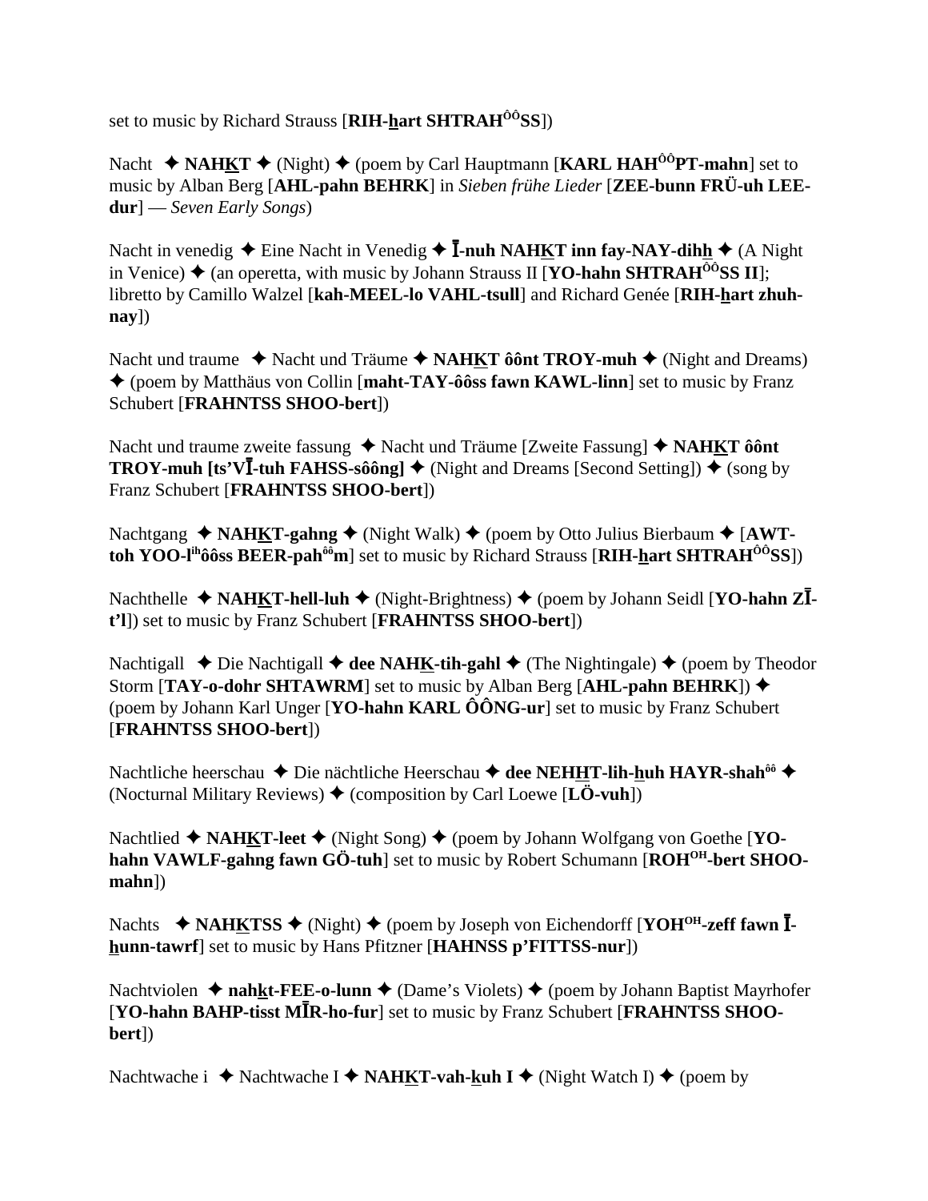set to music by Richard Strauss [**RIH-hart SHTRAH^ôô^SS**])

Nacht ✦ **NAHKT** ✦ (Night) ✦ (poem by Carl Hauptmann [**KARL HAH^ôô^PT-mahn**] set to music by Alban Berg [**AHL-pahn BEHRK**] in *Sieben frühe Lieder* [**ZEE-bunn FRÜ-uh LEE-dur**] — *Seven Early Songs*)

Nacht in venedig ✦ Eine Nacht in Venedig ✦ **Ī-nuh NAHKT inn fay-NAY-dihh** ✦ (A Night in Venice) ✦ (an operetta, with music by Johann Strauss II [**YO-hahn SHTRAH^ôô^SS II**]; libretto by Camillo Walzel [**kah-MEEL-lo VAHL-tsull**] and Richard Genée [**RIH-hart zhuh-nay**])

Nacht und traume ✦ Nacht und Träume ✦ **NAHKT ôônt TROY-muh** ✦ (Night and Dreams) ✦ (poem by Matthäus von Collin [**maht-TAY-ôôss fawn KAWL-linn**] set to music by Franz Schubert [**FRAHNTSS SHOO-bert**])

Nacht und traume zweite fassung ✦ Nacht und Träume [Zweite Fassung] ✦ **NAHKT ôônt TROY-muh [ts'VĪ-tuh FAHSS-sôông]** ✦ (Night and Dreams [Second Setting]) ✦ (song by Franz Schubert [**FRAHNTSS SHOO-bert**])

Nachtgang ✦ **NAHKT-gahng** ✦ (Night Walk) ✦ (poem by Otto Julius Bierbaum ✦ [**AWT-toh YOO-l^ih^ôôss BEER-pah^ôô^m**] set to music by Richard Strauss [**RIH-hart SHTRAH^ôô^SS**])

Nachthelle ✦ **NAHKT-hell-luh** ✦ (Night-Brightness) ✦ (poem by Johann Seidl [**YO-hahn ZĪ-t'l**]) set to music by Franz Schubert [**FRAHNTSS SHOO-bert**])

Nachtigall ✦ Die Nachtigall ✦ **dee NAHK-tih-gahl** ✦ (The Nightingale) ✦ (poem by Theodor Storm [**TAY-o-dohr SHTAWRM**] set to music by Alban Berg [**AHL-pahn BEHRK**]) ✦ (poem by Johann Karl Unger [**YO-hahn KARL ÔÔNG-ur**] set to music by Franz Schubert [**FRAHNTSS SHOO-bert**])

Nachtliche heerschau ✦ Die nächtliche Heerschau ✦ **dee NEHHT-lih-huh HAYR-shah^ôô** ✦ (Nocturnal Military Reviews) ✦ (composition by Carl Loewe [**LÖ-vuh**])

Nachtlied ✦ **NAHKT-leet** ✦ (Night Song) ✦ (poem by Johann Wolfgang von Goethe [**YO-hahn VAWLF-gahng fawn GÖ-tuh**] set to music by Robert Schumann [**ROH^OH^-bert SHOO-mahn**])

Nachts ✦ **NAHKTSS** ✦ (Night) ✦ (poem by Joseph von Eichendorff [**YOH^OH^-zeff fawn Ī-hunn-tawrf**] set to music by Hans Pfitzner [**HAHNSS p'FITTSS-nur**])

Nachtviolen ✦ **nahkt-FEE-o-lunn** ✦ (Dame's Violets) ✦ (poem by Johann Baptist Mayrhofer [**YO-hahn BAHP-tisst MĪR-ho-fur**] set to music by Franz Schubert [**FRAHNTSS SHOO-bert**])

Nachtwache i ✦ Nachtwache I ✦ **NAHKT-vah-kuh I** ✦ (Night Watch I) ✦ (poem by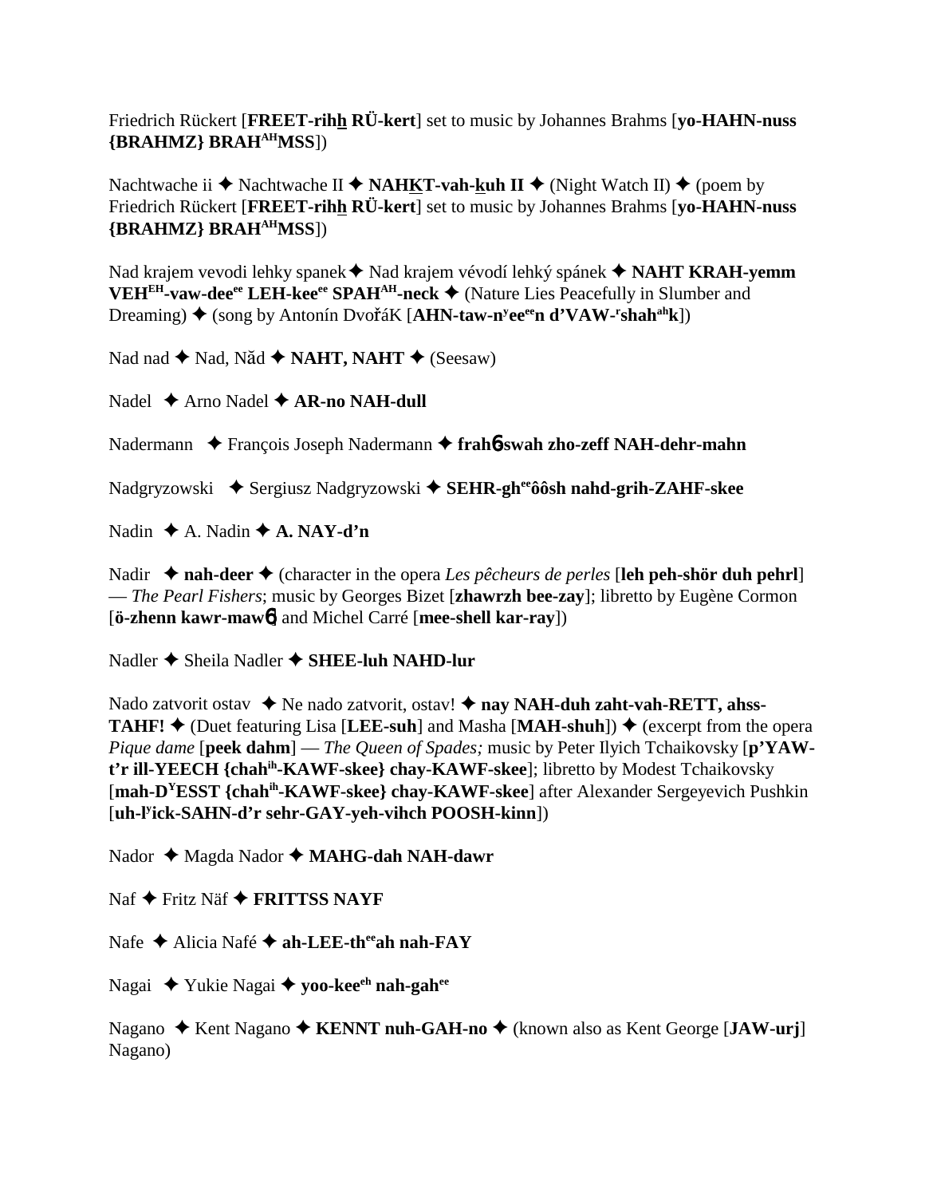Friedrich Rückert [**FREET-rihh RÜ-kert**] set to music by Johannes Brahms [**yo-HAHN-nuss {BRAHMZ} BRAH^AH^MSS**])

Nachtwache ii ✦ Nachtwache II ✦ **NAHKT-vah-kuh II** ✦ (Night Watch II) ✦ (poem by Friedrich Rückert [**FREET-rihh RÜ-kert**] set to music by Johannes Brahms [**yo-HAHN-nuss {BRAHMZ} BRAH^AH^MSS**])

Nad krajem vevodi lehky spanek ✦ Nad krajem vévodí lehký spánek ✦ **NAHT KRAH-yemm VEH^EH^-vaw-dee^ee^ LEH-kee^ee^ SPAH^AH^-neck** ✦ (Nature Lies Peacefully in Slumber and Dreaming) ✦ (song by Antonín DvořáK [**AHN-taw-n^y^ee^ee^n d'VAW-^r^shah^ah^k**])

Nad nad ✦ Nad, Nǎd ✦ **NAHT, NAHT** ✦ (Seesaw)

Nadel ✦ Arno Nadel ✦ **AR-no NAH-dull**

Nadermann ✦ François Joseph Nadermann ✦ **frahɓ-swah zho-zeff NAH-dehr-mahn**

Nadgryzowski ✦ Sergiusz Nadgryzowski ✦ **SEHR-gh^ee^ôôsh nahd-grih-ZAHF-skee**

Nadin ✦ A. Nadin ✦ **A. NAY-d'n**

Nadir ✦ **nah-deer** ✦ (character in the opera *Les pêcheurs de perles* [**leh peh-shör duh pehrl**] — *The Pearl Fishers*; music by Georges Bizet [**zhawrzh bee-zay**]; libretto by Eugène Cormon [**ö-zhenn kawr-mawɓ**] and Michel Carré [**mee-shell kar-ray**])

Nadler ✦ Sheila Nadler ✦ **SHEE-luh NAHD-lur**

Nado zatvorit ostav ✦ Ne nado zatvorit, ostav! ✦ **nay NAH-duh zaht-vah-RETT, ahss-TAHF!** ✦ (Duet featuring Lisa [**LEE-suh**] and Masha [**MAH-shuh**]) ✦ (excerpt from the opera *Pique dame* [**peek dahm**] — *The Queen of Spades;* music by Peter Ilyich Tchaikovsky [**p'YAW-t'r ill-YEECH {chah^ih^-KAWF-skee} chay-KAWF-skee**]; libretto by Modest Tchaikovsky [**mah-D^Y^ESST {chah^ih^-KAWF-skee} chay-KAWF-skee**] after Alexander Sergeyevich Pushkin [**uh-l^y^ick-SAHN-d'r sehr-GAY-yeh-vihch POOSH-kinn**])

Nador ✦ Magda Nador ✦ **MAHG-dah NAH-dawr**

Naf ✦ Fritz Näf ✦ **FRITTSS NAYF**

Nafe ✦ Alicia Nafé ✦ **ah-LEE-th^ee^ah nah-FAY**

Nagai ✦ Yukie Nagai ✦ **yoo-kee^eh^ nah-gah^ee^**

Nagano ✦ Kent Nagano ✦ **KENNT nuh-GAH-no** ✦ (known also as Kent George [**JAW-urj**] Nagano)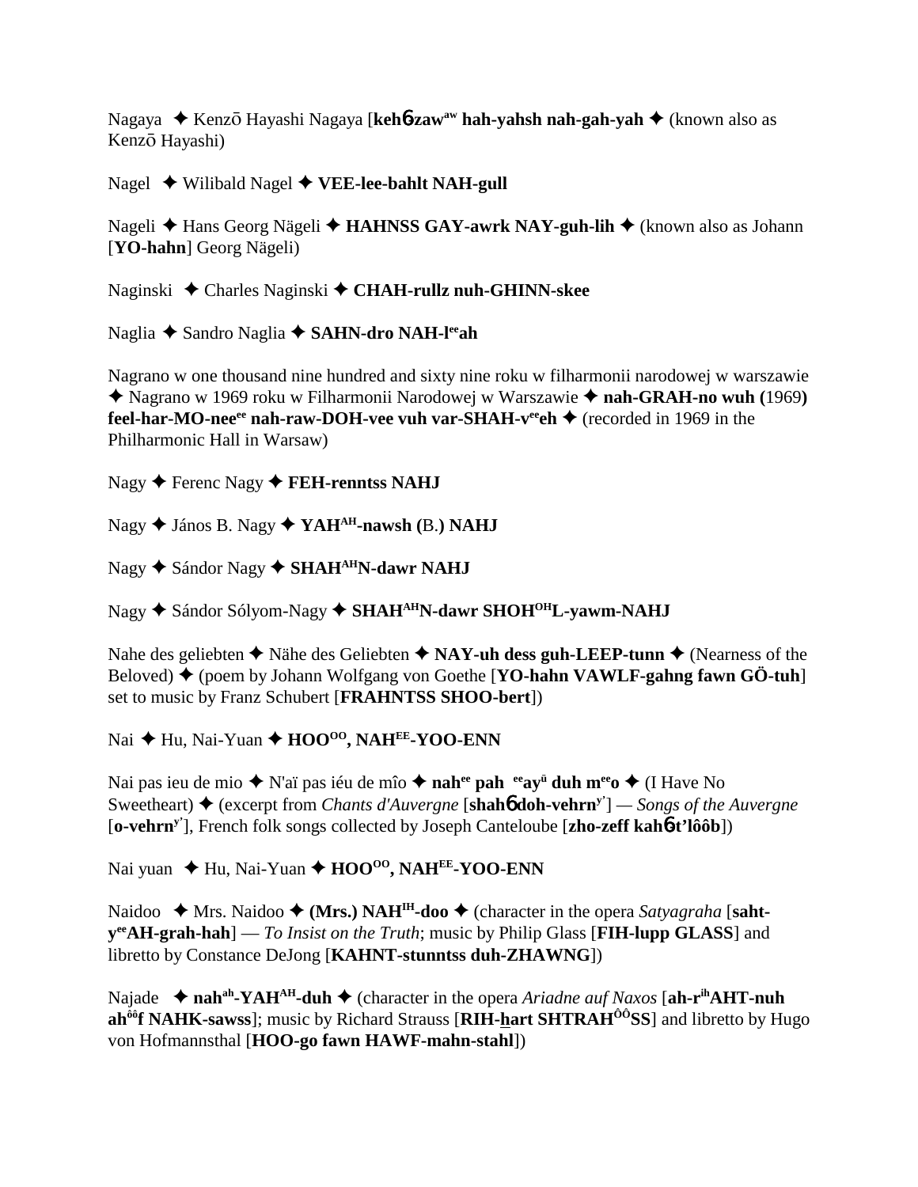Nagaya ✦ Kenzō Hayashi Nagaya [**keh6zaw^aw hah-yahsh nah-gah-yah** ✦ (known also as Kenzō Hayashi)

Nagel ✦ Wilibald Nagel ✦ **VEE-lee-bahlt NAH-gull**

Nageli ✦ Hans Georg Nägeli ✦ **HAHNSS GAY-awrk NAY-guh-lih** ✦ (known also as Johann [**YO-hahn**] Georg Nägeli)

Naginski ✦ Charles Naginski ✦ **CHAH-rullz nuh-GHINN-skee**

Naglia ✦ Sandro Naglia ✦ **SAHN-dro NAH-l^ee ah**

Nagrano w one thousand nine hundred and sixty nine roku w filharmonii narodowej w warszawie ✦ Nagrano w 1969 roku w Filharmonii Narodowej w Warszawie ✦ **nah-GRAH-no wuh (**1969**) feel-har-MO-nee^ee nah-raw-DOH-vee vuh var-SHAH-v^ee eh** ✦ (recorded in 1969 in the Philharmonic Hall in Warsaw)

Nagy ✦ Ferenc Nagy ✦ **FEH-renntss NAHJ**

Nagy ✦ János B. Nagy ✦ **YAH^AH-nawsh (**B.**) NAHJ**

Nagy ✦ Sándor Nagy ✦ **SHAH^AH N-dawr NAHJ**

Nagy ✦ Sándor Sólyom-Nagy ✦ **SHAH^AH N-dawr SHOH^OH L-yawm-NAHJ**

Nahe des geliebten ✦ Nähe des Geliebten ✦ **NAY-uh dess guh-LEEP-tunn** ✦ (Nearness of the Beloved) ✦ (poem by Johann Wolfgang von Goethe [**YO-hahn VAWLF-gahng fawn GÖ-tuh**] set to music by Franz Schubert [**FRAHNTSS SHOO-bert**])

Nai ✦ Hu, Nai-Yuan ✦ **HOO^OO, NAH^EE-YOO-ENN**

Nai pas ieu de mio ✦ N'aï pas iéu de mîo ✦ **nah^ee pah ^ee ay^ü duh m^ee o** ✦ (I Have No Sweetheart) ✦ (excerpt from *Chants d'Auvergne* [**shah6 doh-vehrn^y'**] — *Songs of the Auvergne* [**o-vehrn^y'**], French folk songs collected by Joseph Canteloube [**zho-zeff kah6-t'lôôb**])

Nai yuan ✦ Hu, Nai-Yuan ✦ **HOO^OO, NAH^EE-YOO-ENN**

Naidoo ✦ Mrs. Naidoo ✦ **(Mrs.) NAH^IH-doo** ✦ (character in the opera *Satyagraha* [**saht-y^ee AH-grah-hah**] — *To Insist on the Truth*; music by Philip Glass [**FIH-lupp GLASS**] and libretto by Constance DeJong [**KAHNT-stunntss duh-ZHAWNG**])

Najade ✦ **nah^ah-YAH^AH-duh** ✦ (character in the opera *Ariadne auf Naxos* [**ah-r^ih AHT-nuh ah^ôô f NAHK-sawss**]; music by Richard Strauss [**RIH-hart SHTRAH^ÔÔ SS**] and libretto by Hugo von Hofmannsthal [**HOO-go fawn HAWF-mahn-stahl**])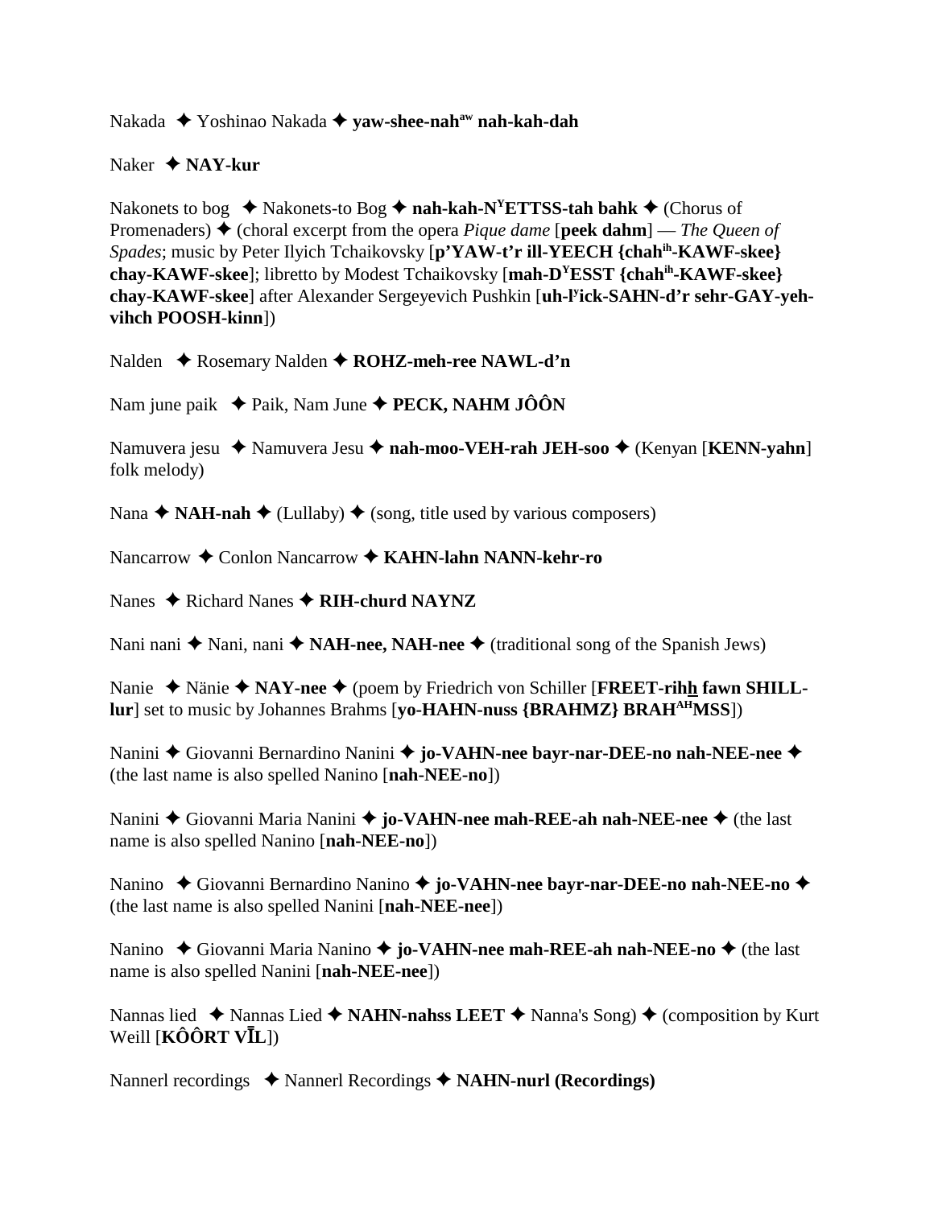Nakada ✦ Yoshinao Nakada ✦ **yaw-shee-nah^aw nah-kah-dah**

Naker ✦ **NAY-kur**

Nakonets to bog ✦ Nakonets-to Bog ✦ **nah-kah-N^YETTSS-tah bahk** ✦ (Chorus of Promenaders) ✦ (choral excerpt from the opera *Pique dame* [**peek dahm**] — *The Queen of Spades*; music by Peter Ilyich Tchaikovsky [**p'YAW-t'r ill-YEECH {chah^ih-KAWF-skee} chay-KAWF-skee**]; libretto by Modest Tchaikovsky [**mah-D^YESST {chah^ih-KAWF-skee} chay-KAWF-skee**] after Alexander Sergeyevich Pushkin [**uh-l^yick-SAHN-d'r sehr-GAY-yeh-vihch POOSH-kinn**])

Nalden ✦ Rosemary Nalden ✦ **ROHZ-meh-ree NAWL-d'n**

Nam june paik ✦ Paik, Nam June ✦ **PECK, NAHM JÔÔN**

Namuvera jesu ✦ Namuvera Jesu ✦ **nah-moo-VEH-rah JEH-soo** ✦ (Kenyan [**KENN-yahn**] folk melody)

Nana ✦ **NAH-nah** ✦ (Lullaby) ✦ (song, title used by various composers)

Nancarrow ✦ Conlon Nancarrow ✦ **KAHN-lahn NANN-kehr-ro**

Nanes ✦ Richard Nanes ✦ **RIH-churd NAYNZ**

Nani nani ✦ Nani, nani ✦ **NAH-nee, NAH-nee** ✦ (traditional song of the Spanish Jews)

Nanie ✦ Nänie ✦ **NAY-nee** ✦ (poem by Friedrich von Schiller [**FREET-rihh fawn SHILL-lur**] set to music by Johannes Brahms [**yo-HAHN-nuss {BRAHMZ} BRAH^AH MSS**])

Nanini ✦ Giovanni Bernardino Nanini ✦ **jo-VAHN-nee bayr-nar-DEE-no nah-NEE-nee** ✦ (the last name is also spelled Nanino [**nah-NEE-no**])

Nanini ✦ Giovanni Maria Nanini ✦ **jo-VAHN-nee mah-REE-ah nah-NEE-nee** ✦ (the last name is also spelled Nanino [**nah-NEE-no**])

Nanino ✦ Giovanni Bernardino Nanino ✦ **jo-VAHN-nee bayr-nar-DEE-no nah-NEE-no** ✦ (the last name is also spelled Nanini [**nah-NEE-nee**])

Nanino ✦ Giovanni Maria Nanino ✦ **jo-VAHN-nee mah-REE-ah nah-NEE-no** ✦ (the last name is also spelled Nanini [**nah-NEE-nee**])

Nannas lied ✦ Nannas Lied ✦ **NAHN-nahss LEET** ✦ Nanna's Song) ✦ (composition by Kurt Weill [**KÔÔRT VĪL**])

Nannerl recordings ✦ Nannerl Recordings ✦ **NAHN-nurl (Recordings)**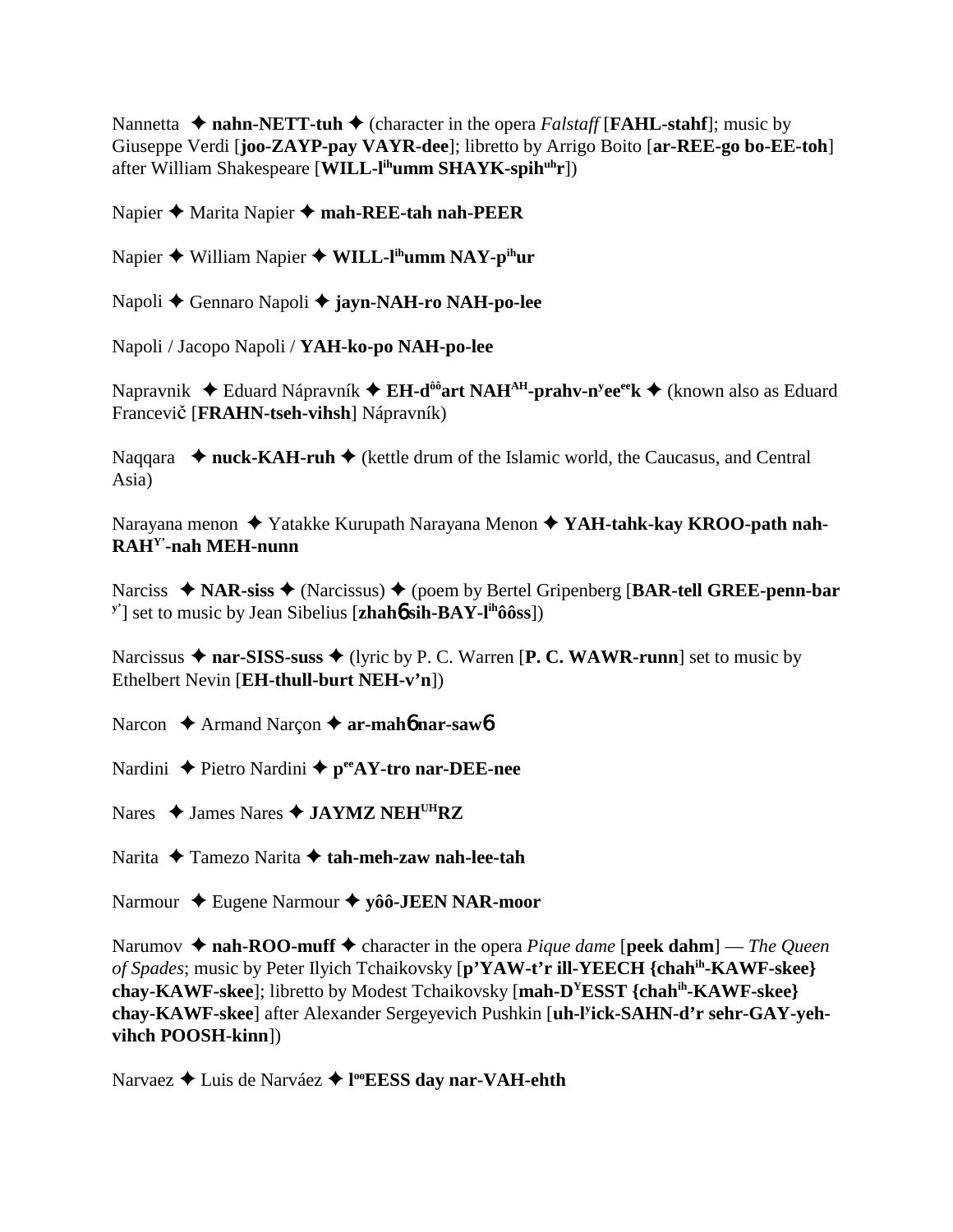Nannetta ✦ **nahn-NETT-tuh** ✦ (character in the opera *Falstaff* [**FAHL-stahf**]; music by Giuseppe Verdi [**joo-ZAYP-pay VAYR-dee**]; libretto by Arrigo Boito [**ar-REE-go bo-EE-toh**] after William Shakespeare [**WILL-l^ih^umm SHAYK-spih^uh^r**])

Napier ✦ Marita Napier ✦ **mah-REE-tah nah-PEER**

Napier ✦ William Napier ✦ **WILL-l^ih^umm NAY-p^ih^ur**

Napoli ✦ Gennaro Napoli ✦ **jayn-NAH-ro NAH-po-lee**

Napoli / Jacopo Napoli / **YAH-ko-po NAH-po-lee**

Napravnik ✦ Eduard Nápravník ✦ **EH-d^ôô^art NAH^AH^-prahv-n^y^ee^ee^k** ✦ (known also as Eduard Francevič [**FRAHN-tseh-vihsh**] Nápravník)

Naqqara ✦ **nuck-KAH-ruh** ✦ (kettle drum of the Islamic world, the Caucasus, and Central Asia)

Narayana menon ✦ Yatakke Kurupath Narayana Menon ✦ **YAH-tahk-kay KROO-path nah-RAH^Y'^-nah MEH-nunn**

Narciss ✦ **NAR-siss** ✦ (Narcissus) ✦ (poem by Bertel Gripenberg [**BAR-tell GREE-penn-bar^y'^**] set to music by Jean Sibelius [**zhahɓ sih-BAY-l^ih^ôôss**])

Narcissus ✦ **nar-SISS-suss** ✦ (lyric by P. C. Warren [**P. C. WAWR-runn**] set to music by Ethelbert Nevin [**EH-thull-burt NEH-v'n**])

Narcon ✦ Armand Narçon ✦ **ar-mahɓ nar-sawɓ**

Nardini ✦ Pietro Nardini ✦ **p^ee^AY-tro nar-DEE-nee**

Nares ✦ James Nares ✦ **JAYMZ NEH^UH^RZ**

Narita ✦ Tamezo Narita ✦ **tah-meh-zaw nah-lee-tah**

Narmour ✦ Eugene Narmour ✦ **yôô-JEEN NAR-moor**

Narumov ✦ **nah-ROO-muff** ✦ character in the opera *Pique dame* [**peek dahm**] — *The Queen of Spades*; music by Peter Ilyich Tchaikovsky [**p'YAW-t'r ill-YEECH {chah^ih^-KAWF-skee} chay-KAWF-skee**]; libretto by Modest Tchaikovsky [**mah-D^Y^ESST {chah^ih^-KAWF-skee} chay-KAWF-skee**] after Alexander Sergeyevich Pushkin [**uh-l^y^ick-SAHN-d'r sehr-GAY-yeh-vihch POOSH-kinn**])

Narvaez ✦ Luis de Narváez ✦ **l^oo^EESS day nar-VAH-ehth**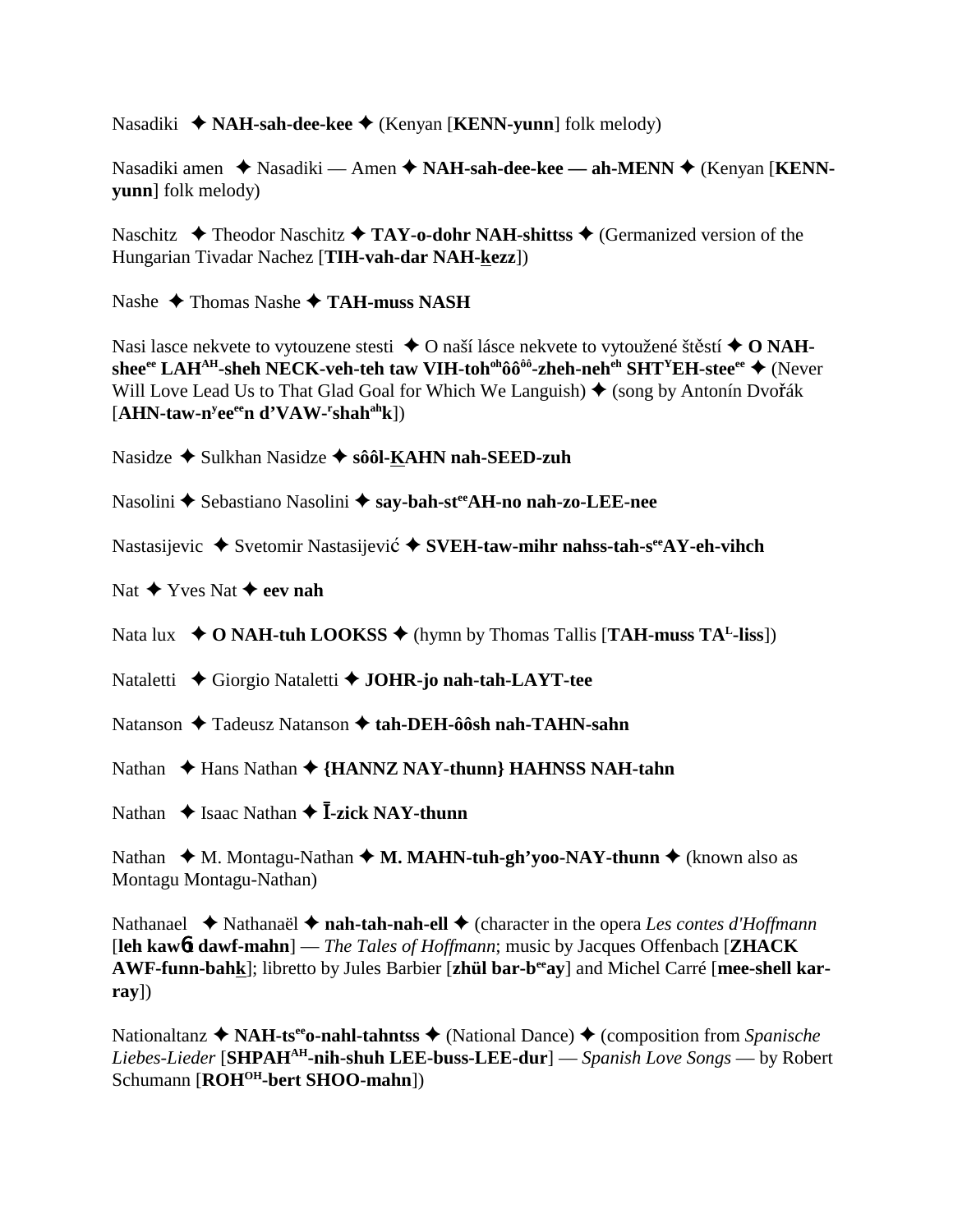Nasadiki ✦ **NAH-sah-dee-kee** ✦ (Kenyan [**KENN-yunn**] folk melody)

Nasadiki amen ✦ Nasadiki — Amen ✦ **NAH-sah-dee-kee — ah-MENN** ✦ (Kenyan [**KENN-yunn**] folk melody)

Naschitz ✦ Theodor Naschitz ✦ **TAY-o-dohr NAH-shittss** ✦ (Germanized version of the Hungarian Tivadar Nachez [**TIH-vah-dar NAH-kezz**])

Nashe ✦ Thomas Nashe ✦ **TAH-muss NASH**

Nasi lasce nekvete to vytouzene stesti ✦ O naší lásce nekvete to vytoužené štěstí ✦ **O NAH-shee^ee LAH^AH-sheh NECK-veh-teh taw VIH-toh^oh ôô^ôô-zheh-neh^eh SHT^Y EH-stee^ee** ✦ (Never Will Love Lead Us to That Glad Goal for Which We Languish) ✦ (song by Antonín Dvořák [**AHN-taw-n^y ee^ee n d'VAW-^r shah^ah k**])

Nasidze ✦ Sulkhan Nasidze ✦ **sôôl-KAHN nah-SEED-zuh**

Nasolini ✦ Sebastiano Nasolini ✦ **say-bah-st^ee AH-no nah-zo-LEE-nee**

Nastasijevic ✦ Svetomir Nastasijević ✦ **SVEH-taw-mihr nahss-tah-s^ee AY-eh-vihch**

Nat ✦ Yves Nat ✦ **eev nah**

Nata lux ✦ **O NAH-tuh LOOKSS** ✦ (hymn by Thomas Tallis [**TAH-muss TA^L-liss**])

Nataletti ✦ Giorgio Nataletti ✦ **JOHR-jo nah-tah-LAYT-tee**

Natanson ✦ Tadeusz Natanson ✦ **tah-DEH-ôôsh nah-TAHN-sahn**

Nathan ✦ Hans Nathan ✦ **{HANNZ NAY-thunn} HAHNSS NAH-tahn**

Nathan ✦ Isaac Nathan ✦ **Ī-zick NAY-thunn**

Nathan ✦ M. Montagu-Nathan ✦ **M. MAHN-tuh-gh'yoo-NAY-thunn** ✦ (known also as Montagu Montagu-Nathan)

Nathanael ✦ Nathanaël ✦ **nah-tah-nah-ell** ✦ (character in the opera *Les contes d'Hoffmann* [**leh kaw� dawf-mahn**] — *The Tales of Hoffmann*; music by Jacques Offenbach [**ZHACK AWF-funn-bahk**]; libretto by Jules Barbier [**zhül bar-b^ee ay**] and Michel Carré [**mee-shell kar-ray**])

Nationaltanz ✦ **NAH-ts^ee o-nahl-tahntss** ✦ (National Dance) ✦ (composition from *Spanische Liebes-Lieder* [**SHPAH^AH-nih-shuh LEE-buss-LEE-dur**] — *Spanish Love Songs* — by Robert Schumann [**ROH^OH-bert SHOO-mahn**])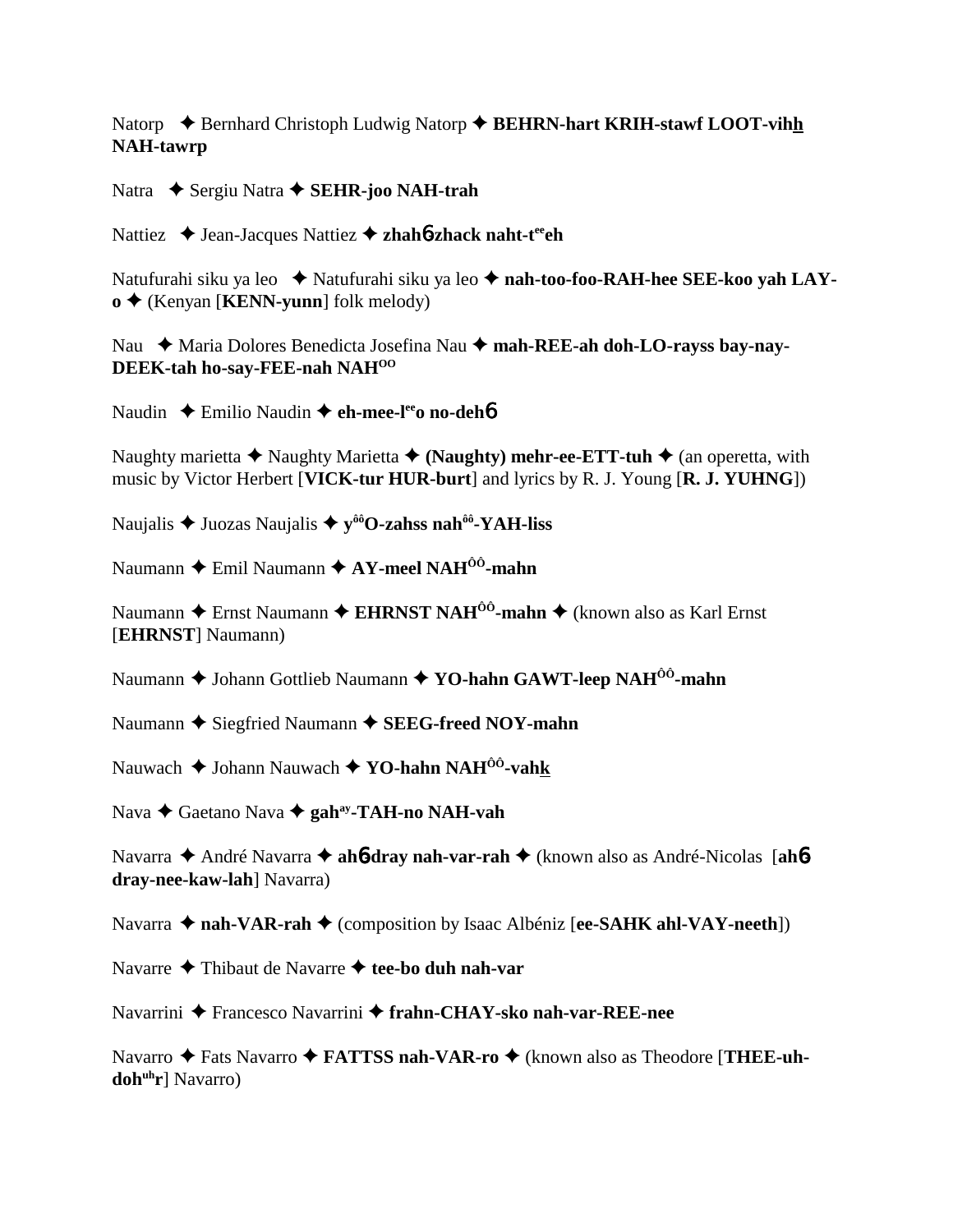Natorp ✦ Bernhard Christoph Ludwig Natorp ✦ **BEHRN-hart KRIH-stawf LOOT-vihh NAH-tawrp**

Natra ✦ Sergiu Natra ✦ **SEHR-joo NAH-trah**

Nattiez ✦ Jean-Jacques Nattiez ✦ **zhahɓ-zhack naht-t[ee]eh**

Natufurahi siku ya leo ✦ Natufurahi siku ya leo ✦ **nah-too-foo-RAH-hee SEE-koo yah LAY-o** ✦ (Kenyan [**KENN-yunn**] folk melody)

Nau ✦ Maria Dolores Benedicta Josefina Nau ✦ **mah-REE-ah doh-LO-rayss bay-nay-DEEK-tah ho-say-FEE-nah NAH[OO]**

Naudin ✦ Emilio Naudin ✦ **eh-mee-l[ee]o no-dehɓ**

Naughty marietta ✦ Naughty Marietta ✦ **(Naughty) mehr-ee-ETT-tuh** ✦ (an operetta, with music by Victor Herbert [**VICK-tur HUR-burt**] and lyrics by R. J. Young [**R. J. YUHNG**])

Naujalis ✦ Juozas Naujalis ✦ **y[ôô]O-zahss nah[ôô]-YAH-liss**

Naumann ✦ Emil Naumann ✦ **AY-meel NAH[ÔÔ]-mahn**

Naumann ✦ Ernst Naumann ✦ **EHRNST NAH[ÔÔ]-mahn** ✦ (known also as Karl Ernst [**EHRNST**] Naumann)

Naumann ✦ Johann Gottlieb Naumann ✦ **YO-hahn GAWT-leep NAH[ÔÔ]-mahn**

Naumann ✦ Siegfried Naumann ✦ **SEEG-freed NOY-mahn**

Nauwach ✦ Johann Nauwach ✦ **YO-hahn NAH[ÔÔ]-vahk**

Nava ✦ Gaetano Nava ✦ **gah[ay]-TAH-no NAH-vah**

Navarra ✦ André Navarra ✦ **ahɓ-dray nah-var-rah** ✦ (known also as André-Nicolas [**ahɓ-dray-nee-kaw-lah**] Navarra)

Navarra ✦ **nah-VAR-rah** ✦ (composition by Isaac Albéniz [**ee-SAHK ahl-VAY-neeth**])

Navarre ✦ Thibaut de Navarre ✦ **tee-bo duh nah-var**

Navarrini ✦ Francesco Navarrini ✦ **frahn-CHAY-sko nah-var-REE-nee**

Navarro ✦ Fats Navarro ✦ **FATTSS nah-VAR-ro** ✦ (known also as Theodore [**THEE-uh-doh[uh]r**] Navarro)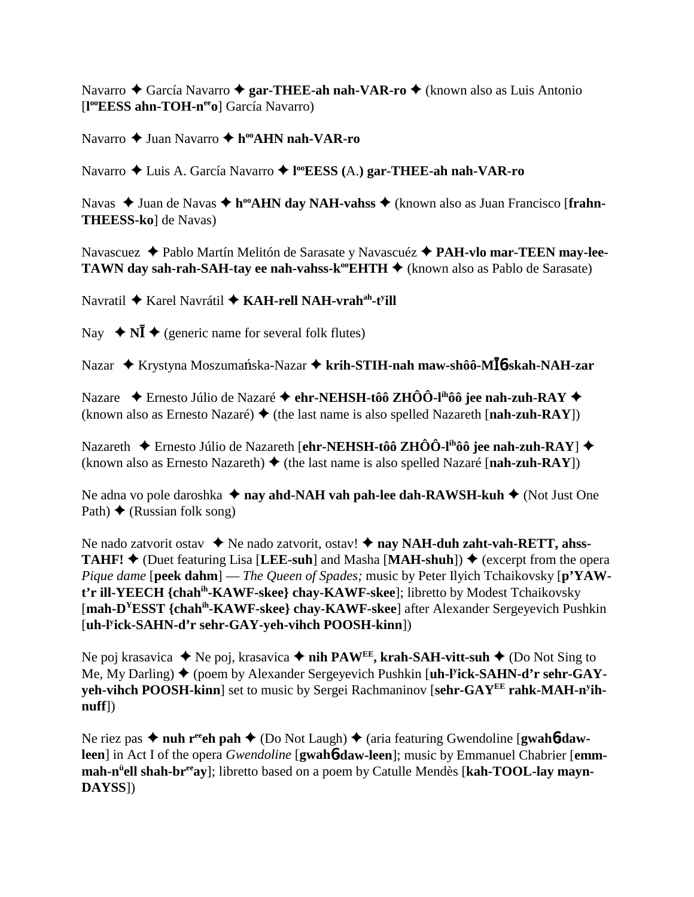Navarro ✦ García Navarro ✦ **gar-THEE-ah nah-VAR-ro** ✦ (known also as Luis Antonio [**l**[oo]**EESS ahn-TOH-n**[ee]**o**] García Navarro)

Navarro ✦ Juan Navarro ✦ **h**[oo]**AHN nah-VAR-ro**

Navarro ✦ Luis A. García Navarro ✦ **l**[oo]**EESS (**A.**) gar-THEE-ah nah-VAR-ro**

Navas ✦ Juan de Navas ✦ **h**[oo]**AHN day NAH-vahss** ✦ (known also as Juan Francisco [**frahn-THEESS-ko**] de Navas)

Navascuez ✦ Pablo Martín Melitón de Sarasate y Navascuéz ✦ **PAH-vlo mar-TEEN may-lee-TAWN day sah-rah-SAH-tay ee nah-vahss-k**[oo]**EHTH** ✦ (known also as Pablo de Sarasate)

Navratil ✦ Karel Navrátil ✦ **KAH-rell NAH-vrah**[ah]**-t**[y]**ill**

Nay ✦ **NĪ** ✦ (generic name for several folk flutes)

Nazar ✦ Krystyna Moszumańska-Nazar ✦ **krih-STIH-nah maw-shôô-MĪ6-skah-NAH-zar**

Nazare ✦ Ernesto Júlio de Nazaré ✦ **ehr-NEHSH-tôô ZHÔÔ-l**[ih]**ôô jee nah-zuh-RAY** ✦ (known also as Ernesto Nazaré) ✦ (the last name is also spelled Nazareth [**nah-zuh-RAY**])

Nazareth ✦ Ernesto Júlio de Nazareth [**ehr-NEHSH-tôô ZHÔÔ-l**[ih]**ôô jee nah-zuh-RAY**] ✦ (known also as Ernesto Nazareth) ✦ (the last name is also spelled Nazaré [**nah-zuh-RAY**])

Ne adna vo pole daroshka ✦ **nay ahd-NAH vah pah-lee dah-RAWSH-kuh** ✦ (Not Just One Path) ✦ (Russian folk song)

Ne nado zatvorit ostav ✦ Ne nado zatvorit, ostav! ✦ **nay NAH-duh zaht-vah-RETT, ahss-TAHF!** ✦ (Duet featuring Lisa [**LEE-suh**] and Masha [**MAH-shuh**]) ✦ (excerpt from the opera *Pique dame* [**peek dahm**] — *The Queen of Spades;* music by Peter Ilyich Tchaikovsky [**p'YAW-t'r ill-YEECH {chah**[ih]**-KAWF-skee} chay-KAWF-skee**]; libretto by Modest Tchaikovsky [**mah-D**[Y]**ESST {chah**[ih]**-KAWF-skee} chay-KAWF-skee**] after Alexander Sergeyevich Pushkin [**uh-l**[y]**ick-SAHN-d'r sehr-GAY-yeh-vihch POOSH-kinn**])

Ne poj krasavica ✦ Ne poj, krasavica ✦ **nih PAW**[EE]**, krah-SAH-vitt-suh** ✦ (Do Not Sing to Me, My Darling) ✦ (poem by Alexander Sergeyevich Pushkin [**uh-l**[y]**ick-SAHN-d'r sehr-GAY-yeh-vihch POOSH-kinn**] set to music by Sergei Rachmaninov [**sehr-GAY**[EE]**rahk-MAH-n**[y]**ih-nuff**])

Ne riez pas ✦ **nuh r**[ee]**eh pah** ✦ (Do Not Laugh) ✦ (aria featuring Gwendoline [**gwah6-daw-leen**] in Act I of the opera *Gwendoline* [**gwah6-daw-leen**]; music by Emmanuel Chabrier [**emm-mah-n**[ü]**ell shah-br**[ee]**ay**]; libretto based on a poem by Catulle Mendès [**kah-TOOL-lay mayn-DAYSS**])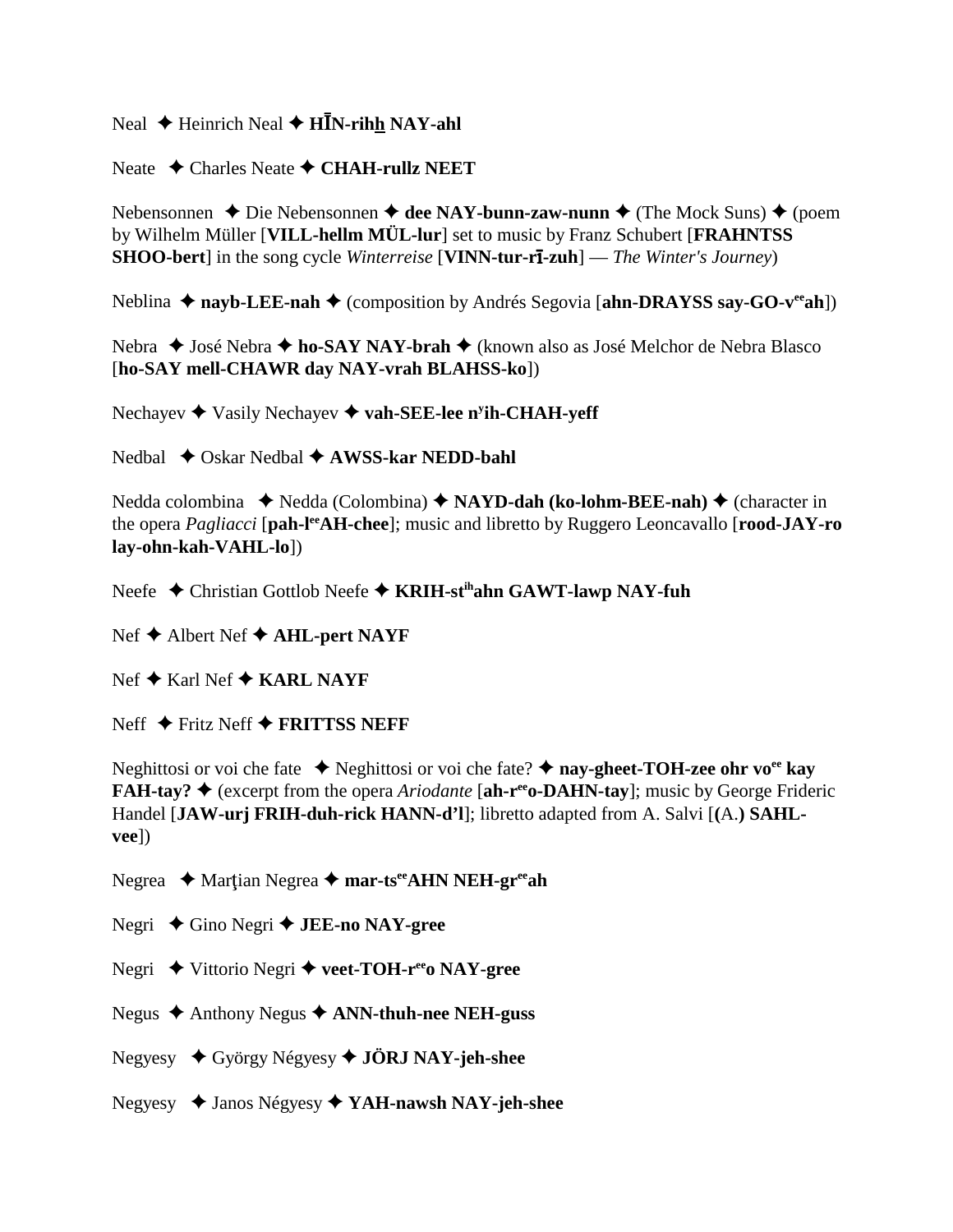Neal ✦ Heinrich Neal ✦ **HĪN-rihh NAY-ahl**

Neate ✦ Charles Neate ✦ **CHAH-rullz NEET**

Nebensonnen ✦ Die Nebensonnen ✦ **dee NAY-bunn-zaw-nunn** ✦ (The Mock Suns) ✦ (poem by Wilhelm Müller [**VILL-hellm MÜL-lur**] set to music by Franz Schubert [**FRAHNTSS SHOO-bert**] in the song cycle *Winterreise* [**VINN-tur-rī-zuh**] — *The Winter's Journey*)

Neblina ✦ **nayb-LEE-nah** ✦ (composition by Andrés Segovia [**ahn-DRAYSS say-GO-v**ee**ah**])

Nebra ✦ José Nebra ✦ **ho-SAY NAY-brah** ✦ (known also as José Melchor de Nebra Blasco [**ho-SAY mell-CHAWR day NAY-vrah BLAHSS-ko**])

Nechayev ✦ Vasily Nechayev ✦ **vah-SEE-lee n**y**ih-CHAH-yeff**

Nedbal ✦ Oskar Nedbal ✦ **AWSS-kar NEDD-bahl**

Nedda colombina ✦ Nedda (Colombina) ✦ **NAYD-dah (ko-lohm-BEE-nah)** ✦ (character in the opera *Pagliacci* [**pah-l**ee**AH-chee**]; music and libretto by Ruggero Leoncavallo [**rood-JAY-ro lay-ohn-kah-VAHL-lo**])

Neefe ✦ Christian Gottlob Neefe ✦ **KRIH-st**ih**ahn GAWT-lawp NAY-fuh**

Nef ✦ Albert Nef ✦ **AHL-pert NAYF**

Nef ✦ Karl Nef ✦ **KARL NAYF**

Neff ✦ Fritz Neff ✦ **FRITTSS NEFF**

Neghittosi or voi che fate ✦ Neghittosi or voi che fate? ✦ **nay-gheet-TOH-zee ohr vo**ee **kay FAH-tay?** ✦ (excerpt from the opera *Ariodante* [**ah-r**ee**o-DAHN-tay**]; music by George Frideric Handel [**JAW-urj FRIH-duh-rick HANN-d'l**]; libretto adapted from A. Salvi [**(A.) SAHL-vee**])

Negrea ✦ Marţian Negrea ✦ **mar-ts**ee**AHN NEH-gr**ee**ah**

Negri ✦ Gino Negri ✦ **JEE-no NAY-gree**

Negri ✦ Vittorio Negri ✦ **veet-TOH-r**ee**o NAY-gree**

Negus ✦ Anthony Negus ✦ **ANN-thuh-nee NEH-guss**

Negyesy ✦ György Négyesy ✦ **JÖRJ NAY-jeh-shee**

Negyesy ✦ Janos Négyesy ✦ **YAH-nawsh NAY-jeh-shee**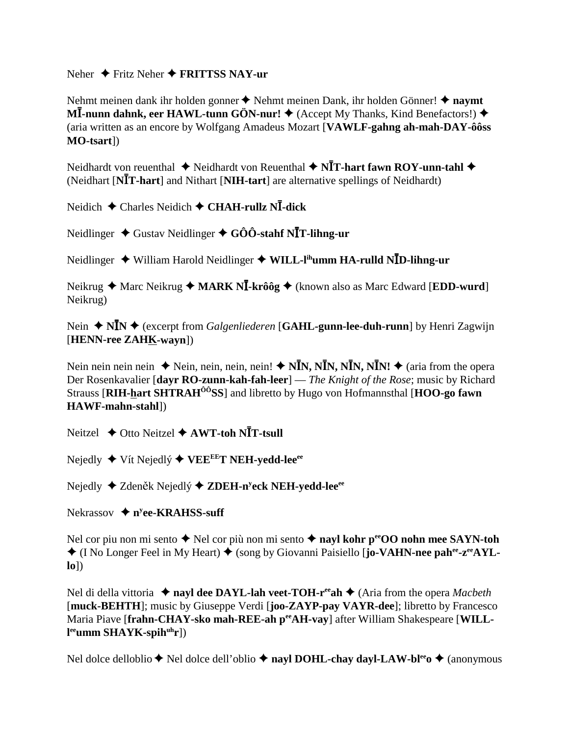Neher ✦ Fritz Neher ✦ **FRITTSS NAY-ur**

Nehmt meinen dank ihr holden gonner ✦ Nehmt meinen Dank, ihr holden Gönner! ✦ **naymt MĪ-nunn dahnk, eer HAWL-tunn GÖN-nur!** ✦ (Accept My Thanks, Kind Benefactors!) ✦ (aria written as an encore by Wolfgang Amadeus Mozart [**VAWLF-gahng ah-mah-DAY-ôôss MO-tsart**])

Neidhardt von reuenthal ✦ Neidhardt von Reuenthal ✦ **NĪT-hart fawn ROY-unn-tahl** ✦ (Neidhart [**NĪT-hart**] and Nithart [**NIH-tart**] are alternative spellings of Neidhardt)

Neidich ✦ Charles Neidich ✦ **CHAH-rullz NĪ-dick**

Neidlinger ✦ Gustav Neidlinger ✦ **GÔÔ-stahf NĪT-lihng-ur**

Neidlinger ✦ William Harold Neidlinger ✦ **WILL-l$^{ih}$umm HA-rulld NĪD-lihng-ur**

Neikrug ✦ Marc Neikrug ✦ **MARK NĪ-krôôg** ✦ (known also as Marc Edward [**EDD-wurd**] Neikrug)

Nein ✦ **NĪN** ✦ (excerpt from *Galgenliederen* [**GAHL-gunn-lee-duh-runn**] by Henri Zagwijn [**HENN-ree ZAHK-wayn**])

Nein nein nein nein ✦ Nein, nein, nein, nein! ✦ **NĪN, NĪN, NĪN, NĪN!** ✦ (aria from the opera Der Rosenkavalier [**dayr RO-zunn-kah-fah-leer**] — *The Knight of the Rose*; music by Richard Strauss [**RIH-hart SHTRAH$^{ÔÔ}$SS**] and libretto by Hugo von Hofmannsthal [**HOO-go fawn HAWF-mahn-stahl**])

Neitzel ✦ Otto Neitzel ✦ **AWT-toh NĪT-tsull**

Nejedly ✦ Vít Nejedlý ✦ **VEE$^{EE}$T NEH-yedd-lee$^{ee}$**

Nejedly ✦ Zdeněk Nejedlý ✦ **ZDEH-n$^{y}$eck NEH-yedd-lee$^{ee}$**

Nekrassov ✦ **n$^{y}$ee-KRAHSS-suff**

Nel cor piu non mi sento ✦ Nel cor più non mi sento ✦ **nayl kohr p$^{ee}$OO nohn mee SAYN-toh** ✦ (I No Longer Feel in My Heart) ✦ (song by Giovanni Paisiello [**jo-VAHN-nee pah$^{ee}$-z$^{ee}$AYL-lo**])

Nel di della vittoria ✦ **nayl dee DAYL-lah veet-TOH-r$^{ee}$ah** ✦ (Aria from the opera *Macbeth* [**muck-BEHTH**]; music by Giuseppe Verdi [**joo-ZAYP-pay VAYR-dee**]; libretto by Francesco Maria Piave [**frahn-CHAY-sko mah-REE-ah p$^{ee}$AH-vay**] after William Shakespeare [**WILL-l$^{ee}$umm SHAYK-spih$^{uh}$r**])

Nel dolce delloblio ✦ Nel dolce dell'oblio ✦ **nayl DOHL-chay dayl-LAW-bl$^{ee}$o** ✦ (anonymous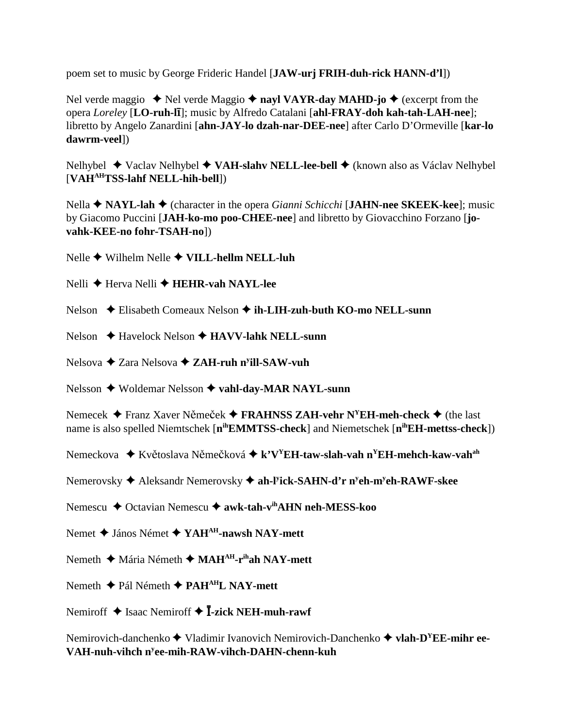poem set to music by George Frideric Handel [**JAW-urj FRIH-duh-rick HANN-d'l**])

Nel verde maggio ✦ Nel verde Maggio ✦ **nayl VAYR-day MAHD-jo** ✦ (excerpt from the opera *Loreley* [**LO-ruh-lī**]; music by Alfredo Catalani [**ahl-FRAY-doh kah-tah-LAH-nee**]; libretto by Angelo Zanardini [**ahn-JAY-lo dzah-nar-DEE-nee**] after Carlo D'Ormeville [**kar-lo dawrm-veel**])

Nelhybel ✦ Vaclav Nelhybel ✦ **VAH-slahv NELL-lee-bell** ✦ (known also as Václav Nelhybel [**VAH^AH^TSS-lahf NELL-hih-bell**])

Nella ✦ **NAYL-lah** ✦ (character in the opera *Gianni Schicchi* [**JAHN-nee SKEEK-kee**]; music by Giacomo Puccini [**JAH-ko-mo poo-CHEE-nee**] and libretto by Giovacchino Forzano [**jo-vahk-KEE-no fohr-TSAH-no**])

Nelle ✦ Wilhelm Nelle ✦ **VILL-hellm NELL-luh**

Nelli ✦ Herva Nelli ✦ **HEHR-vah NAYL-lee**

Nelson ✦ Elisabeth Comeaux Nelson ✦ **ih-LIH-zuh-buth KO-mo NELL-sunn**

Nelson ✦ Havelock Nelson ✦ **HAVV-lahk NELL-sunn**

Nelsova ✦ Zara Nelsova ✦ **ZAH-ruh n^y^ill-SAW-vuh**

Nelsson ✦ Woldemar Nelsson ✦ **vahl-day-MAR NAYL-sunn**

Nemecek ✦ Franz Xaver Němeček ✦ **FRAHNSS ZAH-vehr N^Y^EH-meh-check** ✦ (the last name is also spelled Niemtschek [**n^ih^EMMTSS-check**] and Niemetschek [**n^ih^EH-mettss-check**])

Nemeckova ✦ Květoslava Němečková ✦ **k'V^Y^EH-taw-slah-vah n^Y^EH-mehch-kaw-vah^ah^**

Nemerovsky ✦ Aleksandr Nemerovsky ✦ **ah-l^y^ick-SAHN-d'r n^y^eh-m^y^eh-RAWF-skee**

Nemescu ✦ Octavian Nemescu ✦ **awk-tah-v^ih^AHN neh-MESS-koo**

Nemet ✦ János Német ✦ **YAH^AH^-nawsh NAY-mett**

Nemeth ✦ Mária Németh ✦ **MAH^AH^-r^ih^ah NAY-mett**

Nemeth ✦ Pál Németh ✦ **PAH^AH^L NAY-mett**

Nemiroff ✦ Isaac Nemiroff ✦ **Ī-zick NEH-muh-rawf**

Nemirovich-danchenko ✦ Vladimir Ivanovich Nemirovich-Danchenko ✦ **vlah-D^Y^EE-mihr ee-VAH-nuh-vihch n^y^ee-mih-RAW-vihch-DAHN-chenn-kuh**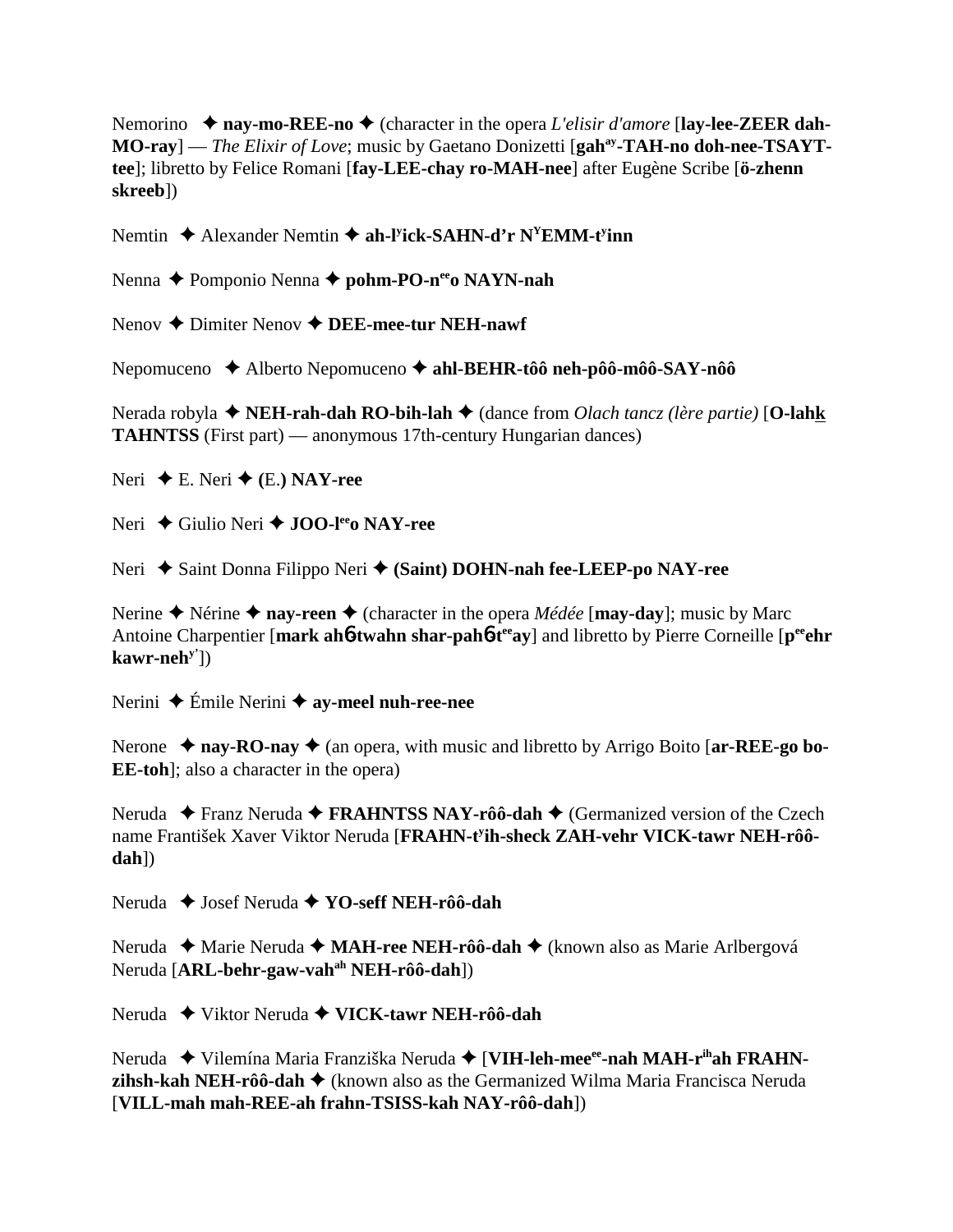Nemorino ✦ **nay-mo-REE-no** ✦ (character in the opera *L'elisir d'amore* [**lay-lee-ZEER dah-MO-ray**] — *The Elixir of Love*; music by Gaetano Donizetti [**gah[ay]-TAH-no doh-nee-TSAYT-tee**]; libretto by Felice Romani [**fay-LEE-chay ro-MAH-nee**] after Eugène Scribe [**ö-zhenn skreeb**])

Nemtin ✦ Alexander Nemtin ✦ **ah-l[y]ick-SAHN-d'r N[Y]EMM-t[y]inn**

Nenna ✦ Pomponio Nenna ✦ **pohm-PO-n[ee]o NAYN-nah**

Nenov ✦ Dimiter Nenov ✦ **DEE-mee-tur NEH-nawf**

Nepomuceno ✦ Alberto Nepomuceno ✦ **ahl-BEHR-tôô neh-pôô-môô-SAY-nôô**

Nerada robyla ✦ **NEH-rah-dah RO-bih-lah** ✦ (dance from *Olach tancz (1ère partie)* [**O-lahk TAHNTSS** (First part) — anonymous 17th-century Hungarian dances)

Neri ✦ E. Neri ✦ **(E.) NAY-ree**

Neri ✦ Giulio Neri ✦ **JOO-l[ee]o NAY-ree**

Neri ✦ Saint Donna Filippo Neri ✦ **(Saint) DOHN-nah fee-LEEP-po NAY-ree**

Nerine ✦ Nérine ✦ **nay-reen** ✦ (character in the opera *Médée* [**may-day**]; music by Marc Antoine Charpentier [**mark ahɓ-twahn shar-pahɓ-t[ee]ay**] and libretto by Pierre Corneille [**p[ee]ehr kawr-neh[y']**])

Nerini ✦ Émile Nerini ✦ **ay-meel nuh-ree-nee**

Nerone ✦ **nay-RO-nay** ✦ (an opera, with music and libretto by Arrigo Boito [**ar-REE-go bo-EE-toh**]; also a character in the opera)

Neruda ✦ Franz Neruda ✦ **FRAHNTSS NAY-rôô-dah** ✦ (Germanized version of the Czech name František Xaver Viktor Neruda [**FRAHN-t[y]ih-sheck ZAH-vehr VICK-tawr NEH-rôô-dah**])

Neruda ✦ Josef Neruda ✦ **YO-seff NEH-rôô-dah**

Neruda ✦ Marie Neruda ✦ **MAH-ree NEH-rôô-dah** ✦ (known also as Marie Arlbergová Neruda [**ARL-behr-gaw-vah[ah] NEH-rôô-dah**])

Neruda ✦ Viktor Neruda ✦ **VICK-tawr NEH-rôô-dah**

Neruda ✦ Vilemína Maria Franziška Neruda ✦ [**VIH-leh-mee[ee]-nah MAH-r[ih]ah FRAHN-zihsh-kah NEH-rôô-dah** ✦ (known also as the Germanized Wilma Maria Francisca Neruda [**VILL-mah mah-REE-ah frahn-TSISS-kah NAY-rôô-dah**])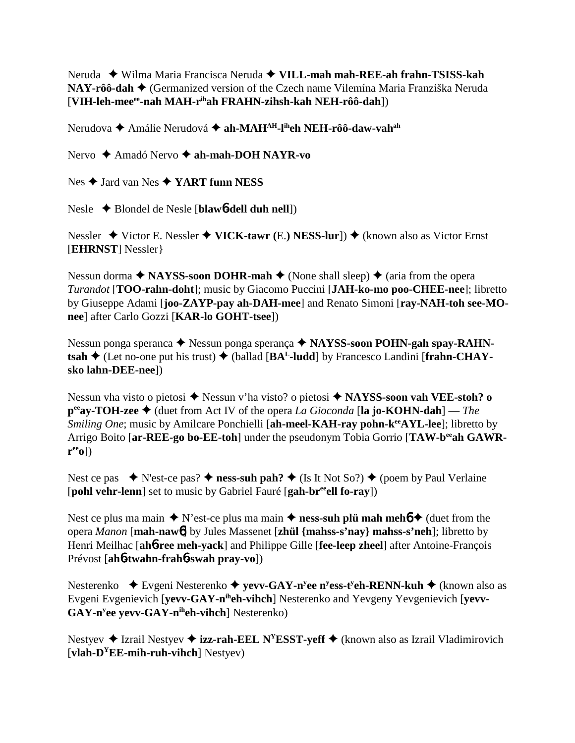Neruda ✦ Wilma Maria Francisca Neruda ✦ **VILL-mah mah-REE-ah frahn-TSISS-kah NAY-rôô-dah** ✦ (Germanized version of the Czech name Vilemína Maria Franziška Neruda [**VIH-leh-mee**ee**-nah MAH-r**ih**ah FRAHN-zihsh-kah NEH-rôô-dah**])

Nerudova ✦ Amálie Nerudová ✦ **ah-MAH**AH**-l**ih**eh NEH-rôô-daw-vah**ah

Nervo ✦ Amadó Nervo ✦ **ah-mah-DOH NAYR-vo**

Nes ✦ Jard van Nes ✦ **YART funn NESS**

Nesle ✦ Blondel de Nesle [**blaw**6**-dell duh nell**])

Nessler ✦ Victor E. Nessler ✦ **VICK-tawr (**E.**) NESS-lur**]) ✦ (known also as Victor Ernst [**EHRNST**] Nessler}

Nessun dorma ✦ **NAYSS-soon DOHR-mah** ✦ (None shall sleep) ✦ (aria from the opera *Turandot* [**TOO-rahn-doht**]; music by Giacomo Puccini [**JAH-ko-mo poo-CHEE-nee**]; libretto by Giuseppe Adami [**joo-ZAYP-pay ah-DAH-mee**] and Renato Simoni [**ray-NAH-toh see-MO-nee**] after Carlo Gozzi [**KAR-lo GOHT-tsee**])

Nessun ponga speranca ✦ Nessun ponga sperança ✦ **NAYSS-soon POHN-gah spay-RAHN-tsah** ✦ (Let no-one put his trust) ✦ (ballad [**BA**L**-ludd**] by Francesco Landini [**frahn-CHAY-sko lahn-DEE-nee**])

Nessun vha visto o pietosi ✦ Nessun v'ha visto? o pietosi ✦ **NAYSS-soon vah VEE-stoh? o p**ee**ay-TOH-zee** ✦ (duet from Act IV of the opera *La Gioconda* [**la jo-KOHN-dah**] — *The Smiling One*; music by Amilcare Ponchielli [**ah-meel-KAH-ray pohn-k**ee**AYL-lee**]; libretto by Arrigo Boito [**ar-REE-go bo-EE-toh**] under the pseudonym Tobia Gorrio [**TAW-b**ee**ah GAWR-r**ee**o**])

Nest ce pas ✦ N'est-ce pas? ✦ **ness-suh pah?** ✦ (Is It Not So?) ✦ (poem by Paul Verlaine [**pohl vehr-lenn**] set to music by Gabriel Fauré [**gah-br**ee**ell fo-ray**])

Nest ce plus ma main ✦ N'est-ce plus ma main ✦ **ness-suh plü mah meh**6 ✦ (duet from the opera *Manon* [**mah-naw**6] by Jules Massenet [**zhül {mahss-s'nay} mahss-s'neh**]; libretto by Henri Meilhac [**ah**6**-ree meh-yack**] and Philippe Gille [**fee-leep zheel**] after Antoine-François Prévost [**ah**6**-twahn-frah**6**-swah pray-vo**])

Nesterenko ✦ Evgeni Nesterenko ✦ **yevv-GAY-n**y**ee n**y**ess-t**y**eh-RENN-kuh** ✦ (known also as Evgeni Evgenievich [**yevv-GAY-n**ih**eh-vihch**] Nesterenko and Yevgeny Yevgenievich [**yevv-GAY-n**y**ee yevv-GAY-n**ih**eh-vihch**] Nesterenko)

Nestyev ✦ Izrail Nestyev ✦ **izz-rah-EEL N**Y**ESST-yeff** ✦ (known also as Izrail Vladimirovich [**vlah-D**Y**EE-mih-ruh-vihch**] Nestyev)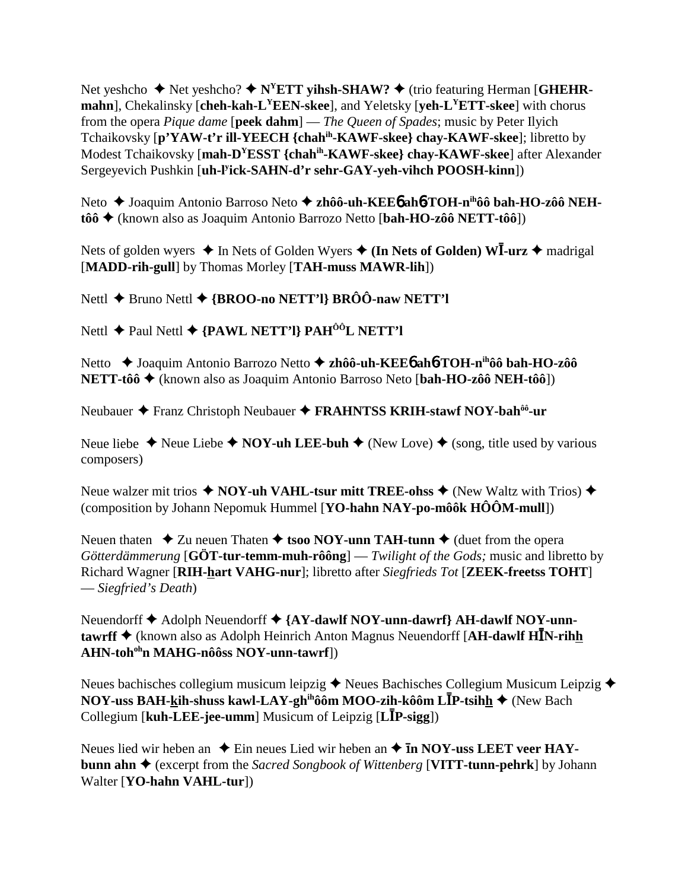Net yeshcho ✦ Net yeshcho? ✦ **N[Y]ETT yihsh-SHAW?** ✦ (trio featuring Herman [**GHEHR-mahn**], Chekalinsky [**cheh-kah-L[Y]EEN-skee**], and Yeletsky [**yeh-L[Y]ETT-skee**] with chorus from the opera *Pique dame* [**peek dahm**] — *The Queen of Spades*; music by Peter Ilyich Tchaikovsky [**p'YAW-t'r ill-YEECH {chah[ih]-KAWF-skee} chay-KAWF-skee**]; libretto by Modest Tchaikovsky [**mah-D[Y]ESST {chah[ih]-KAWF-skee} chay-KAWF-skee**] after Alexander Sergeyevich Pushkin [**uh-l[y]ick-SAHN-d'r sehr-GAY-yeh-vihch POOSH-kinn**])

Neto ✦ Joaquim Antonio Barroso Neto ✦ **zhôô-uh-KEE6ahó-TOH-n[ih]ôô bah-HO-zôô NEH-tôô** ✦ (known also as Joaquim Antonio Barrozo Netto [**bah-HO-zôô NETT-tôô**])

Nets of golden wyers ✦ In Nets of Golden Wyers ✦ **(In Nets of Golden) WĪ-urz** ✦ madrigal [**MADD-rih-gull**] by Thomas Morley [**TAH-muss MAWR-lih**])

Nettl ✦ Bruno Nettl ✦ **{BROO-no NETT'l} BRÔÔ-naw NETT'l**

Nettl ✦ Paul Nettl ✦ **{PAWL NETT'l} PAH[ÔÔ]L NETT'l**

Netto ✦ Joaquim Antonio Barrozo Netto ✦ **zhôô-uh-KEE6ahó-TOH-n[ih]ôô bah-HO-zôô NETT-tôô** ✦ (known also as Joaquim Antonio Barroso Neto [**bah-HO-zôô NEH-tôô**])

Neubauer ✦ Franz Christoph Neubauer ✦ **FRAHNTSS KRIH-stawf NOY-bah[ôô]-ur**

Neue liebe ✦ Neue Liebe ✦ **NOY-uh LEE-buh** ✦ (New Love) ✦ (song, title used by various composers)

Neue walzer mit trios ✦ **NOY-uh VAHL-tsur mitt TREE-ohss** ✦ (New Waltz with Trios) ✦ (composition by Johann Nepomuk Hummel [**YO-hahn NAY-po-môôk HÔÔM-mull**])

Neuen thaten ✦ Zu neuen Thaten ✦ **tsoo NOY-unn TAH-tunn** ✦ (duet from the opera *Götterdämmerung* [**GÖT-tur-temm-muh-rôông**] — *Twilight of the Gods;* music and libretto by Richard Wagner [**RIH-hart VAHG-nur**]; libretto after *Siegfrieds Tot* [**ZEEK-freetss TOHT**] — *Siegfried's Death*)

Neuendorff ✦ Adolph Neuendorff ✦ **{AY-dawlf NOY-unn-dawrf} AH-dawlf NOY-unn-tawrff** ✦ (known also as Adolph Heinrich Anton Magnus Neuendorff [**AH-dawlf HĪN-rihh AHN-toh[oh]n MAHG-nôôss NOY-unn-tawrf**])

Neues bachisches collegium musicum leipzig ✦ Neues Bachisches Collegium Musicum Leipzig ✦ **NOY-uss BAH-kih-shuss kawl-LAY-gh[ih]ôôm MOO-zih-kôôm LĪP-tsihh** ✦ (New Bach Collegium [**kuh-LEE-jee-umm**] Musicum of Leipzig [**LĪP-sigg**])

Neues lied wir heben an ✦ Ein neues Lied wir heben an ✦ **īn NOY-uss LEET veer HAY-bunn ahn** ✦ (excerpt from the *Sacred Songbook of Wittenberg* [**VITT-tunn-pehrk**] by Johann Walter [**YO-hahn VAHL-tur**])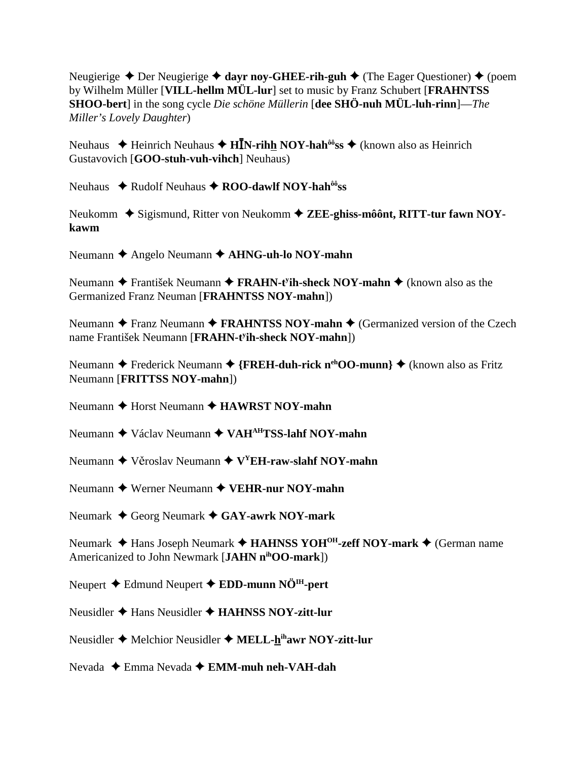Neugierige ✦ Der Neugierige ✦ **dayr noy-GHEE-rih-guh** ✦ (The Eager Questioner) ✦ (poem by Wilhelm Müller [**VILL-hellm MÜL-lur**] set to music by Franz Schubert [**FRAHNTSS SHOO-bert**] in the song cycle *Die schöne Müllerin* [**dee SHÖ-nuh MÜL-luh-rinn**]—*The Miller's Lovely Daughter*)

Neuhaus ✦ Heinrich Neuhaus ✦ **HĪN-rihh NOY-hahôôss** ✦ (known also as Heinrich Gustavovich [**GOO-stuh-vuh-vihch**] Neuhaus)

Neuhaus ✦ Rudolf Neuhaus ✦ **ROO-dawlf NOY-hahôôss**

Neukomm ✦ Sigismund, Ritter von Neukomm ✦ **ZEE-ghiss-môônt, RITT-tur fawn NOY-kawm**

Neumann ✦ Angelo Neumann ✦ **AHNG-uh-lo NOY-mahn**

Neumann ✦ František Neumann ✦ **FRAHN-tʸih-sheck NOY-mahn** ✦ (known also as the Germanized Franz Neuman [**FRAHNTSS NOY-mahn**])

Neumann ✦ Franz Neumann ✦ **FRAHNTSS NOY-mahn** ✦ (Germanized version of the Czech name František Neumann [**FRAHN-tʸih-sheck NOY-mahn**])

Neumann ✦ Frederick Neumann ✦ **{FREH-duh-rick nehOO-munn}** ✦ (known also as Fritz Neumann [**FRITTSS NOY-mahn**])

Neumann ✦ Horst Neumann ✦ **HAWRST NOY-mahn**

Neumann ✦ Václav Neumann ✦ **VAHAHTSS-lahf NOY-mahn**

Neumann ✦ Věroslav Neumann ✦ **VYEH-raw-slahf NOY-mahn**

Neumann ✦ Werner Neumann ✦ **VEHR-nur NOY-mahn**

Neumark ✦ Georg Neumark ✦ **GAY-awrk NOY-mark**

Neumark ✦ Hans Joseph Neumark ✦ **HAHNSS YOHOH-zeff NOY-mark** ✦ (German name Americanized to John Newmark [**JAHN nihOO-mark**])

Neupert ✦ Edmund Neupert ✦ **EDD-munn NÖIH-pert**

Neusidler ✦ Hans Neusidler ✦ **HAHNSS NOY-zitt-lur**

Neusidler ✦ Melchior Neusidler ✦ **MELL-hihawr NOY-zitt-lur**

Nevada ✦ Emma Nevada ✦ **EMM-muh neh-VAH-dah**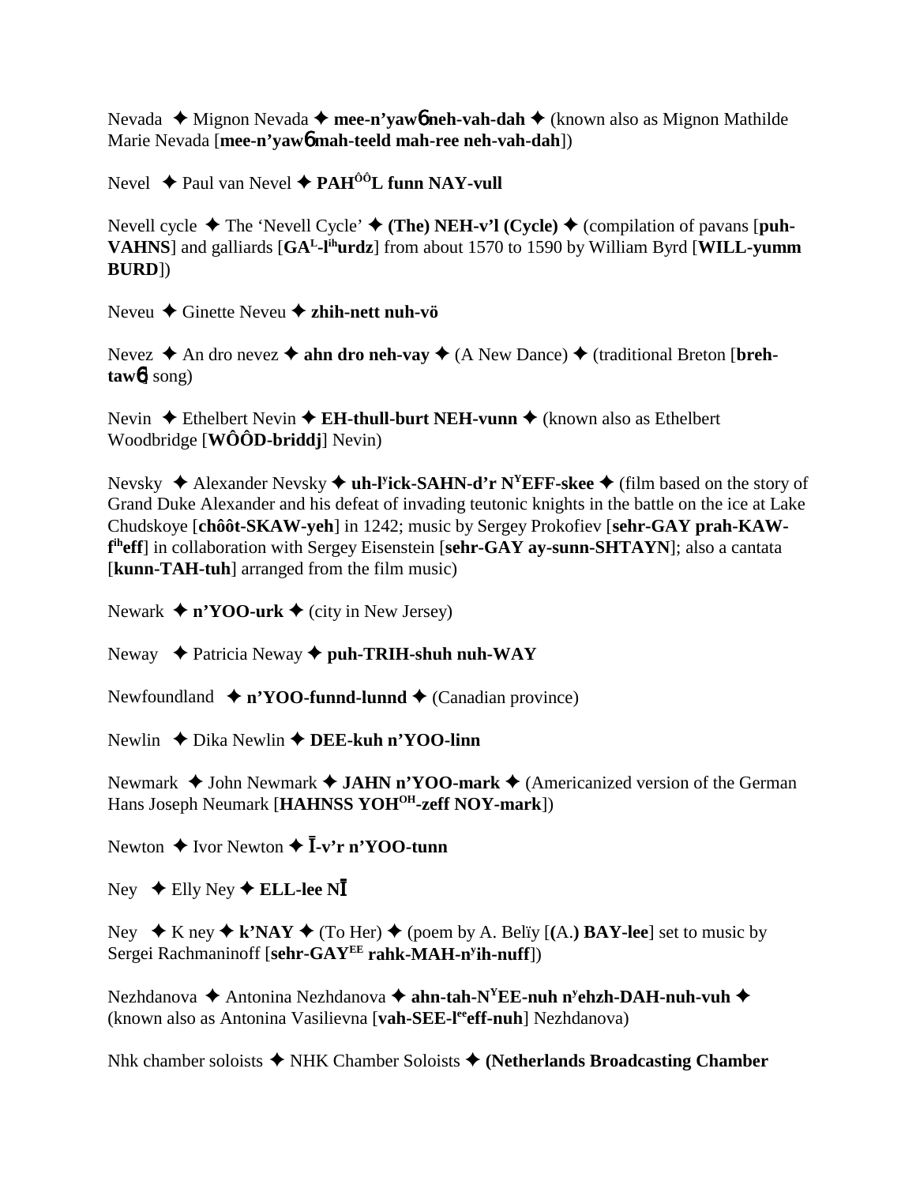Nevada ✦ Mignon Nevada ✦ **mee-n'yaw6 neh-vah-dah** ✦ (known also as Mignon Mathilde Marie Nevada [**mee-n'yaw6 mah-teeld mah-ree neh-vah-dah**])

Nevel ✦ Paul van Nevel ✦ **PAH$^{ÔÔ}$L funn NAY-vull**

Nevell cycle ✦ The 'Nevell Cycle' ✦ **(The) NEH-v'l (Cycle)** ✦ (compilation of pavans [**puh-VAHNS**] and galliards [**GA$^{L}$-l$^{ih}$urdz**] from about 1570 to 1590 by William Byrd [**WILL-yumm BURD**])

Neveu ✦ Ginette Neveu ✦ **zhih-nett nuh-vö**

Nevez ✦ An dro nevez ✦ **ahn dro neh-vay** ✦ (A New Dance) ✦ (traditional Breton [**breh-taw6**] song)

Nevin ✦ Ethelbert Nevin ✦ **EH-thull-burt NEH-vunn** ✦ (known also as Ethelbert Woodbridge [**WÔÔD-briddj**] Nevin)

Nevsky ✦ Alexander Nevsky ✦ **uh-l$^{y}$ick-SAHN-d'r N$^{Y}$EFF-skee** ✦ (film based on the story of Grand Duke Alexander and his defeat of invading teutonic knights in the battle on the ice at Lake Chudskoye [**chôôt-SKAW-yeh**] in 1242; music by Sergey Prokofiev [**sehr-GAY prah-KAW-f$^{ih}$eff**] in collaboration with Sergey Eisenstein [**sehr-GAY ay-sunn-SHTAYN**]; also a cantata [**kunn-TAH-tuh**] arranged from the film music)

Newark ✦ **n'YOO-urk** ✦ (city in New Jersey)

Neway ✦ Patricia Neway ✦ **puh-TRIH-shuh nuh-WAY**

Newfoundland ✦ **n'YOO-funnd-lunnd** ✦ (Canadian province)

Newlin ✦ Dika Newlin ✦ **DEE-kuh n'YOO-linn**

Newmark ✦ John Newmark ✦ **JAHN n'YOO-mark** ✦ (Americanized version of the German Hans Joseph Neumark [**HAHNSS YOH$^{OH}$-zeff NOY-mark**])

Newton ✦ Ivor Newton ✦ **Ī-v'r n'YOO-tunn**

Ney ✦ Elly Ney ✦ **ELL-lee NĪ**

Ney ✦ K ney ✦ **k'NAY** ✦ (To Her) ✦ (poem by A. Belïy [**(A.) BAY-lee**] set to music by Sergei Rachmaninoff [**sehr-GAY$^{EE}$ rahk-MAH-n$^{y}$ih-nuff**])

Nezhdanova ✦ Antonina Nezhdanova ✦ **ahn-tah-N$^{Y}$EE-nuh n$^{y}$ehzh-DAH-nuh-vuh** ✦ (known also as Antonina Vasilievna [**vah-SEE-l$^{ee}$eff-nuh**] Nezhdanova)

Nhk chamber soloists ✦ NHK Chamber Soloists ✦ **(Netherlands Broadcasting Chamber**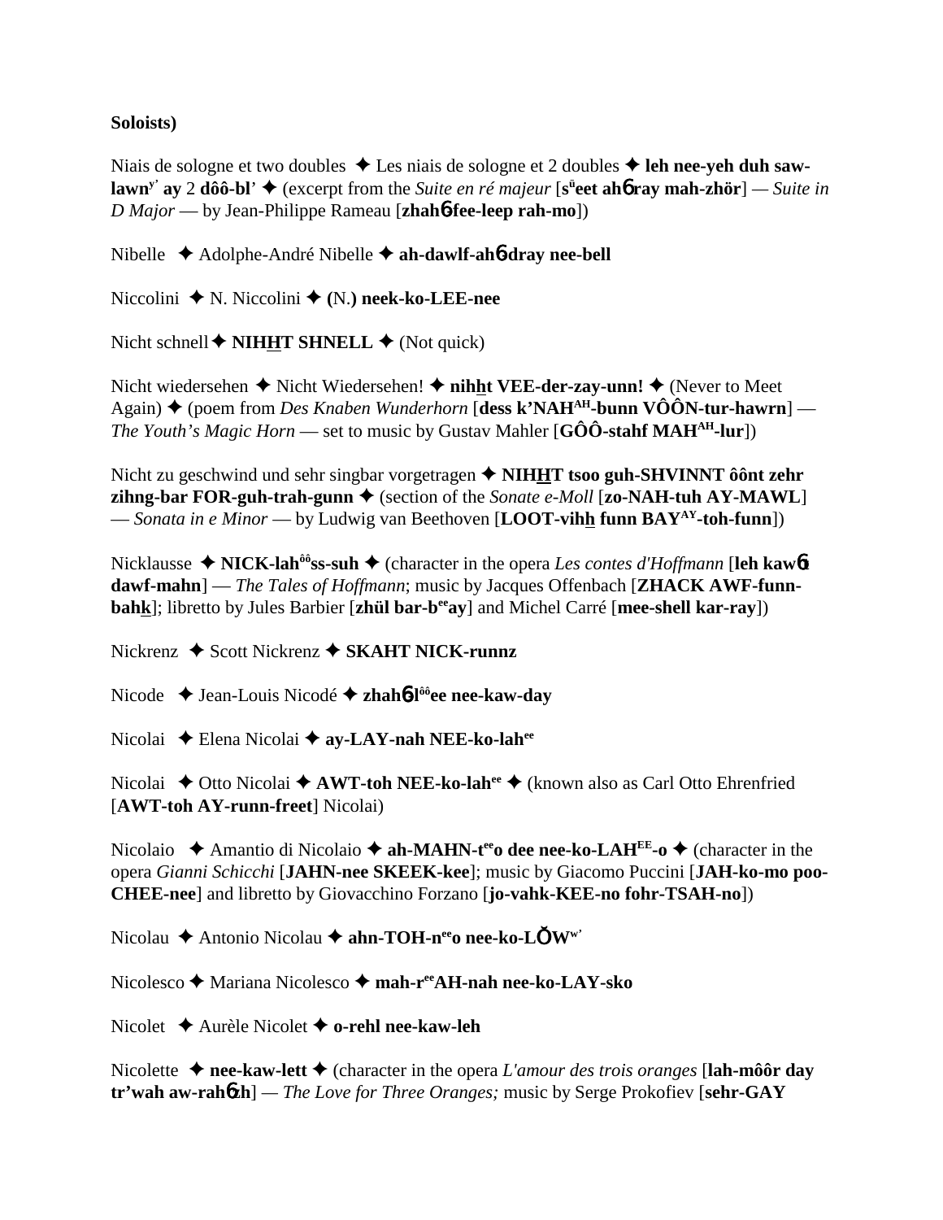**Soloists)**

Niais de sologne et two doubles ✦ Les niais de sologne et 2 doubles ✦ **leh nee-yeh duh saw-lawn**y' **ay** 2 **dôô-bl**' ✦ (excerpt from the *Suite en ré majeur* [**s**ü**eet ah**б **ray mah-zhör**] — *Suite in D Major* — by Jean-Philippe Rameau [**zhah**б**-fee-leep rah-mo**])

Nibelle ✦ Adolphe-André Nibelle ✦ **ah-dawlf-ah**б**-dray nee-bell**

Niccolini ✦ N. Niccolini ✦ **(**N.**) neek-ko-LEE-nee**

Nicht schnell ✦ **NIHHT SHNELL** ✦ (Not quick)

Nicht wiedersehen ✦ Nicht Wiedersehen! ✦ **nihht VEE-der-zay-unn!** ✦ (Never to Meet Again) ✦ (poem from *Des Knaben Wunderhorn* [**dess k'NAH**AH**-bunn VÔÔN-tur-hawrn**] — *The Youth's Magic Horn* — set to music by Gustav Mahler [**GÔÔ-stahf MAH**AH**-lur**])

Nicht zu geschwind und sehr singbar vorgetragen ✦ **NIHHT tsoo guh-SHVINNT ôônt zehr zihng-bar FOR-guh-trah-gunn** ✦ (section of the *Sonate e-Moll* [**zo-NAH-tuh AY-MAWL**] — *Sonata in e Minor* — by Ludwig van Beethoven [**LOOT-vihh funn BAY**AY**-toh-funn**])

Nicklausse ✦ **NICK-lah**ôô**ss-suh** ✦ (character in the opera *Les contes d'Hoffmann* [**leh kaw**б**t dawf-mahn**] — *The Tales of Hoffmann*; music by Jacques Offenbach [**ZHACK AWF-funn-bahk**]; libretto by Jules Barbier [**zhül bar-b**ee**ay**] and Michel Carré [**mee-shell kar-ray**])

Nickrenz ✦ Scott Nickrenz ✦ **SKAHT NICK-runnz**

Nicode ✦ Jean-Louis Nicodé ✦ **zhah**б**-l**ôô**ee nee-kaw-day**

Nicolai ✦ Elena Nicolai ✦ **ay-LAY-nah NEE-ko-lah**ee

Nicolai ✦ Otto Nicolai ✦ **AWT-toh NEE-ko-lah**ee ✦ (known also as Carl Otto Ehrenfried [**AWT-toh AY-runn-freet**] Nicolai)

Nicolaio ✦ Amantio di Nicolaio ✦ **ah-MAHN-t**ee**o dee nee-ko-LAH**EE**-o** ✦ (character in the opera *Gianni Schicchi* [**JAHN-nee SKEEK-kee**]; music by Giacomo Puccini [**JAH-ko-mo poo-CHEE-nee**] and libretto by Giovacchino Forzano [**jo-vahk-KEE-no fohr-TSAH-no**])

Nicolau ✦ Antonio Nicolau ✦ **ahn-TOH-n**ee**o nee-ko-LǑW**w'

Nicolesco ✦ Mariana Nicolesco ✦ **mah-r**ee**AH-nah nee-ko-LAY-sko**

Nicolet ✦ Aurèle Nicolet ✦ **o-rehl nee-kaw-leh**

Nicolette ✦ **nee-kaw-lett** ✦ (character in the opera *L'amour des trois oranges* [**lah-môôr day tr'wah aw-rah**б**zh**] — *The Love for Three Oranges;* music by Serge Prokofiev [**sehr-GAY**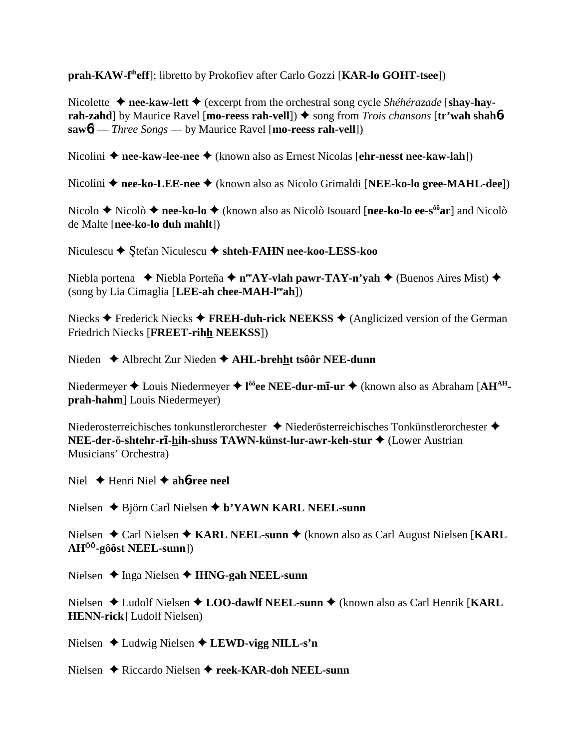**prah-KAW-f[ih]eff**]; libretto by Prokofiev after Carlo Gozzi [**KAR-lo GOHT-tsee**])

Nicolette ✦ **nee-kaw-lett** ✦ (excerpt from the orchestral song cycle *Shéhérazade* [**shay-hay-rah-zahd**] by Maurice Ravel [**mo-reess rah-vell**]) ✦ song from *Trois chansons* [**tr'wah shahɓ sawɓ**] — *Three Songs* — by Maurice Ravel [**mo-reess rah-vell**])

Nicolini ✦ **nee-kaw-lee-nee** ✦ (known also as Ernest Nicolas [**ehr-nesst nee-kaw-lah**])

Nicolini ✦ **nee-ko-LEE-nee** ✦ (known also as Nicolo Grimaldi [**NEE-ko-lo gree-MAHL-dee**])

Nicolo ✦ Nicolò ✦ **nee-ko-lo** ✦ (known also as Nicolò Isouard [**nee-ko-lo ee-s[ôô]ar**] and Nicolò de Malte [**nee-ko-lo duh mahlt**])

Niculescu ✦ Ştefan Niculescu ✦ **shteh-FAHN nee-koo-LESS-koo**

Niebla portena ✦ Niebla Porteña ✦ **n[ee]AY-vlah pawr-TAY-n'yah** ✦ (Buenos Aires Mist) ✦ (song by Lia Cimaglia [**LEE-ah chee-MAH-l[ee]ah**])

Niecks ✦ Frederick Niecks ✦ **FREH-duh-rick NEEKSS** ✦ (Anglicized version of the German Friedrich Niecks [**FREET-rihh NEEKSS**])

Nieden ✦ Albrecht Zur Nieden ✦ **AHL-brehht tsôôr NEE-dunn**

Niedermeyer ✦ Louis Niedermeyer ✦ **l[ôô]ee NEE-dur-mī-ur** ✦ (known also as Abraham [**AH[AH]-prah-hahm**] Louis Niedermeyer)

Niederosterreichisches tonkunstlerorchester ✦ Niederösterreichisches Tonkünstlerorchester ✦ **NEE-der-ö-shtehr-rī-hih-shuss TAWN-künst-lur-awr-keh-stur** ✦ (Lower Austrian Musicians' Orchestra)

Niel ✦ Henri Niel ✦ **ahɓ-ree neel**

Nielsen ✦ Björn Carl Nielsen ✦ **b'YAWN KARL NEEL-sunn**

Nielsen ✦ Carl Nielsen ✦ **KARL NEEL-sunn** ✦ (known also as Carl August Nielsen [**KARL AH[ÔÔ]-gôôst NEEL-sunn**])

Nielsen ✦ Inga Nielsen ✦ **IHNG-gah NEEL-sunn**

Nielsen ✦ Ludolf Nielsen ✦ **LOO-dawlf NEEL-sunn** ✦ (known also as Carl Henrik [**KARL HENN-rick**] Ludolf Nielsen)

Nielsen ✦ Ludwig Nielsen ✦ **LEWD-vigg NILL-s'n**

Nielsen ✦ Riccardo Nielsen ✦ **reek-KAR-doh NEEL-sunn**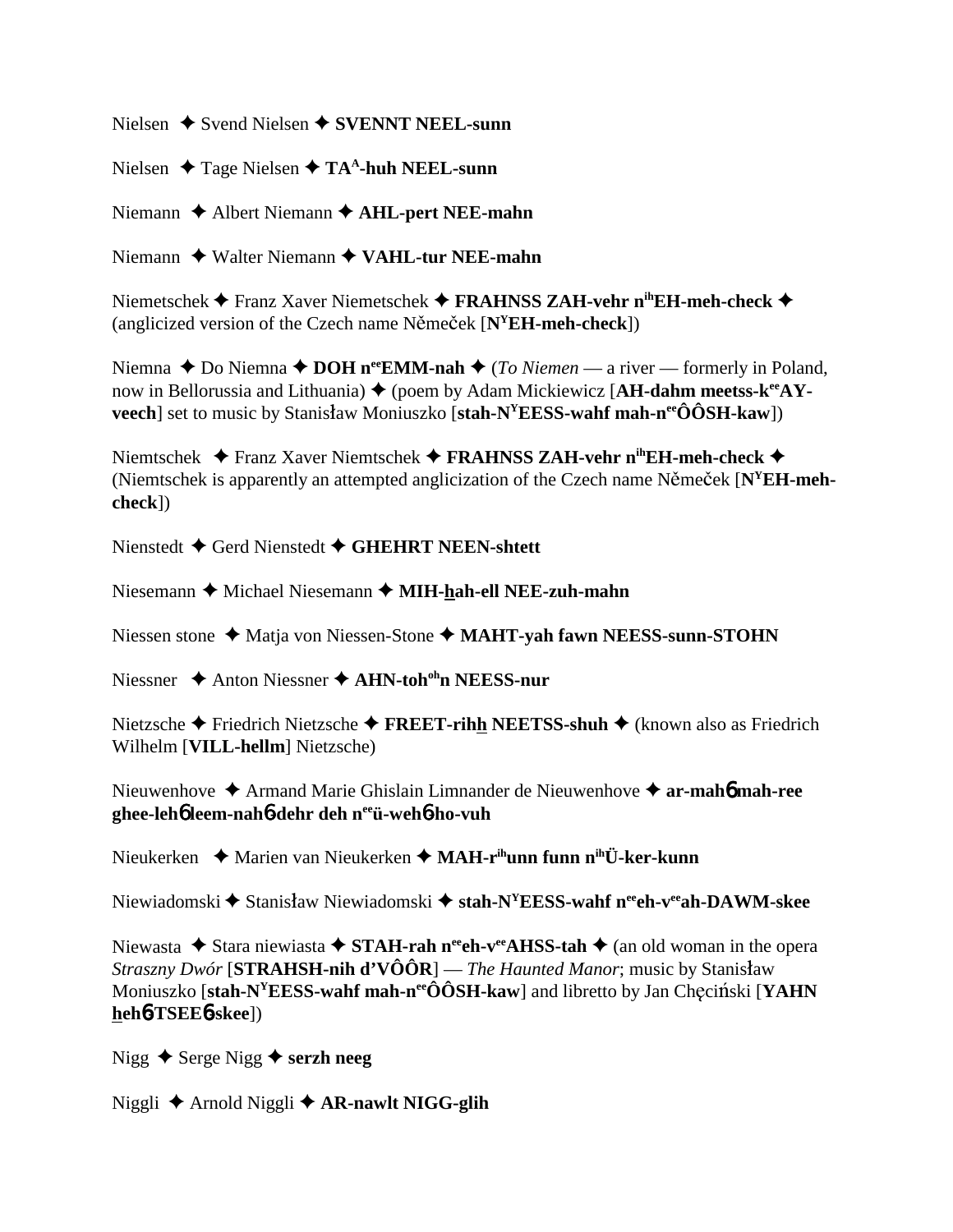Nielsen ✦ Svend Nielsen ✦ **SVENNT NEEL-sunn**

Nielsen ✦ Tage Nielsen ✦ **TA^A-huh NEEL-sunn**

Niemann ✦ Albert Niemann ✦ **AHL-pert NEE-mahn**

Niemann ✦ Walter Niemann ✦ **VAHL-tur NEE-mahn**

Niemetschek ✦ Franz Xaver Niemetschek ✦ **FRAHNSS ZAH-vehr n^ih EH-meh-check** ✦ (anglicized version of the Czech name Němeček [**N^Y EH-meh-check**])

Niemna ✦ Do Niemna ✦ **DOH n^ee EMM-nah** ✦ (*To Niemen* — a river — formerly in Poland, now in Bellorussia and Lithuania) ✦ (poem by Adam Mickiewicz [**AH-dahm meetss-k^ee AY-veech**] set to music by Stanisław Moniuszko [**stah-N^Y EESS-wahf mah-n^ee ÔÔSH-kaw**])

Niemtschek ✦ Franz Xaver Niemtschek ✦ **FRAHNSS ZAH-vehr n^ih EH-meh-check** ✦ (Niemtschek is apparently an attempted anglicization of the Czech name Němeček [**N^Y EH-meh-check**])

Nienstedt ✦ Gerd Nienstedt ✦ **GHEHRT NEEN-shtett**

Niesemann ✦ Michael Niesemann ✦ **MIH-hah-ell NEE-zuh-mahn**

Niessen stone ✦ Matja von Niessen-Stone ✦ **MAHT-yah fawn NEESS-sunn-STOHN**

Niessner ✦ Anton Niessner ✦ **AHN-toh^oh n NEESS-nur**

Nietzsche ✦ Friedrich Nietzsche ✦ **FREET-rihh NEETSS-shuh** ✦ (known also as Friedrich Wilhelm [**VILL-hellm**] Nietzsche)

Nieuwenhove ✦ Armand Marie Ghislain Limnander de Nieuwenhove ✦ **ar-mah� 6 mah-ree ghee-leh� 6 leem-nah� 6-dehr deh n^ee ü-weh� 6-ho-vuh**

Nieukerken ✦ Marien van Nieukerken ✦ **MAH-r^ih unn funn n^ih Ü-ker-kunn**

Niewiadomski ✦ Stanisław Niewiadomski ✦ **stah-N^Y EESS-wahf n^ee eh-v^ee ah-DAWM-skee**

Niewasta ✦ Stara niewiasta ✦ **STAH-rah n^ee eh-v^ee AHSS-tah** ✦ (an old woman in the opera *Straszny Dwór* [**STRAHSH-nih d'VÔÔR**] — *The Haunted Manor*; music by Stanisław Moniuszko [**stah-N^Y EESS-wahf mah-n^ee ÔÔSH-kaw**] and libretto by Jan Chęciński [**YAHN heh� 6-TSEE� 6-skee**])

Nigg ✦ Serge Nigg ✦ **serzh neeg**

Niggli ✦ Arnold Niggli ✦ **AR-nawlt NIGG-glih**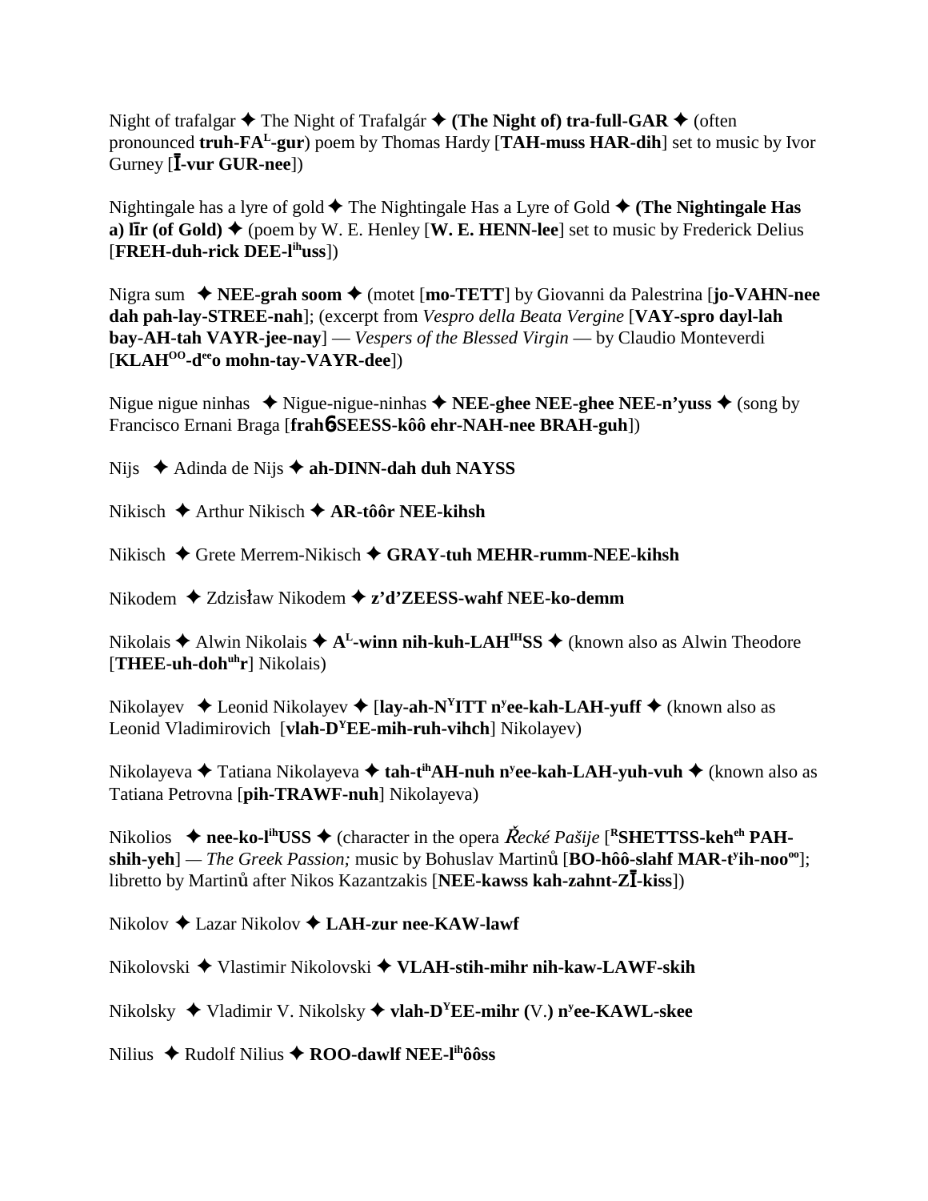Night of trafalgar ✦ The Night of Trafalgár ✦ **(The Night of) tra-full-GAR** ✦ (often pronounced **truh-FA^L-gur**) poem by Thomas Hardy [**TAH-muss HAR-dih**] set to music by Ivor Gurney [**Ī-vur GUR-nee**])

Nightingale has a lyre of gold ✦ The Nightingale Has a Lyre of Gold ✦ **(The Nightingale Has a) līr (of Gold)** ✦ (poem by W. E. Henley [**W. E. HENN-lee**] set to music by Frederick Delius [**FREH-duh-rick DEE-l^ih uss**])

Nigra sum ✦ **NEE-grah soom** ✦ (motet [**mo-TETT**] by Giovanni da Palestrina [**jo-VAHN-nee dah pah-lay-STREE-nah**]; (excerpt from *Vespro della Beata Vergine* [**VAY-spro dayl-lah bay-AH-tah VAYR-jee-nay**] — *Vespers of the Blessed Virgin* — by Claudio Monteverdi [**KLAH^OO-d^ee o mohn-tay-VAYR-dee**])

Nigue nigue ninhas ✦ Nigue-nigue-ninhas ✦ **NEE-ghee NEE-ghee NEE-n'yuss** ✦ (song by Francisco Ernani Braga [**frahɓ SEESS-kôô ehr-NAH-nee BRAH-guh**])

Nijs ✦ Adinda de Nijs ✦ **ah-DINN-dah duh NAYSS**

Nikisch ✦ Arthur Nikisch ✦ **AR-tôôr NEE-kihsh**

Nikisch ✦ Grete Merrem-Nikisch ✦ **GRAY-tuh MEHR-rumm-NEE-kihsh**

Nikodem ✦ Zdzisław Nikodem ✦ **z'd'ZEESS-wahf NEE-ko-demm**

Nikolais ✦ Alwin Nikolais ✦ **A^L-winn nih-kuh-LAH^IH SS** ✦ (known also as Alwin Theodore [**THEE-uh-doh^uh r**] Nikolais)

Nikolayev ✦ Leonid Nikolayev ✦ [**lay-ah-N^Y ITT n^y ee-kah-LAH-yuff** ✦ (known also as Leonid Vladimirovich [**vlah-D^Y EE-mih-ruh-vihch**] Nikolayev)

Nikolayeva ✦ Tatiana Nikolayeva ✦ **tah-t^ih AH-nuh n^y ee-kah-LAH-yuh-vuh** ✦ (known also as Tatiana Petrovna [**pih-TRAWF-nuh**] Nikolayeva)

Nikolios ✦ **nee-ko-l^ih USS** ✦ (character in the opera *Řecké Pašije* [**^R SHETTSS-keh^eh PAH-shih-yeh**] — *The Greek Passion;* music by Bohuslav Martinů [**BO-hôô-slahf MAR-t^y ih-noo^oo**]; libretto by Martinů after Nikos Kazantzakis [**NEE-kawss kah-zahnt-ZĪ-kiss**])

Nikolov ✦ Lazar Nikolov ✦ **LAH-zur nee-KAW-lawf**

Nikolovski ✦ Vlastimir Nikolovski ✦ **VLAH-stih-mihr nih-kaw-LAWF-skih**

Nikolsky ✦ Vladimir V. Nikolsky ✦ **vlah-D^Y EE-mihr (**V.**) n^y ee-KAWL-skee**

Nilius ✦ Rudolf Nilius ✦ **ROO-dawlf NEE-l^ih ôôss**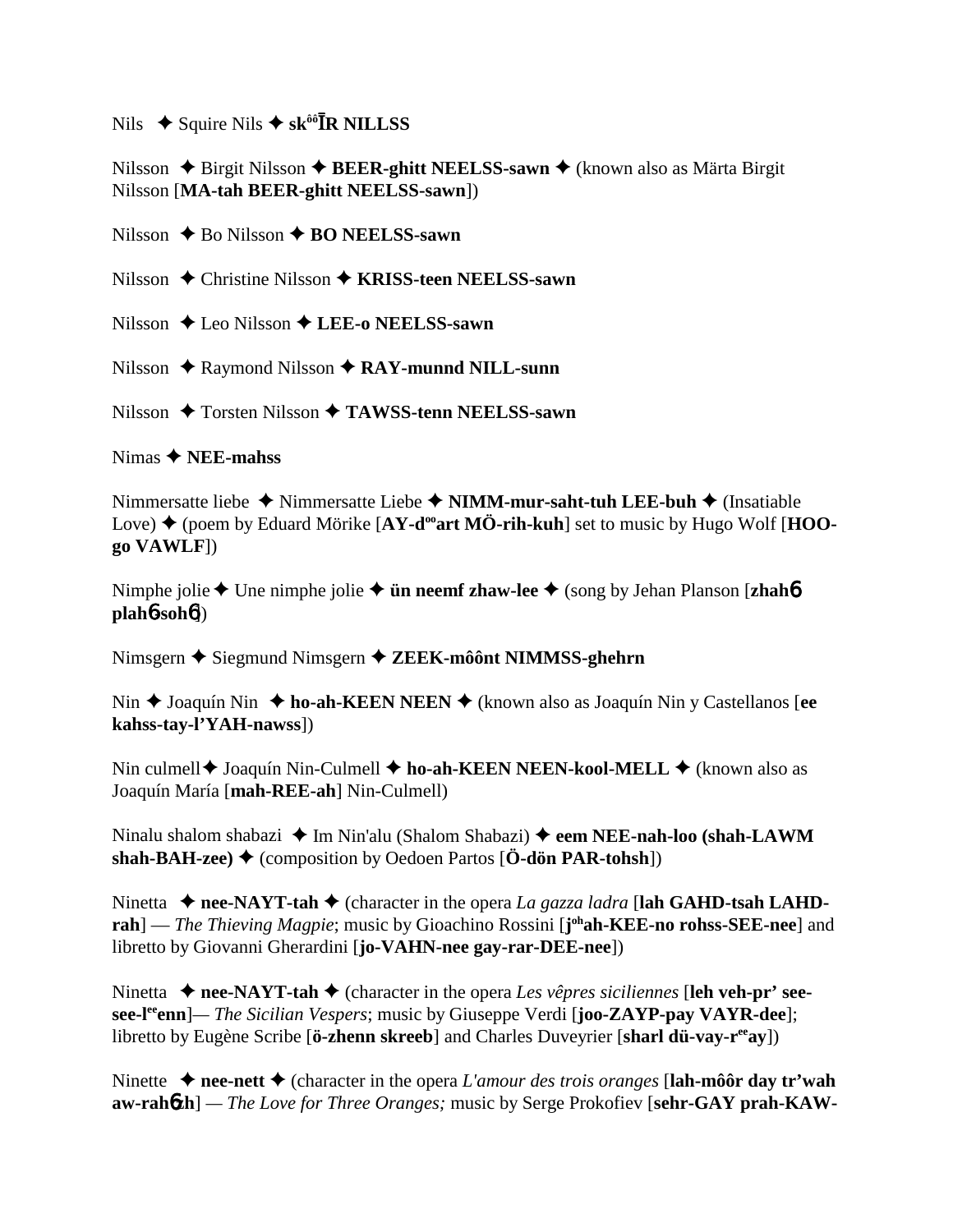Nils ✦ Squire Nils ✦ **skôôĪR NILLSS**

Nilsson ✦ Birgit Nilsson ✦ **BEER-ghitt NEELSS-sawn** ✦ (known also as Märta Birgit Nilsson [**MA-tah BEER-ghitt NEELSS-sawn**])

Nilsson ✦ Bo Nilsson ✦ **BO NEELSS-sawn**

Nilsson ✦ Christine Nilsson ✦ **KRISS-teen NEELSS-sawn**

Nilsson ✦ Leo Nilsson ✦ **LEE-o NEELSS-sawn**

Nilsson ✦ Raymond Nilsson ✦ **RAY-munnd NILL-sunn**

Nilsson ✦ Torsten Nilsson ✦ **TAWSS-tenn NEELSS-sawn**

Nimas ✦ **NEE-mahss**

Nimmersatte liebe ✦ Nimmersatte Liebe ✦ **NIMM-mur-saht-tuh LEE-buh** ✦ (Insatiable Love) ✦ (poem by Eduard Mörike [**AY-d**[oo]**art MÖ-rih-kuh**] set to music by Hugo Wolf [**HOO-go VAWLF**])

Nimphe jolie ✦ Une nimphe jolie ✦ **ün neemf zhaw-lee** ✦ (song by Jehan Planson [**zhah6 plah6-soh6**])

Nimsgern ✦ Siegmund Nimsgern ✦ **ZEEK-môônt NIMMSS-ghehrn**

Nin ✦ Joaquín Nin ✦ **ho-ah-KEEN NEEN** ✦ (known also as Joaquín Nin y Castellanos [**ee kahss-tay-l'YAH-nawss**])

Nin culmell ✦ Joaquín Nin-Culmell ✦ **ho-ah-KEEN NEEN-kool-MELL** ✦ (known also as Joaquín María [**mah-REE-ah**] Nin-Culmell)

Ninalu shalom shabazi ✦ Im Nin'alu (Shalom Shabazi) ✦ **eem NEE-nah-loo (shah-LAWM shah-BAH-zee)** ✦ (composition by Oedoen Partos [**Ö-dön PAR-tohsh**])

Ninetta ✦ **nee-NAYT-tah** ✦ (character in the opera *La gazza ladra* [**lah GAHD-tsah LAHD-rah**] — *The Thieving Magpie*; music by Gioachino Rossini [**j**[oh]**ah-KEE-no rohss-SEE-nee**] and libretto by Giovanni Gherardini [**jo-VAHN-nee gay-rar-DEE-nee**])

Ninetta ✦ **nee-NAYT-tah** ✦ (character in the opera *Les vêpres siciliennes* [**leh veh-pr' see-see-l**[ee]**enn**]— *The Sicilian Vespers*; music by Giuseppe Verdi [**joo-ZAYP-pay VAYR-dee**]; libretto by Eugène Scribe [**ö-zhenn skreeb**] and Charles Duveyrier [**sharl dü-vay-r**[ee]**ay**])

Ninette ✦ **nee-nett** ✦ (character in the opera *L'amour des trois oranges* [**lah-môôr day tr'wah aw-rah6zh**] — *The Love for Three Oranges;* music by Serge Prokofiev [**sehr-GAY prah-KAW-**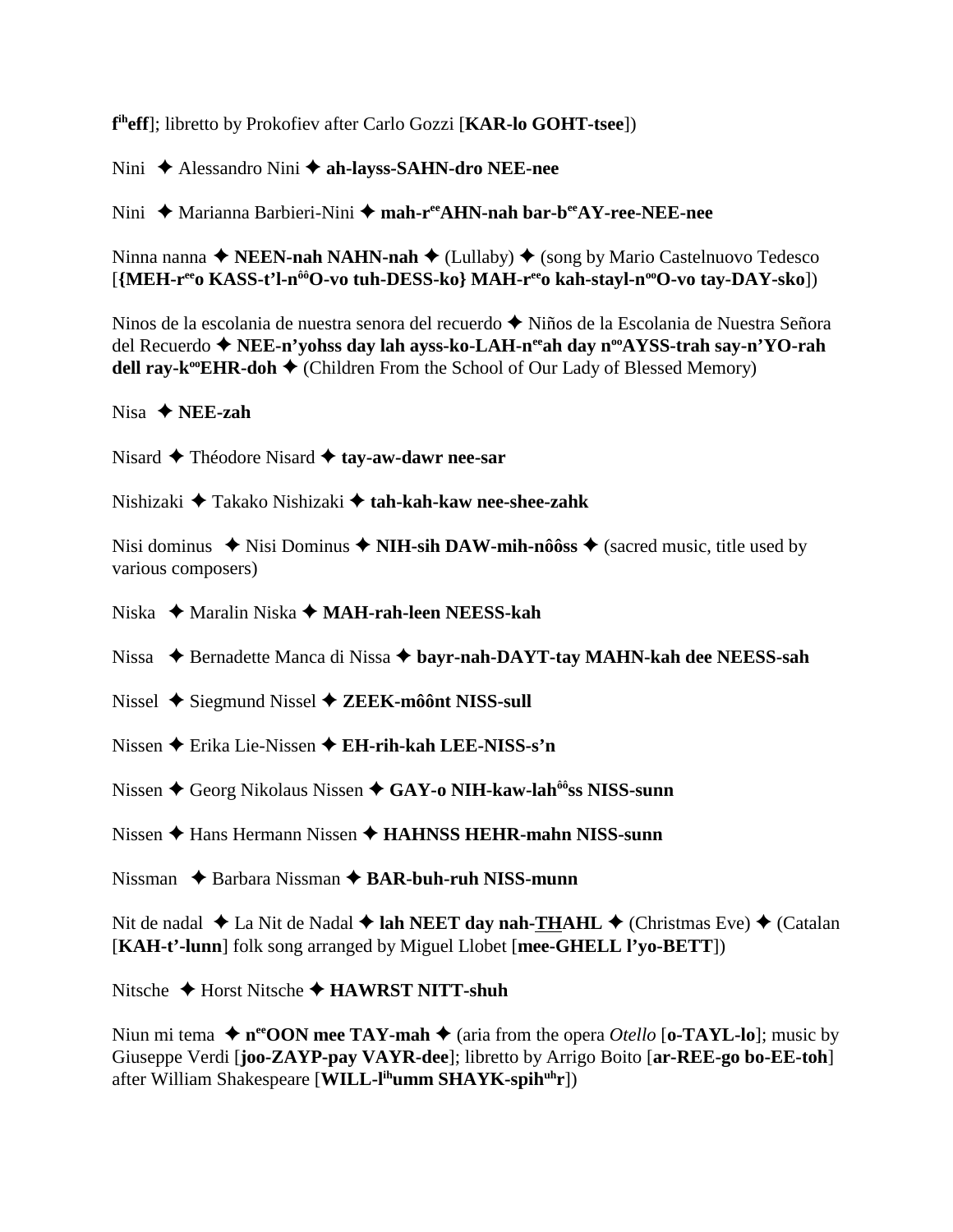**f^ih eff**]; libretto by Prokofiev after Carlo Gozzi [**KAR-lo GOHT-tsee**])

Nini ✦ Alessandro Nini ✦ **ah-layss-SAHN-dro NEE-nee**

Nini ✦ Marianna Barbieri-Nini ✦ **mah-r^ee AHN-nah bar-b^ee AY-ree-NEE-nee**

Ninna nanna ✦ **NEEN-nah NAHN-nah** ✦ (Lullaby) ✦ (song by Mario Castelnuovo Tedesco [**{MEH-r^ee o KASS-t'l-n^ôô O-vo tuh-DESS-ko} MAH-r^ee o kah-stayl-n^oo O-vo tay-DAY-sko**])

Ninos de la escolania de nuestra senora del recuerdo ✦ Niños de la Escolania de Nuestra Señora del Recuerdo ✦ **NEE-n'yohss day lah ayss-ko-LAH-n^ee ah day n^oo AYSS-trah say-n'YO-rah dell ray-k^oo EHR-doh** ✦ (Children From the School of Our Lady of Blessed Memory)

Nisa ✦ **NEE-zah**

Nisard ✦ Théodore Nisard ✦ **tay-aw-dawr nee-sar**

Nishizaki ✦ Takako Nishizaki ✦ **tah-kah-kaw nee-shee-zahk**

Nisi dominus ✦ Nisi Dominus ✦ **NIH-sih DAW-mih-nôôss** ✦ (sacred music, title used by various composers)

Niska ✦ Maralin Niska ✦ **MAH-rah-leen NEESS-kah**

Nissa ✦ Bernadette Manca di Nissa ✦ **bayr-nah-DAYT-tay MAHN-kah dee NEESS-sah**

Nissel ✦ Siegmund Nissel ✦ **ZEEK-môônt NISS-sull**

Nissen ✦ Erika Lie-Nissen ✦ **EH-rih-kah LEE-NISS-s'n**

Nissen ✦ Georg Nikolaus Nissen ✦ **GAY-o NIH-kaw-lah^ôô ss NISS-sunn**

Nissen ✦ Hans Hermann Nissen ✦ **HAHNSS HEHR-mahn NISS-sunn**

Nissman ✦ Barbara Nissman ✦ **BAR-buh-ruh NISS-munn**

Nit de nadal ✦ La Nit de Nadal ✦ **lah NEET day nah-THAHL** ✦ (Christmas Eve) ✦ (Catalan [**KAH-t'-lunn**] folk song arranged by Miguel Llobet [**mee-GHELL l'yo-BETT**])

Nitsche ✦ Horst Nitsche ✦ **HAWRST NITT-shuh**

Niun mi tema ✦ **n^ee OON mee TAY-mah** ✦ (aria from the opera *Otello* [**o-TAYL-lo**]; music by Giuseppe Verdi [**joo-ZAYP-pay VAYR-dee**]; libretto by Arrigo Boito [**ar-REE-go bo-EE-toh**] after William Shakespeare [**WILL-l^ih umm SHAYK-spih^uh r**])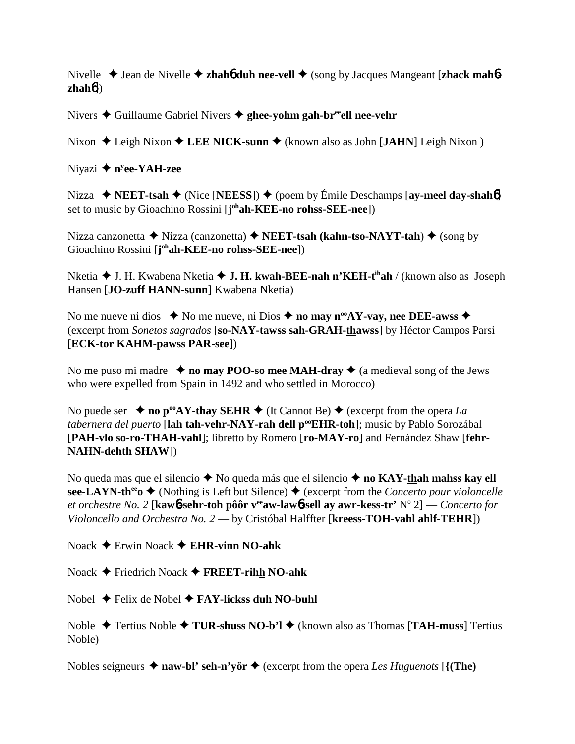Nivelle ✦ Jean de Nivelle ✦ **zhahɲ duh nee-vell** ✦ (song by Jacques Mangeant [**zhack mahɲ zhahɲ**])

Nivers ✦ Guillaume Gabriel Nivers ✦ **ghee-yohm gah-br^ee^ell nee-vehr**

Nixon ✦ Leigh Nixon ✦ **LEE NICK-sunn** ✦ (known also as John [**JAHN**] Leigh Nixon )

Niyazi ✦ **n^y^ee-YAH-zee**

Nizza ✦ **NEET-tsah** ✦ (Nice [**NEESS**]) ✦ (poem by Émile Deschamps [**ay-meel day-shahɲ**] set to music by Gioachino Rossini [**j^oh^ah-KEE-no rohss-SEE-nee**])

Nizza canzonetta ✦ Nizza (canzonetta) ✦ **NEET-tsah (kahn-tso-NAYT-tah)** ✦ (song by Gioachino Rossini [**j^oh^ah-KEE-no rohss-SEE-nee**])

Nketia ✦ J. H. Kwabena Nketia ✦ **J. H. kwah-BEE-nah n'KEH-t^ih^ah** / (known also as Joseph Hansen [**JO-zuff HANN-sunn**] Kwabena Nketia)

No me nueve ni dios ✦ No me nueve, ni Dios ✦ **no may n^oo^AY-vay, nee DEE-awss** ✦ (excerpt from *Sonetos sagrados* [**so-NAY-tawss sah-GRAH-thawss**] by Héctor Campos Parsi [**ECK-tor KAHM-pawss PAR-see**])

No me puso mi madre ✦ **no may POO-so mee MAH-dray** ✦ (a medieval song of the Jews who were expelled from Spain in 1492 and who settled in Morocco)

No puede ser ✦ **no p^oo^AY-thay SEHR** ✦ (It Cannot Be) ✦ (excerpt from the opera *La tabernera del puerto* [**lah tah-vehr-NAY-rah dell p^oo^EHR-toh**]; music by Pablo Sorozábal [**PAH-vlo so-ro-THAH-vahl**]; libretto by Romero [**ro-MAY-ro**] and Fernández Shaw [**fehr-NAHN-dehth SHAW**])

No queda mas que el silencio ✦ No queda más que el silencio ✦ **no KAY-thah mahss kay ell see-LAYN-th^ee^o** ✦ (Nothing is Left but Silence) ✦ (excerpt from the *Concerto pour violoncelle et orchestre No. 2* [**kawɲ-sehr-toh pôôr v^ee^aw-lawɲ-sell ay awr-kess-tr'** N^o^ 2] — *Concerto for Violoncello and Orchestra No. 2* — by Cristóbal Halffter [**kreess-TOH-vahl ahlf-TEHR**])

Noack ✦ Erwin Noack ✦ **EHR-vinn NO-ahk**

Noack ✦ Friedrich Noack ✦ **FREET-rihh NO-ahk**

Nobel ✦ Felix de Nobel ✦ **FAY-lickss duh NO-buhl**

Noble ✦ Tertius Noble ✦ **TUR-shuss NO-b'l** ✦ (known also as Thomas [**TAH-muss**] Tertius Noble)

Nobles seigneurs ✦ **naw-bl' seh-n'yör** ✦ (excerpt from the opera *Les Huguenots* [**{(The)**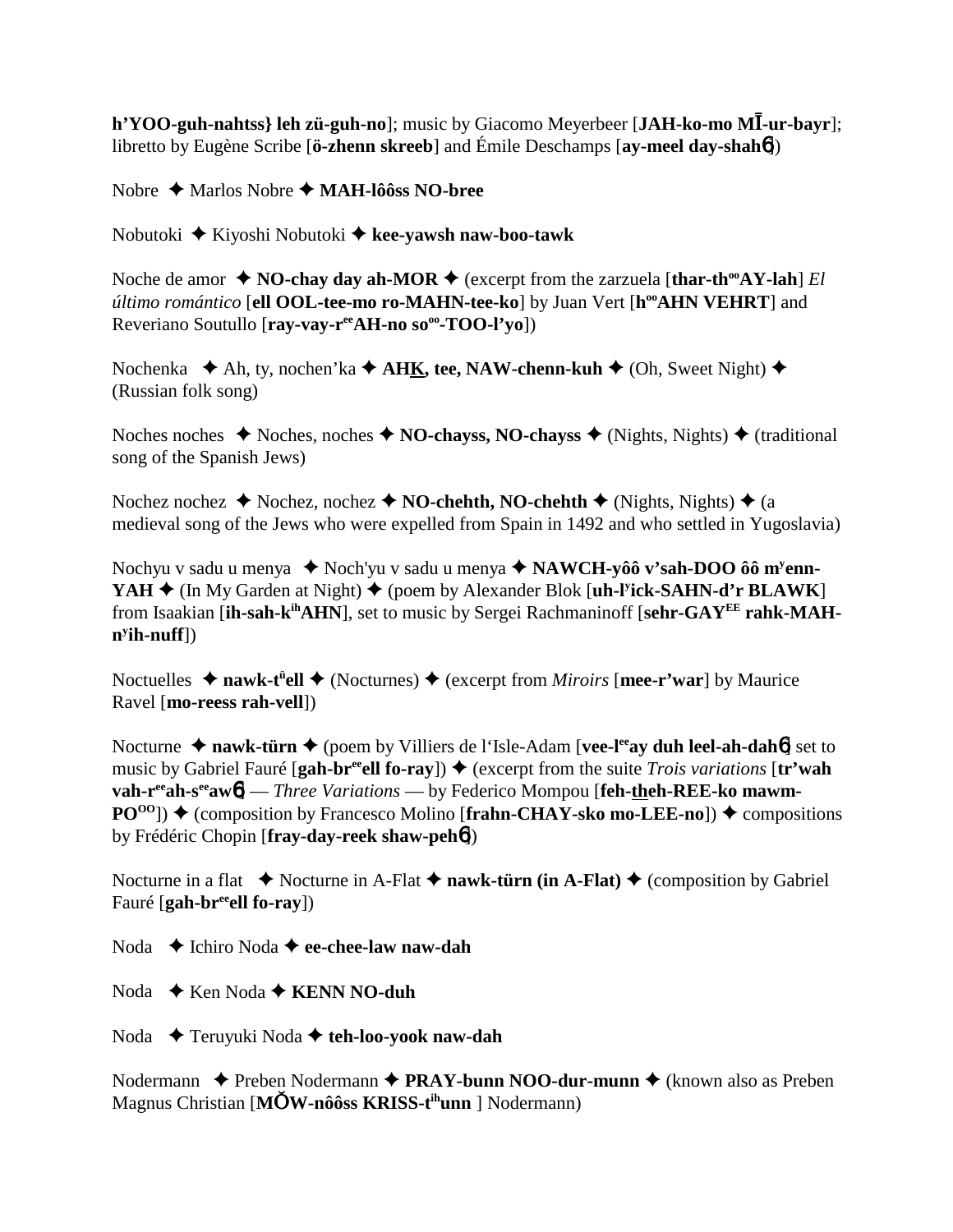**h'YOO-guh-nahtss} leh zü-guh-no**]; music by Giacomo Meyerbeer [**JAH-ko-mo MĪ-ur-bayr**]; libretto by Eugène Scribe [**ö-zhenn skreeb**] and Émile Deschamps [**ay-meel day-shahñ**])

Nobre ✦ Marlos Nobre ✦ **MAH-lôôss NO-bree**

Nobutoki ✦ Kiyoshi Nobutoki ✦ **kee-yawsh naw-boo-tawk**

Noche de amor ✦ **NO-chay day ah-MOR** ✦ (excerpt from the zarzuela [**thar-th$^{oo}$AY-lah**] *El último romántico* [**ell OOL-tee-mo ro-MAHN-tee-ko**] by Juan Vert [**h$^{oo}$AHN VEHRT**] and Reveriano Soutullo [**ray-vay-r$^{ee}$AH-no so$^{oo}$-TOO-l'yo**])

Nochenka ✦ Ah, ty, nochen'ka ✦ **AHK, tee, NAW-chenn-kuh** ✦ (Oh, Sweet Night) ✦ (Russian folk song)

Noches noches ✦ Noches, noches ✦ **NO-chayss, NO-chayss** ✦ (Nights, Nights) ✦ (traditional song of the Spanish Jews)

Nochez nochez ✦ Nochez, nochez ✦ **NO-chehth, NO-chehth** ✦ (Nights, Nights) ✦ (a medieval song of the Jews who were expelled from Spain in 1492 and who settled in Yugoslavia)

Nochyu v sadu u menya ✦ Noch'yu v sadu u menya ✦ **NAWCH-yôô v'sah-DOO ôô m$^{y}$enn-YAH** ✦ (In My Garden at Night) ✦ (poem by Alexander Blok [**uh-l$^{y}$ick-SAHN-d'r BLAWK**] from Isaakian [**ih-sah-k$^{ih}$AHN**], set to music by Sergei Rachmaninoff [**sehr-GAY$^{EE}$ rahk-MAH-n$^{y}$ih-nuff**])

Noctuelles ✦ **nawk-t$^{ü}$ell** ✦ (Nocturnes) ✦ (excerpt from *Miroirs* [**mee-r'war**] by Maurice Ravel [**mo-reess rah-vell**])

Nocturne ✦ **nawk-türn** ✦ (poem by Villiers de l'Isle-Adam [**vee-l$^{ee}$ay duh leel-ah-dahñ**] set to music by Gabriel Fauré [**gah-br$^{ee}$ell fo-ray**]) ✦ (excerpt from the suite *Trois variations* [**tr'wah vah-r$^{ee}$ah-s$^{ee}$awñ**] — *Three Variations* — by Federico Mompou [**feh-theh-REE-ko mawm-PO$^{OO}$**]) ✦ (composition by Francesco Molino [**frahn-CHAY-sko mo-LEE-no**]) ✦ compositions by Frédéric Chopin [**fray-day-reek shaw-pehñ**])

Nocturne in a flat ✦ Nocturne in A-Flat ✦ **nawk-türn (in A-Flat)** ✦ (composition by Gabriel Fauré [**gah-br$^{ee}$ell fo-ray**])

Noda ✦ Ichiro Noda ✦ **ee-chee-law naw-dah**

Noda ✦ Ken Noda ✦ **KENN NO-duh**

Noda ✦ Teruyuki Noda ✦ **teh-loo-yook naw-dah**

Nodermann ✦ Preben Nodermann ✦ **PRAY-bunn NOO-dur-munn** ✦ (known also as Preben Magnus Christian [**MŎW-nôôss KRISS-t$^{ih}$unn** ] Nodermann)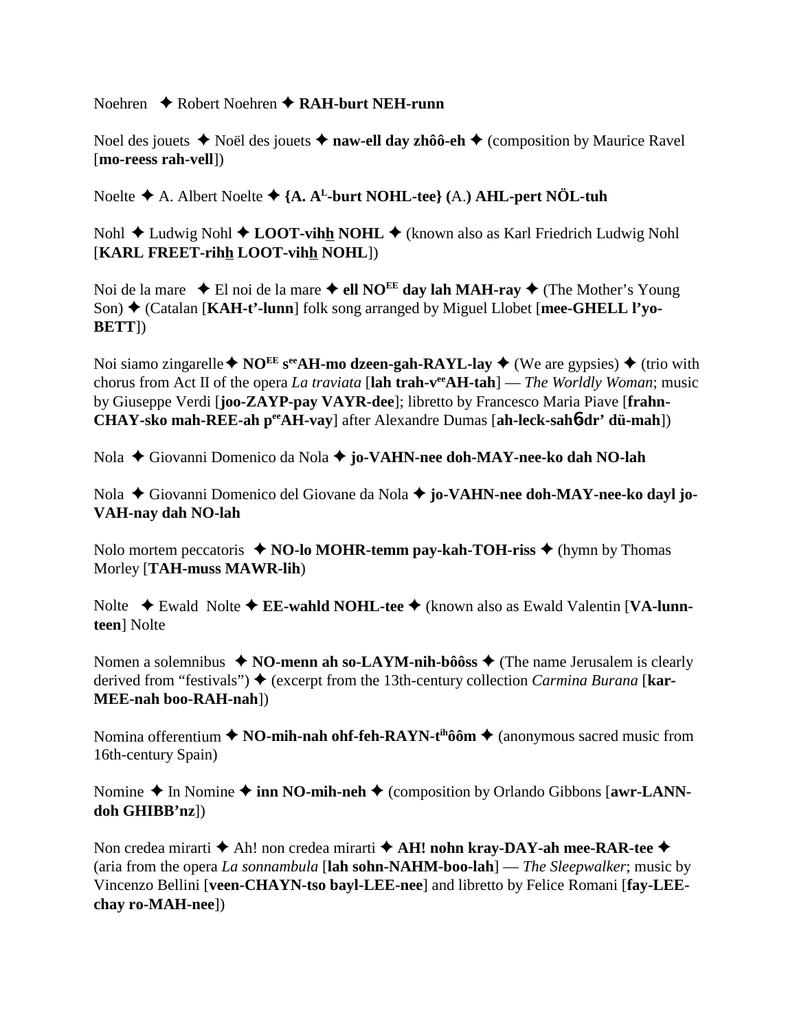Noehren ✦ Robert Noehren ✦ **RAH-burt NEH-runn**

Noel des jouets ✦ Noël des jouets ✦ **naw-ell day zhôô-eh** ✦ (composition by Maurice Ravel [**mo-reess rah-vell**])

Noelte ✦ A. Albert Noelte ✦ **{A. A^L-burt NOHL-tee} (**A.**) AHL-pert NÖL-tuh**

Nohl ✦ Ludwig Nohl ✦ **LOOT-vihh NOHL** ✦ (known also as Karl Friedrich Ludwig Nohl [**KARL FREET-rihh LOOT-vihh NOHL**])

Noi de la mare ✦ El noi de la mare ✦ **ell NO^EE day lah MAH-ray** ✦ (The Mother's Young Son) ✦ (Catalan [**KAH-t'-lunn**] folk song arranged by Miguel Llobet [**mee-GHELL l'yo-BETT**])

Noi siamo zingarelle ✦ **NO^EE s^ee AH-mo dzeen-gah-RAYL-lay** ✦ (We are gypsies) ✦ (trio with chorus from Act II of the opera *La traviata* [**lah trah-v^ee AH-tah**] — *The Worldly Woman*; music by Giuseppe Verdi [**joo-ZAYP-pay VAYR-dee**]; libretto by Francesco Maria Piave [**frahn-CHAY-sko mah-REE-ah p^ee AH-vay**] after Alexandre Dumas [**ah-leck-sahɲdr' dü-mah**])

Nola ✦ Giovanni Domenico da Nola ✦ **jo-VAHN-nee doh-MAY-nee-ko dah NO-lah**

Nola ✦ Giovanni Domenico del Giovane da Nola ✦ **jo-VAHN-nee doh-MAY-nee-ko dayl jo-VAH-nay dah NO-lah**

Nolo mortem peccatoris ✦ **NO-lo MOHR-temm pay-kah-TOH-riss** ✦ (hymn by Thomas Morley [**TAH-muss MAWR-lih**)

Nolte ✦ Ewald Nolte ✦ **EE-wahld NOHL-tee** ✦ (known also as Ewald Valentin [**VA-lunn-teen**] Nolte

Nomen a solemnibus ✦ **NO-menn ah so-LAYM-nih-bôôss** ✦ (The name Jerusalem is clearly derived from "festivals") ✦ (excerpt from the 13th-century collection *Carmina Burana* [**kar-MEE-nah boo-RAH-nah**])

Nomina offerentium ✦ **NO-mih-nah ohf-feh-RAYN-t^ih ôôm** ✦ (anonymous sacred music from 16th-century Spain)

Nomine ✦ In Nomine ✦ **inn NO-mih-neh** ✦ (composition by Orlando Gibbons [**awr-LANN-doh GHIBB'nz**])

Non credea mirarti ✦ Ah! non credea mirarti ✦ **AH! nohn kray-DAY-ah mee-RAR-tee** ✦ (aria from the opera *La sonnambula* [**lah sohn-NAHM-boo-lah**] — *The Sleepwalker*; music by Vincenzo Bellini [**veen-CHAYN-tso bayl-LEE-nee**] and libretto by Felice Romani [**fay-LEE-chay ro-MAH-nee**])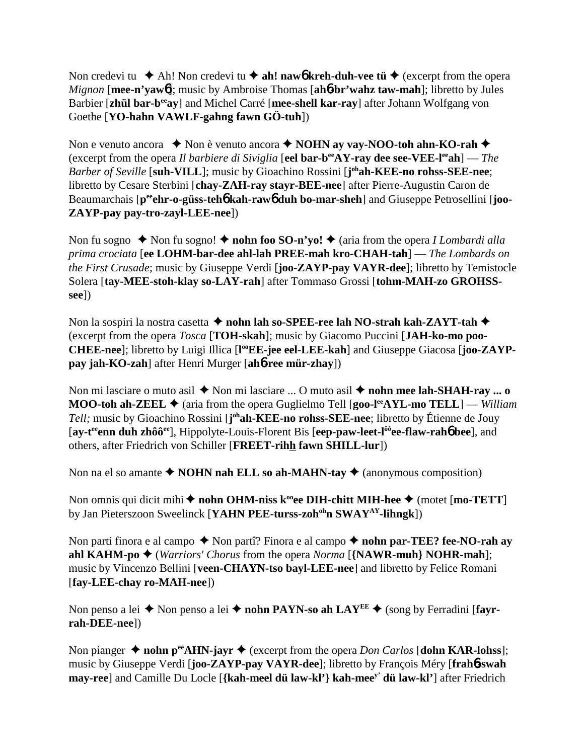Non credevi tu ✦ Ah! Non credevi tu ✦ **ah! naw6 kreh-duh-vee tü** ✦ (excerpt from the opera *Mignon* [**mee-n'yaw6**]; music by Ambroise Thomas [**ah6-br'wahz taw-mah**]; libretto by Jules Barbier [**zhül bar-b$^{ee}$ay**] and Michel Carré [**mee-shell kar-ray**] after Johann Wolfgang von Goethe [**YO-hahn VAWLF-gahng fawn GÖ-tuh**])

Non e venuto ancora ✦ Non è venuto ancora ✦ **NOHN ay vay-NOO-toh ahn-KO-rah** ✦ (excerpt from the opera *Il barbiere di Siviglia* [**eel bar-b$^{ee}$AY-ray dee see-VEE-l$^{ee}$ah**] — *The Barber of Seville* [**suh-VILL**]; music by Gioachino Rossini [**j$^{oh}$ah-KEE-no rohss-SEE-nee**; libretto by Cesare Sterbini [**chay-ZAH-ray stayr-BEE-nee**] after Pierre-Augustin Caron de Beaumarchais [**p$^{ee}$ehr-o-güss-teh6 kah-raw6 duh bo-mar-sheh**] and Giuseppe Petrosellini [**joo-ZAYP-pay pay-tro-zayl-LEE-nee**])

Non fu sogno ✦ Non fu sogno! ✦ **nohn foo SO-n'yo!** ✦ (aria from the opera *I Lombardi alla prima crociata* [**ee LOHM-bar-dee ahl-lah PREE-mah kro-CHAH-tah**] — *The Lombards on the First Crusade*; music by Giuseppe Verdi [**joo-ZAYP-pay VAYR-dee**]; libretto by Temistocle Solera [**tay-MEE-stoh-klay so-LAY-rah**] after Tommaso Grossi [**tohm-MAH-zo GROHSS-see**])

Non la sospiri la nostra casetta ✦ **nohn lah so-SPEE-ree lah NO-strah kah-ZAYT-tah** ✦ (excerpt from the opera *Tosca* [**TOH-skah**]; music by Giacomo Puccini [**JAH-ko-mo poo-CHEE-nee**]; libretto by Luigi Illica [**l$^{oo}$EE-jee eel-LEE-kah**] and Giuseppe Giacosa [**joo-ZAYP-pay jah-KO-zah**] after Henri Murger [**ah6-ree mür-zhay**])

Non mi lasciare o muto asil ✦ Non mi lasciare ... O muto asil ✦ **nohn mee lah-SHAH-ray ... o MOO-toh ah-ZEEL** ✦ (aria from the opera Guglielmo Tell [**goo-l$^{ee}$AYL-mo TELL**] — *William Tell;* music by Gioachino Rossini [**j$^{oh}$ah-KEE-no rohss-SEE-nee**; libretto by Étienne de Jouy [**ay-t$^{ee}$enn duh zhôô$^{ee}$**], Hippolyte-Louis-Florent Bis [**eep-paw-leet-l$^{ôô}$ee-flaw-rah6 bee**], and others, after Friedrich von Schiller [**FREET-rihh fawn SHILL-lur**])

Non na el so amante ✦ **NOHN nah ELL so ah-MAHN-tay** ✦ (anonymous composition)

Non omnis qui dicit mihi ✦ **nohn OHM-niss k$^{oo}$ee DIH-chitt MIH-hee** ✦ (motet [**mo-TETT**] by Jan Pieterszoon Sweelinck [**YAHN PEE-turss-zoh$^{oh}$n SWAY$^{AY}$-lihngk**])

Non parti finora e al campo ✦ Non partî? Finora e al campo ✦ **nohn par-TEE? fee-NO-rah ay ahl KAHM-po** ✦ (*Warriors' Chorus* from the opera *Norma* [**{NAWR-muh} NOHR-mah**]; music by Vincenzo Bellini [**veen-CHAYN-tso bayl-LEE-nee**] and libretto by Felice Romani [**fay-LEE-chay ro-MAH-nee**])

Non penso a lei ✦ Non penso a lei ✦ **nohn PAYN-so ah LAY$^{EE}$** ✦ (song by Ferradini [**fayr-rah-DEE-nee**])

Non pianger ✦ **nohn p$^{ee}$AHN-jayr** ✦ (excerpt from the opera *Don Carlos* [**dohn KAR-lohss**]; music by Giuseppe Verdi [**joo-ZAYP-pay VAYR-dee**]; libretto by François Méry [**frah6-swah may-ree**] and Camille Du Locle [**{kah-meel dü law-kl'} kah-mee$^{y'}$ dü law-kl'**] after Friedrich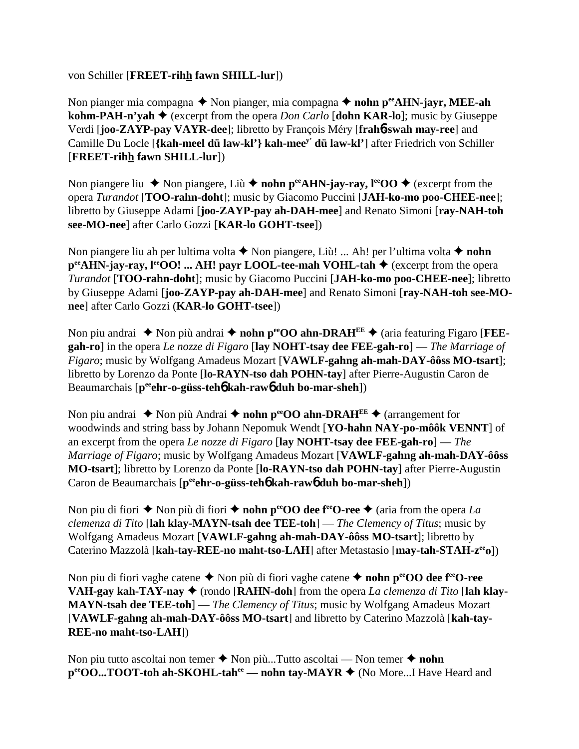von Schiller [**FREET-rihh fawn SHILL-lur**])

Non pianger mia compagna ✦ Non pianger, mia compagna ✦ **nohn p<sup>ee</sup>AHN-jayr, MEE-ah kohm-PAH-n'yah** ✦ (excerpt from the opera *Don Carlo* [**dohn KAR-lo**]; music by Giuseppe Verdi [**joo-ZAYP-pay VAYR-dee**]; libretto by François Méry [**frahɓ-swah may-ree**] and Camille Du Locle [**{kah-meel dü law-kl'} kah-mee<sup>y'</sup> dü law-kl'**] after Friedrich von Schiller [**FREET-rihh fawn SHILL-lur**])

Non piangere liu ✦ Non piangere, Liù ✦ **nohn p<sup>ee</sup>AHN-jay-ray, l<sup>ee</sup>OO** ✦ (excerpt from the opera *Turandot* [**TOO-rahn-doht**]; music by Giacomo Puccini [**JAH-ko-mo poo-CHEE-nee**]; libretto by Giuseppe Adami [**joo-ZAYP-pay ah-DAH-mee**] and Renato Simoni [**ray-NAH-toh see-MO-nee**] after Carlo Gozzi [**KAR-lo GOHT-tsee**])

Non piangere liu ah per lultima volta ✦ Non piangere, Liù! ... Ah! per l'ultima volta ✦ **nohn p<sup>ee</sup>AHN-jay-ray, l<sup>ee</sup>OO! ... AH! payr LOOL-tee-mah VOHL-tah** ✦ (excerpt from the opera *Turandot* [**TOO-rahn-doht**]; music by Giacomo Puccini [**JAH-ko-mo poo-CHEE-nee**]; libretto by Giuseppe Adami [**joo-ZAYP-pay ah-DAH-mee**] and Renato Simoni [**ray-NAH-toh see-MO-nee**] after Carlo Gozzi (**KAR-lo GOHT-tsee**])

Non piu andrai ✦ Non più andrai ✦ **nohn p<sup>ee</sup>OO ahn-DRAH<sup>EE</sup>** ✦ (aria featuring Figaro [**FEE-gah-ro**] in the opera *Le nozze di Figaro* [**lay NOHT-tsay dee FEE-gah-ro**] — *The Marriage of Figaro*; music by Wolfgang Amadeus Mozart [**VAWLF-gahng ah-mah-DAY-ôôss MO-tsart**]; libretto by Lorenzo da Ponte [**lo-RAYN-tso dah POHN-tay**] after Pierre-Augustin Caron de Beaumarchais [**p<sup>ee</sup>ehr-o-güss-tehɓ kah-rawɓ duh bo-mar-sheh**])

Non piu andrai ✦ Non più Andrai ✦ **nohn p<sup>ee</sup>OO ahn-DRAH<sup>EE</sup>** ✦ (arrangement for woodwinds and string bass by Johann Nepomuk Wendt [**YO-hahn NAY-po-môôk VENNT**] of an excerpt from the opera *Le nozze di Figaro* [**lay NOHT-tsay dee FEE-gah-ro**] — *The Marriage of Figaro*; music by Wolfgang Amadeus Mozart [**VAWLF-gahng ah-mah-DAY-ôôss MO-tsart**]; libretto by Lorenzo da Ponte [**lo-RAYN-tso dah POHN-tay**] after Pierre-Augustin Caron de Beaumarchais [**p<sup>ee</sup>ehr-o-güss-tehɓ kah-rawɓ duh bo-mar-sheh**])

Non piu di fiori ✦ Non più di fiori ✦ **nohn p<sup>ee</sup>OO dee f<sup>ee</sup>O-ree** ✦ (aria from the opera *La clemenza di Tito* [**lah klay-MAYN-tsah dee TEE-toh**] — *The Clemency of Titus*; music by Wolfgang Amadeus Mozart [**VAWLF-gahng ah-mah-DAY-ôôss MO-tsart**]; libretto by Caterino Mazzolà [**kah-tay-REE-no maht-tso-LAH**] after Metastasio [**may-tah-STAH-z<sup>ee</sup>o**])

Non piu di fiori vaghe catene ✦ Non più di fiori vaghe catene ✦ **nohn p<sup>ee</sup>OO dee f<sup>ee</sup>O-ree VAH-gay kah-TAY-nay** ✦ (rondo [**RAHN-doh**] from the opera *La clemenza di Tito* [**lah klay-MAYN-tsah dee TEE-toh**] — *The Clemency of Titus*; music by Wolfgang Amadeus Mozart [**VAWLF-gahng ah-mah-DAY-ôôss MO-tsart**] and libretto by Caterino Mazzolà [**kah-tay-REE-no maht-tso-LAH**])

Non piu tutto ascoltai non temer ✦ Non più...Tutto ascoltai — Non temer ✦ **nohn p<sup>ee</sup>OO...TOOT-toh ah-SKOHL-tah<sup>ee</sup> — nohn tay-MAYR** ✦ (No More...I Have Heard and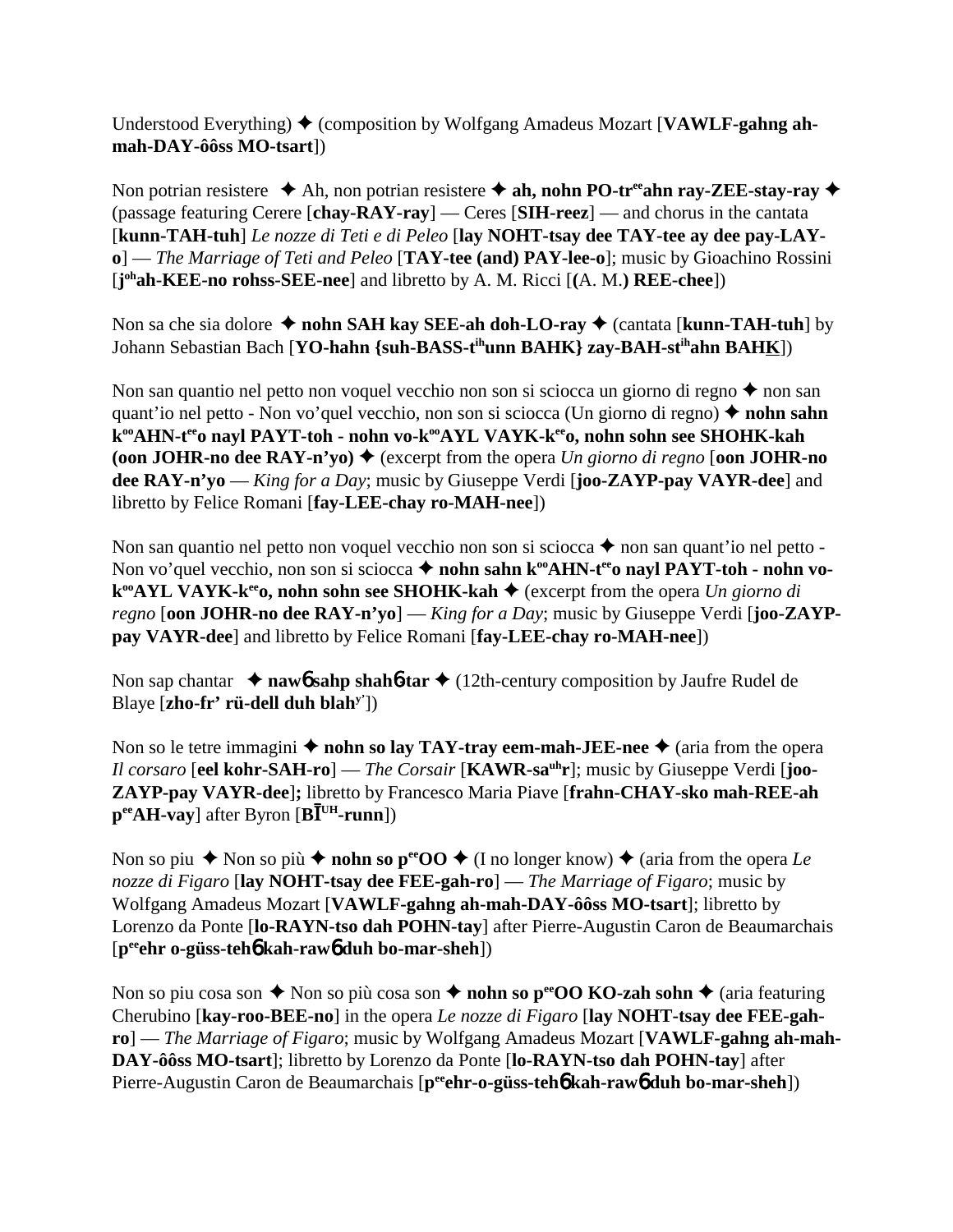Understood Everything) ✦ (composition by Wolfgang Amadeus Mozart [**VAWLF-gahng ah-mah-DAY-ôôss MO-tsart**])

Non potrian resistere ✦ Ah, non potrian resistere ✦ **ah, nohn PO-tr**[ee]**ahn ray-ZEE-stay-ray** ✦ (passage featuring Cerere [**chay-RAY-ray**] — Ceres [**SIH-reez**] — and chorus in the cantata [**kunn-TAH-tuh**] *Le nozze di Teti e di Peleo* [**lay NOHT-tsay dee TAY-tee ay dee pay-LAY-o**] — *The Marriage of Teti and Peleo* [**TAY-tee (and) PAY-lee-o**]; music by Gioachino Rossini [**j**[oh]**ah-KEE-no rohss-SEE-nee**] and libretto by A. M. Ricci [**(**A. M.**) REE-chee**])

Non sa che sia dolore ✦ **nohn SAH kay SEE-ah doh-LO-ray** ✦ (cantata [**kunn-TAH-tuh**] by Johann Sebastian Bach [**YO-hahn {suh-BASS-t**[ih]**unn BAHK} zay-BAH-st**[ih]**ahn BAHK̲**])

Non san quantio nel petto non voquel vecchio non son si sciocca un giorno di regno ✦ non san quant'io nel petto - Non vo'quel vecchio, non son si sciocca (Un giorno di regno) ✦ **nohn sahn k**[oo]**AHN-t**[ee]**o nayl PAYT-toh - nohn vo-k**[oo]**AYL VAYK-k**[ee]**o, nohn sohn see SHOHK-kah (oon JOHR-no dee RAY-n'yo)** ✦ (excerpt from the opera *Un giorno di regno* [**oon JOHR-no dee RAY-n'yo** — *King for a Day*; music by Giuseppe Verdi [**joo-ZAYP-pay VAYR-dee**] and libretto by Felice Romani [**fay-LEE-chay ro-MAH-nee**])

Non san quantio nel petto non voquel vecchio non son si sciocca ✦ non san quant'io nel petto - Non vo'quel vecchio, non son si sciocca ✦ **nohn sahn k**[oo]**AHN-t**[ee]**o nayl PAYT-toh - nohn vo-k**[oo]**AYL VAYK-k**[ee]**o, nohn sohn see SHOHK-kah** ✦ (excerpt from the opera *Un giorno di regno* [**oon JOHR-no dee RAY-n'yo**] — *King for a Day*; music by Giuseppe Verdi [**joo-ZAYP-pay VAYR-dee**] and libretto by Felice Romani [**fay-LEE-chay ro-MAH-nee**])

Non sap chantar ✦ **nawɕ sahp shahɕ-tar** ✦ (12th-century composition by Jaufre Rudel de Blaye [**zho-fr' rü-dell duh blah**[y']])

Non so le tetre immagini ✦ **nohn so lay TAY-tray eem-mah-JEE-nee** ✦ (aria from the opera *Il corsaro* [**eel kohr-SAH-ro**] — *The Corsair* [**KAWR-sa**[uh]**r**]; music by Giuseppe Verdi [**joo-ZAYP-pay VAYR-dee**]**;** libretto by Francesco Maria Piave [**frahn-CHAY-sko mah-REE-ah p**[ee]**AH-vay**] after Byron [**BĪ**[UH]**-runn**])

Non so piu ✦ Non so più ✦ **nohn so p**[ee]**OO** ✦ (I no longer know) ✦ (aria from the opera *Le nozze di Figaro* [**lay NOHT-tsay dee FEE-gah-ro**] — *The Marriage of Figaro*; music by Wolfgang Amadeus Mozart [**VAWLF-gahng ah-mah-DAY-ôôss MO-tsart**]; libretto by Lorenzo da Ponte [**lo-RAYN-tso dah POHN-tay**] after Pierre-Augustin Caron de Beaumarchais [**p**[ee]**ehr o-güss-tehɕ kah-rawɕ duh bo-mar-sheh**])

Non so piu cosa son ✦ Non so più cosa son ✦ **nohn so p**[ee]**OO KO-zah sohn** ✦ (aria featuring Cherubino [**kay-roo-BEE-no**] in the opera *Le nozze di Figaro* [**lay NOHT-tsay dee FEE-gah-ro**] — *The Marriage of Figaro*; music by Wolfgang Amadeus Mozart [**VAWLF-gahng ah-mah-DAY-ôôss MO-tsart**]; libretto by Lorenzo da Ponte [**lo-RAYN-tso dah POHN-tay**] after Pierre-Augustin Caron de Beaumarchais [**p**[ee]**ehr-o-güss-tehɕ kah-rawɕ duh bo-mar-sheh**])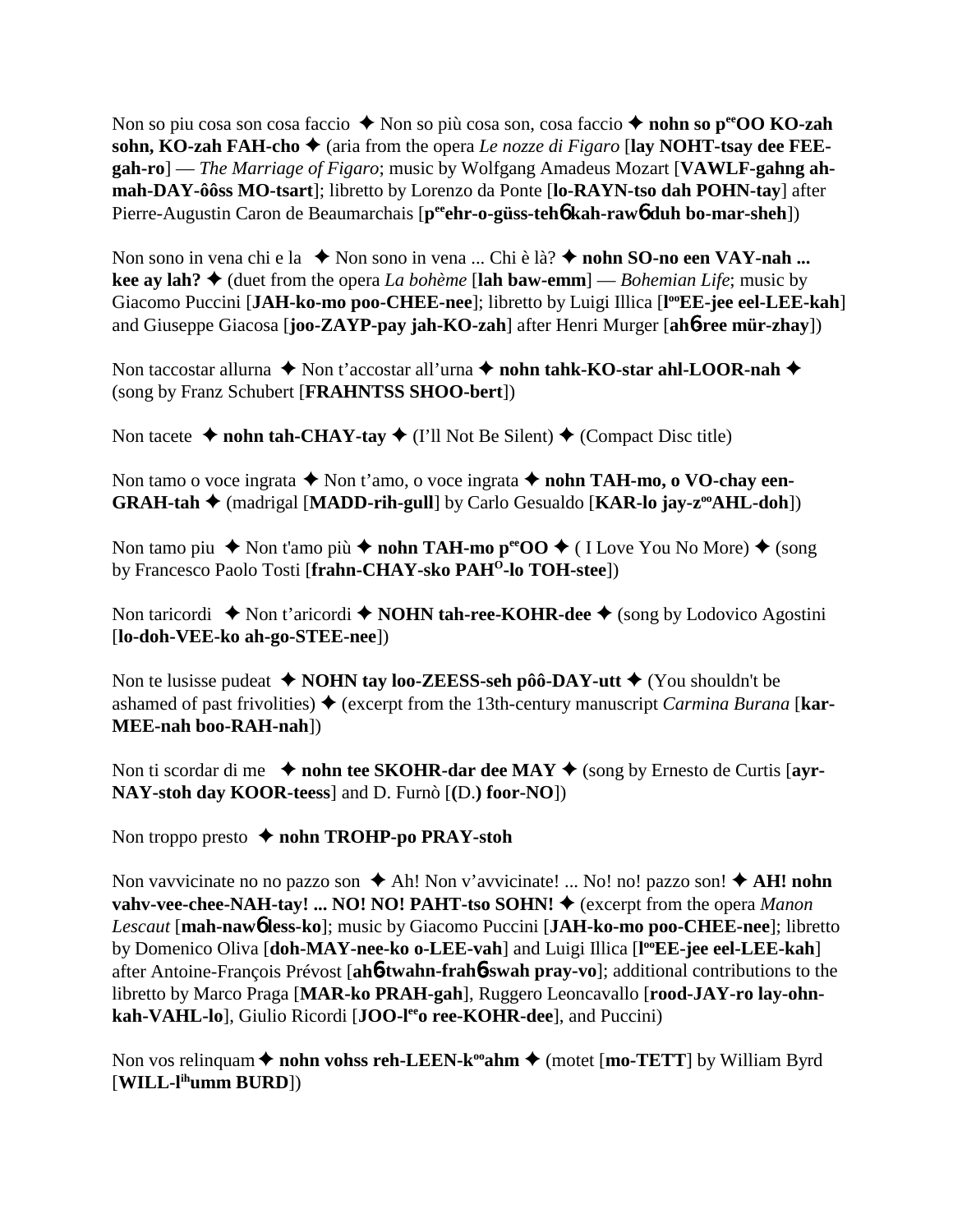Non so piu cosa son cosa faccio ✦ Non so più cosa son, cosa faccio ✦ **nohn so p[ee]OO KO-zah sohn, KO-zah FAH-cho** ✦ (aria from the opera *Le nozze di Figaro* [**lay NOHT-tsay dee FEE-gah-ro**] — *The Marriage of Figaro*; music by Wolfgang Amadeus Mozart [**VAWLF-gahng ah-mah-DAY-ôôss MO-tsart**]; libretto by Lorenzo da Ponte [**lo-RAYN-tso dah POHN-tay**] after Pierre-Augustin Caron de Beaumarchais [**p[ee]ehr-o-güss-tehб kah-rawб duh bo-mar-sheh**])

Non sono in vena chi e la ✦ Non sono in vena ... Chi è là? ✦ **nohn SO-no een VAY-nah ... kee ay lah?** ✦ (duet from the opera *La bohème* [**lah baw-emm**] — *Bohemian Life*; music by Giacomo Puccini [**JAH-ko-mo poo-CHEE-nee**]; libretto by Luigi Illica [**l[oo]EE-jee eel-LEE-kah**] and Giuseppe Giacosa [**joo-ZAYP-pay jah-KO-zah**] after Henri Murger [**ahб-ree mür-zhay**])

Non taccostar allurna ✦ Non t'accostar all'urna ✦ **nohn tahk-KO-star ahl-LOOR-nah** ✦ (song by Franz Schubert [**FRAHNTSS SHOO-bert**])

Non tacete ✦ **nohn tah-CHAY-tay** ✦ (I'll Not Be Silent) ✦ (Compact Disc title)

Non tamo o voce ingrata ✦ Non t'amo, o voce ingrata ✦ **nohn TAH-mo, o VO-chay een-GRAH-tah** ✦ (madrigal [**MADD-rih-gull**] by Carlo Gesualdo [**KAR-lo jay-z[oo]AHL-doh**])

Non tamo piu ✦ Non t'amo più ✦ **nohn TAH-mo p[ee]OO** ✦ ( I Love You No More) ✦ (song by Francesco Paolo Tosti [**frahn-CHAY-sko PAH[O]-lo TOH-stee**])

Non taricordi ✦ Non t'aricordi ✦ **NOHN tah-ree-KOHR-dee** ✦ (song by Lodovico Agostini [**lo-doh-VEE-ko ah-go-STEE-nee**])

Non te lusisse pudeat ✦ **NOHN tay loo-ZEESS-seh pôô-DAY-utt** ✦ (You shouldn't be ashamed of past frivolities) ✦ (excerpt from the 13th-century manuscript *Carmina Burana* [**kar-MEE-nah boo-RAH-nah**])

Non ti scordar di me ✦ **nohn tee SKOHR-dar dee MAY** ✦ (song by Ernesto de Curtis [**ayr-NAY-stoh day KOOR-teess**] and D. Furnò [**(D.) foor-NO**])

Non troppo presto ✦ **nohn TROHP-po PRAY-stoh**

Non vavvicinate no no pazzo son ✦ Ah! Non v'avvicinate! ... No! no! pazzo son! ✦ **AH! nohn vahv-vee-chee-NAH-tay! ... NO! NO! PAHT-tso SOHN!** ✦ (excerpt from the opera *Manon Lescaut* [**mah-nawб less-ko**]; music by Giacomo Puccini [**JAH-ko-mo poo-CHEE-nee**]; libretto by Domenico Oliva [**doh-MAY-nee-ko o-LEE-vah**] and Luigi Illica [**l[oo]EE-jee eel-LEE-kah**] after Antoine-François Prévost [**ahб-twahn-frahб-swah pray-vo**]; additional contributions to the libretto by Marco Praga [**MAR-ko PRAH-gah**], Ruggero Leoncavallo [**rood-JAY-ro lay-ohn-kah-VAHL-lo**], Giulio Ricordi [**JOO-l[ee]o ree-KOHR-dee**], and Puccini)

Non vos relinquam ✦ **nohn vohss reh-LEEN-k[oo]ahm** ✦ (motet [**mo-TETT**] by William Byrd [**WILL-l[ih]umm BURD**])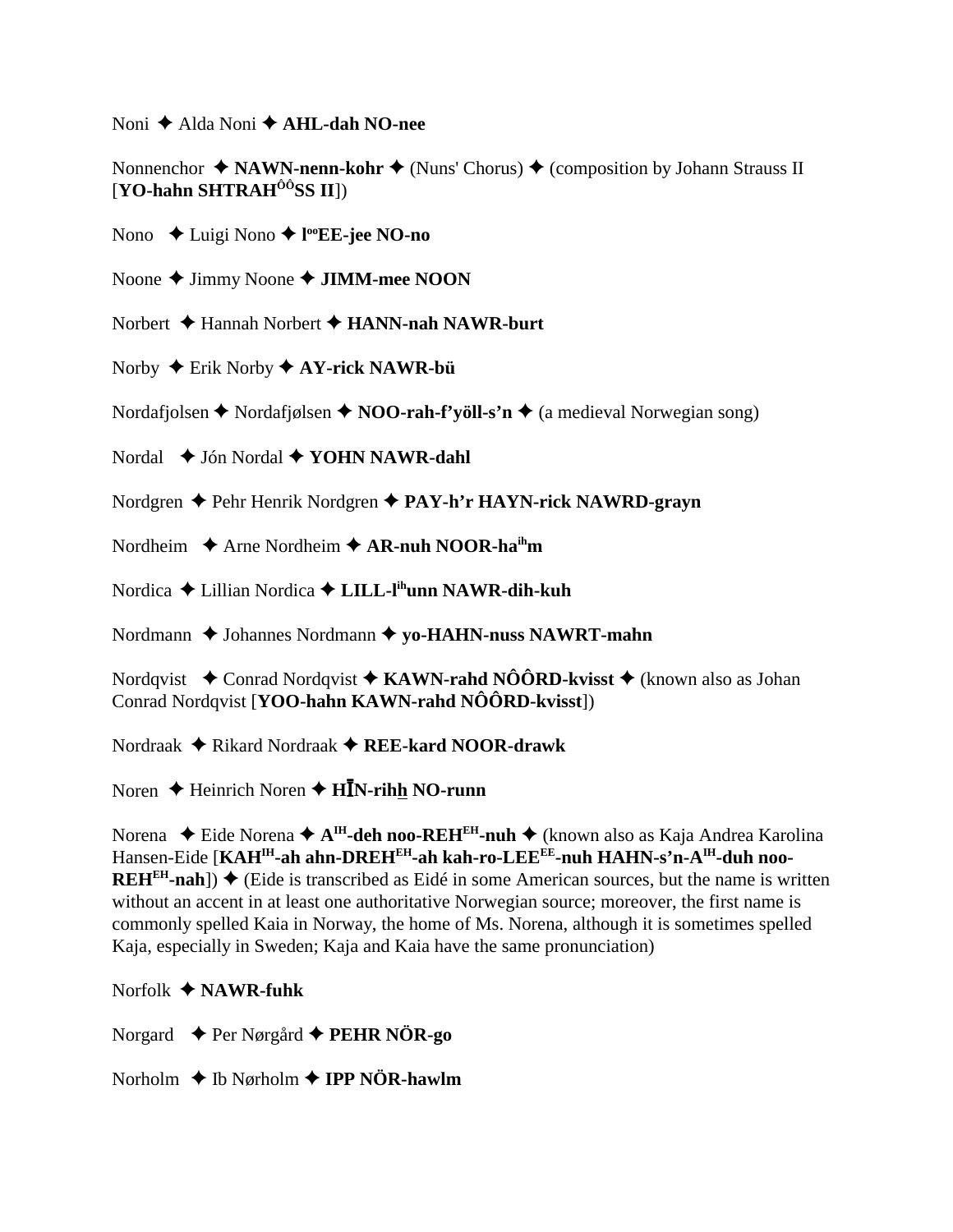Noni ✦ Alda Noni ✦ **AHL-dah NO-nee**

Nonnenchor ✦ **NAWN-nenn-kohr** ✦ (Nuns' Chorus) ✦ (composition by Johann Strauss II [**YO-hahn SHTRAH^ÔÔ^SS II**])

Nono ✦ Luigi Nono ✦ **l^oo^EE-jee NO-no**

Noone ✦ Jimmy Noone ✦ **JIMM-mee NOON**

Norbert ✦ Hannah Norbert ✦ **HANN-nah NAWR-burt**

Norby ✦ Erik Norby ✦ **AY-rick NAWR-bü**

Nordafjolsen ✦ Nordafjølsen ✦ **NOO-rah-f'yöll-s'n** ✦ (a medieval Norwegian song)

Nordal ✦ Jón Nordal ✦ **YOHN NAWR-dahl**

Nordgren ✦ Pehr Henrik Nordgren ✦ **PAY-h'r HAYN-rick NAWRD-grayn**

Nordheim ✦ Arne Nordheim ✦ **AR-nuh NOOR-ha^ih^m**

Nordica ✦ Lillian Nordica ✦ **LILL-l^ih^unn NAWR-dih-kuh**

Nordmann ✦ Johannes Nordmann ✦ **yo-HAHN-nuss NAWRT-mahn**

Nordqvist ✦ Conrad Nordqvist ✦ **KAWN-rahd NÔÔRD-kvisst** ✦ (known also as Johan Conrad Nordqvist [**YOO-hahn KAWN-rahd NÔÔRD-kvisst**])

Nordraak ✦ Rikard Nordraak ✦ **REE-kard NOOR-drawk**

Noren ✦ Heinrich Noren ✦ **HĪN-rihh NO-runn**

Norena ✦ Eide Norena ✦ **A^IH^-deh noo-REH^EH^-nuh** ✦ (known also as Kaja Andrea Karolina Hansen-Eide [**KAH^IH^-ah ahn-DREH^EH^-ah kah-ro-LEE^EE^-nuh HAHN-s'n-A^IH^-duh noo-REH^EH^-nah**]) ✦ (Eide is transcribed as Eidé in some American sources, but the name is written without an accent in at least one authoritative Norwegian source; moreover, the first name is commonly spelled Kaia in Norway, the home of Ms. Norena, although it is sometimes spelled Kaja, especially in Sweden; Kaja and Kaia have the same pronunciation)

Norfolk ✦ **NAWR-fuhk**

Norgard ✦ Per Nørgård ✦ **PEHR NÖR-go**

Norholm ✦ Ib Nørholm ✦ **IPP NÖR-hawlm**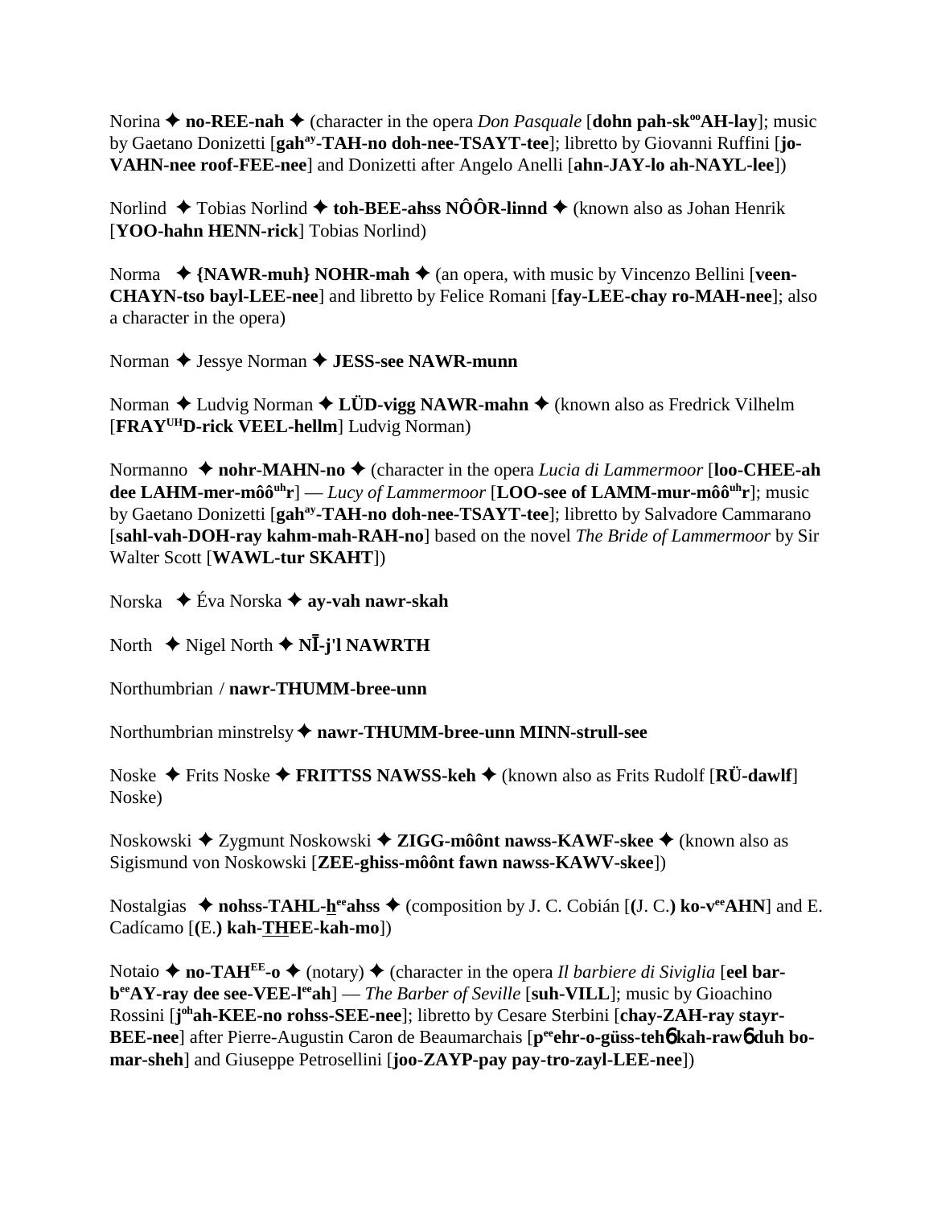Norina ✦ **no-REE-nah** ✦ (character in the opera *Don Pasquale* [**dohn pah-sk$^{oo}$AH-lay**]; music by Gaetano Donizetti [**gah$^{ay}$-TAH-no doh-nee-TSAYT-tee**]; libretto by Giovanni Ruffini [**jo-VAHN-nee roof-FEE-nee**] and Donizetti after Angelo Anelli [**ahn-JAY-lo ah-NAYL-lee**])

Norlind ✦ Tobias Norlind ✦ **toh-BEE-ahss NÔÔR-linnd** ✦ (known also as Johan Henrik [**YOO-hahn HENN-rick**] Tobias Norlind)

Norma ✦ **{NAWR-muh} NOHR-mah** ✦ (an opera, with music by Vincenzo Bellini [**veen-CHAYN-tso bayl-LEE-nee**] and libretto by Felice Romani [**fay-LEE-chay ro-MAH-nee**]; also a character in the opera)

Norman ✦ Jessye Norman ✦ **JESS-see NAWR-munn**

Norman ✦ Ludvig Norman ✦ **LÜD-vigg NAWR-mahn** ✦ (known also as Fredrick Vilhelm [**FRAY$^{UH}$D-rick VEEL-hellm**] Ludvig Norman)

Normanno ✦ **nohr-MAHN-no** ✦ (character in the opera *Lucia di Lammermoor* [**loo-CHEE-ah dee LAHM-mer-môô$^{uh}$r**] — *Lucy of Lammermoor* [**LOO-see of LAMM-mur-môô$^{uh}$r**]; music by Gaetano Donizetti [**gah$^{ay}$-TAH-no doh-nee-TSAYT-tee**]; libretto by Salvadore Cammarano [**sahl-vah-DOH-ray kahm-mah-RAH-no**] based on the novel *The Bride of Lammermoor* by Sir Walter Scott [**WAWL-tur SKAHT**])

Norska ✦ Éva Norska ✦ **ay-vah nawr-skah**

North ✦ Nigel North ✦ **NĪ-j'l NAWRTH**

Northumbrian / **nawr-THUMM-bree-unn**

Northumbrian minstrelsy ✦ **nawr-THUMM-bree-unn MINN-strull-see**

Noske ✦ Frits Noske ✦ **FRITTSS NAWSS-keh** ✦ (known also as Frits Rudolf [**RÜ-dawlf**] Noske)

Noskowski ✦ Zygmunt Noskowski ✦ **ZIGG-môônt nawss-KAWF-skee** ✦ (known also as Sigismund von Noskowski [**ZEE-ghiss-môônt fawn nawss-KAWV-skee**])

Nostalgias ✦ **nohss-TAHL-h$^{ee}$ahss** ✦ (composition by J. C. Cobián [**(J. C.) ko-v$^{ee}$AHN**] and E. Cadícamo [**(E.) kah-THEE-kah-mo**])

Notaio ✦ **no-TAH$^{EE}$-o** ✦ (notary) ✦ (character in the opera *Il barbiere di Siviglia* [**eel bar-b$^{ee}$AY-ray dee see-VEE-l$^{ee}$ah**] — *The Barber of Seville* [**suh-VILL**]; music by Gioachino Rossini [**j$^{oh}$ah-KEE-no rohss-SEE-nee**]; libretto by Cesare Sterbini [**chay-ZAH-ray stayr-BEE-nee**] after Pierre-Augustin Caron de Beaumarchais [**p$^{ee}$ehr-o-güss-tehɓ kah-rawɓ duh bo-mar-sheh**] and Giuseppe Petrosellini [**joo-ZAYP-pay pay-tro-zayl-LEE-nee**])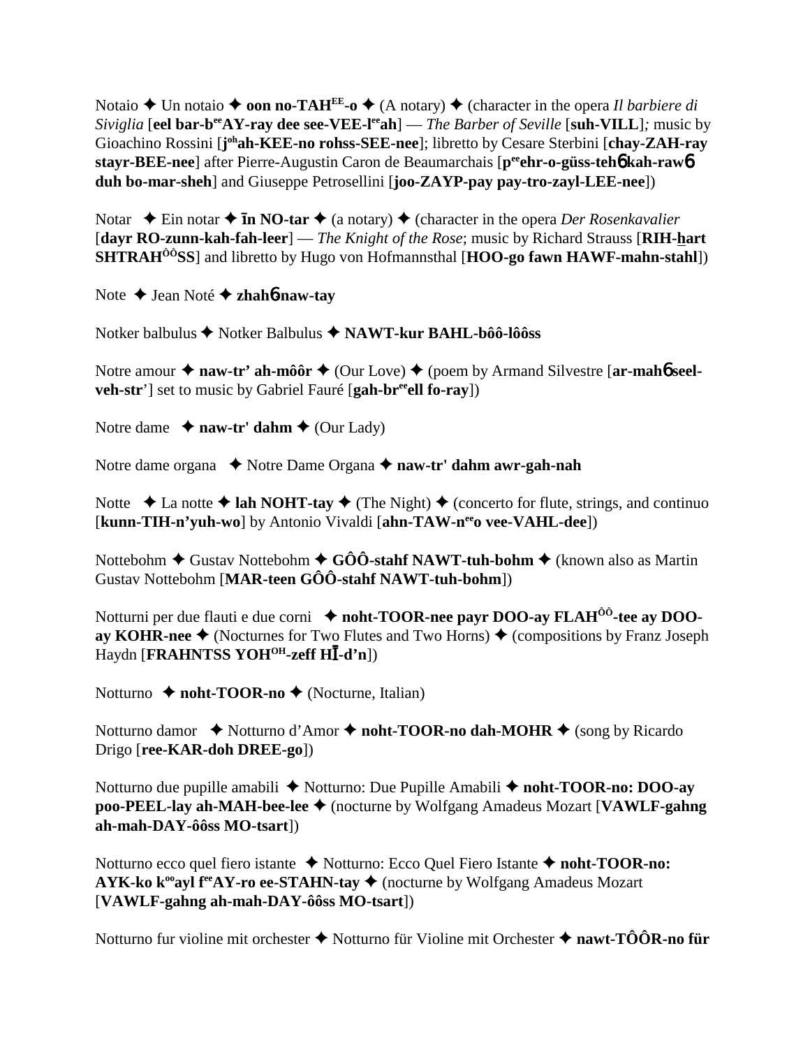Notaio ✦ Un notaio ✦ **oon no-TAH^EE-o** ✦ (A notary) ✦ (character in the opera *Il barbiere di Siviglia* [**eel bar-b^ee AY-ray dee see-VEE-l^ee ah**] — *The Barber of Seville* [**suh-VILL**]*;* music by Gioachino Rossini [**j^oh ah-KEE-no rohss-SEE-nee**]; libretto by Cesare Sterbini [**chay-ZAH-ray stayr-BEE-nee**] after Pierre-Augustin Caron de Beaumarchais [**p^ee ehr-o-güss-tehɓ kah-rawɓ duh bo-mar-sheh**] and Giuseppe Petrosellini [**joo-ZAYP-pay pay-tro-zayl-LEE-nee**])

Notar ✦ Ein notar ✦ **īn NO-tar** ✦ (a notary) ✦ (character in the opera *Der Rosenkavalier* [**dayr RO-zunn-kah-fah-leer**] — *The Knight of the Rose*; music by Richard Strauss [**RIH-hart SHTRAH^ÔÔ SS**] and libretto by Hugo von Hofmannsthal [**HOO-go fawn HAWF-mahn-stahl**])

Note ✦ Jean Noté ✦ **zhahɓ naw-tay**

Notker balbulus ✦ Notker Balbulus ✦ **NAWT-kur BAHL-bôô-lôôss**

Notre amour ✦ **naw-tr' ah-môôr** ✦ (Our Love) ✦ (poem by Armand Silvestre [**ar-mahɓ seel-veh-str'**] set to music by Gabriel Fauré [**gah-br^ee ell fo-ray**])

Notre dame ✦ **naw-tr' dahm** ✦ (Our Lady)

Notre dame organa ✦ Notre Dame Organa ✦ **naw-tr' dahm awr-gah-nah**

Notte ✦ La notte ✦ **lah NOHT-tay** ✦ (The Night) ✦ (concerto for flute, strings, and continuo [**kunn-TIH-n'yuh-wo**] by Antonio Vivaldi [**ahn-TAW-n^ee o vee-VAHL-dee**])

Nottebohm ✦ Gustav Nottebohm ✦ **GÔÔ-stahf NAWT-tuh-bohm** ✦ (known also as Martin Gustav Nottebohm [**MAR-teen GÔÔ-stahf NAWT-tuh-bohm**])

Notturni per due flauti e due corni ✦ **noht-TOOR-nee payr DOO-ay FLAH^ÔÔ-tee ay DOO-ay KOHR-nee** ✦ (Nocturnes for Two Flutes and Two Horns) ✦ (compositions by Franz Joseph Haydn [**FRAHNTSS YOH^OH-zeff HĪ-d'n**])

Notturno ✦ **noht-TOOR-no** ✦ (Nocturne, Italian)

Notturno damor ✦ Notturno d'Amor ✦ **noht-TOOR-no dah-MOHR** ✦ (song by Ricardo Drigo [**ree-KAR-doh DREE-go**])

Notturno due pupille amabili ✦ Notturno: Due Pupille Amabili ✦ **noht-TOOR-no: DOO-ay poo-PEEL-lay ah-MAH-bee-lee** ✦ (nocturne by Wolfgang Amadeus Mozart [**VAWLF-gahng ah-mah-DAY-ôôss MO-tsart**])

Notturno ecco quel fiero istante ✦ Notturno: Ecco Quel Fiero Istante ✦ **noht-TOOR-no: AYK-ko k^oo ayl f^ee AY-ro ee-STAHN-tay** ✦ (nocturne by Wolfgang Amadeus Mozart [**VAWLF-gahng ah-mah-DAY-ôôss MO-tsart**])

Notturno fur violine mit orchester ✦ Notturno für Violine mit Orchester ✦ **nawt-TÔÔR-no für**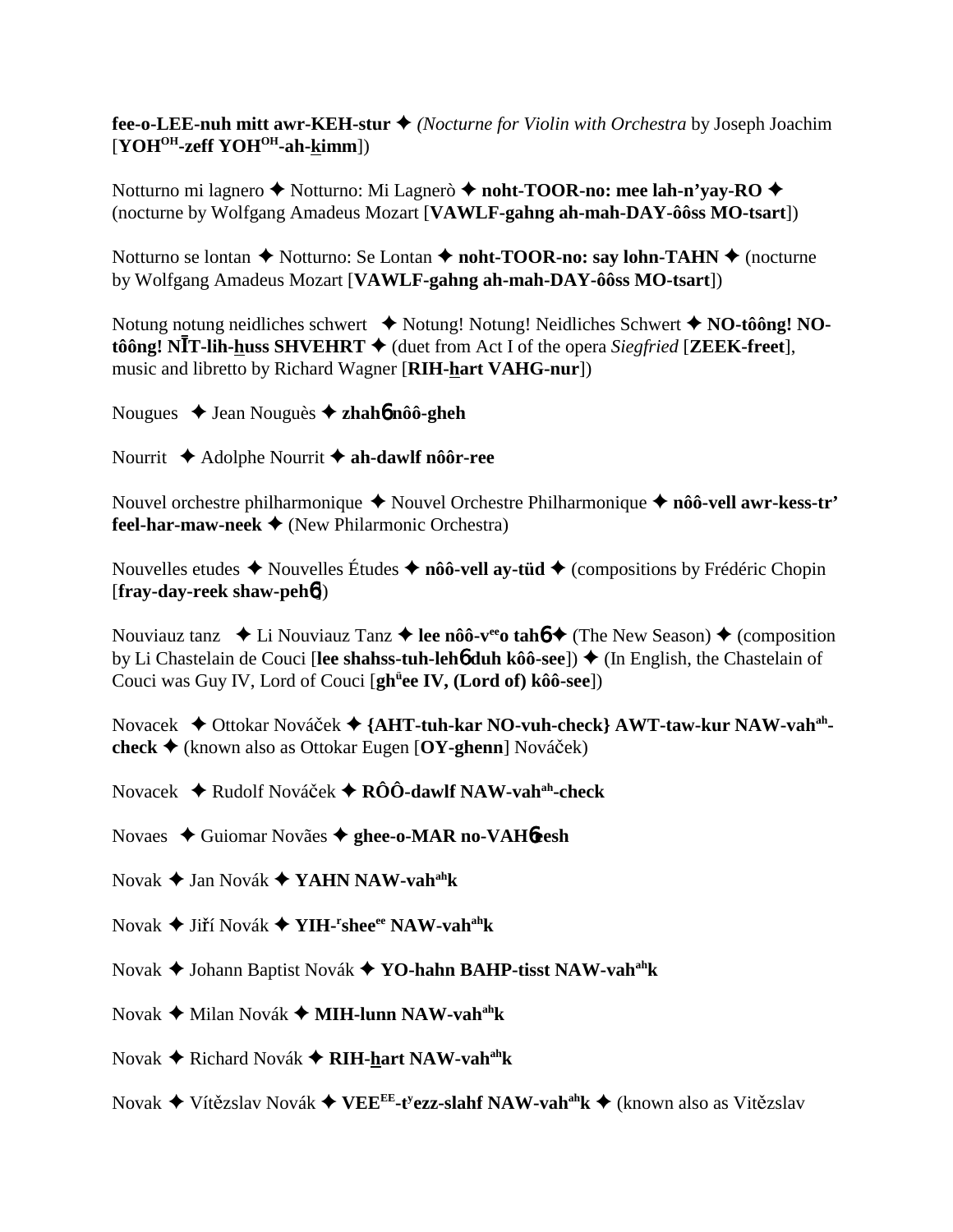**fee-o-LEE-nuh mitt awr-KEH-stur** ✦ *(Nocturne for Violin with Orchestra* by Joseph Joachim [**YOH**[OH]**-zeff YOH**[OH]**-ah-kimm**])

Notturno mi lagnero ✦ Notturno: Mi Lagnerò ✦ **noht-TOOR-no: mee lah-n'yay-RO** ✦ (nocturne by Wolfgang Amadeus Mozart [**VAWLF-gahng ah-mah-DAY-ôôss MO-tsart**])

Notturno se lontan ✦ Notturno: Se Lontan ✦ **noht-TOOR-no: say lohn-TAHN** ✦ (nocturne by Wolfgang Amadeus Mozart [**VAWLF-gahng ah-mah-DAY-ôôss MO-tsart**])

Notung notung neidliches schwert ✦ Notung! Notung! Neidliches Schwert ✦ **NO-tôông! NO-tôông! NĪT-lih-huss SHVEHRT** ✦ (duet from Act I of the opera *Siegfried* [**ZEEK-freet**], music and libretto by Richard Wagner [**RIH-hart VAHG-nur**])

Nougues ✦ Jean Nouguès ✦ **zhahɓ nôô-gheh**

Nourrit ✦ Adolphe Nourrit ✦ **ah-dawlf nôôr-ree**

Nouvel orchestre philharmonique ✦ Nouvel Orchestre Philharmonique ✦ **nôô-vell awr-kess-tr' feel-har-maw-neek** ✦ (New Philarmonic Orchestra)

Nouvelles etudes ✦ Nouvelles Études ✦ **nôô-vell ay-tüd** ✦ (compositions by Frédéric Chopin [**fray-day-reek shaw-pehɓ**])

Nouviauz tanz ✦ Li Nouviauz Tanz ✦ **lee nôô-v**[ee]**o tahɓ** ✦ (The New Season) ✦ (composition by Li Chastelain de Couci [**lee shahss-tuh-lehɓ duh kôô-see**]) ✦ (In English, the Chastelain of Couci was Guy IV, Lord of Couci [**gh**[ü]**ee IV, (Lord of) kôô-see**])

Novacek ✦ Ottokar Nováček ✦ **{AHT-tuh-kar NO-vuh-check} AWT-taw-kur NAW-vah**[ah]**-check** ✦ (known also as Ottokar Eugen [**OY-ghenn**] Nováček)

Novacek ✦ Rudolf Nováček ✦ **RÔÔ-dawlf NAW-vah**[ah]**-check**

Novaes ✦ Guiomar Novães ✦ **ghee-o-MAR no-VAHɓ-eesh**

Novak ✦ Jan Novák ✦ **YAHN NAW-vah**[ah]**k**

Novak ✦ Jiří Novák ✦ **YIH-**[r]**shee**[ee] **NAW-vah**[ah]**k**

Novak ✦ Johann Baptist Novák ✦ **YO-hahn BAHP-tisst NAW-vah**[ah]**k**

Novak ✦ Milan Novák ✦ **MIH-lunn NAW-vah**[ah]**k**

Novak ✦ Richard Novák ✦ **RIH-hart NAW-vah**[ah]**k**

Novak ✦ Vítězslav Novák ✦ **VEE**[EE]**-t**[y]**ezz-slahf NAW-vah**[ah]**k** ✦ (known also as Vitězslav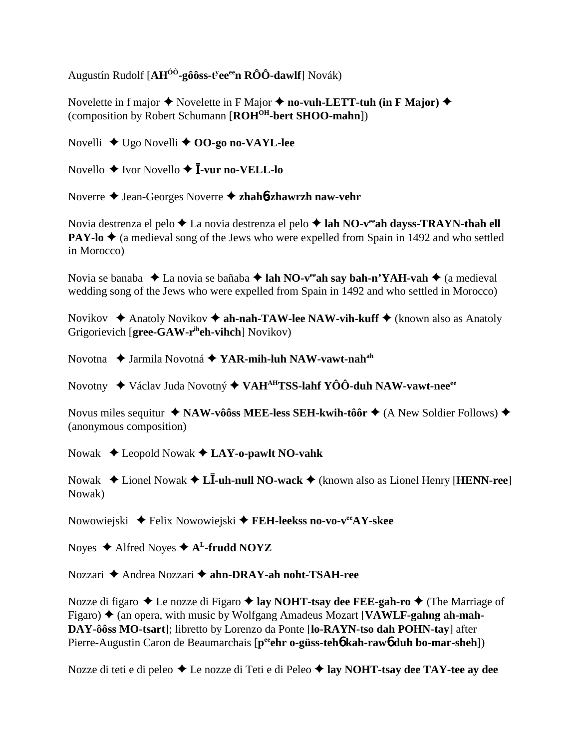Augustín Rudolf [**AH**ÔÔ**-gôôss-t**y**ee**ee**n RÔÔ-dawlf**] Novák)

Novelette in f major ✦ Novelette in F Major ✦ **no-vuh-LETT-tuh (in F Major)** ✦ (composition by Robert Schumann [**ROH**OH**-bert SHOO-mahn**])

Novelli ✦ Ugo Novelli ✦ **OO-go no-VAYL-lee**

Novello ✦ Ivor Novello ✦ **Ī-vur no-VELL-lo**

Noverre ✦ Jean-Georges Noverre ✦ **zhah**6**-zhawrzh naw-vehr**

Novia destrenza el pelo ✦ La novia destrenza el pelo ✦ **lah NO-v**ee**ah dayss-TRAYN-thah ell PAY-lo** ✦ (a medieval song of the Jews who were expelled from Spain in 1492 and who settled in Morocco)

Novia se banaba ✦ La novia se bañaba ✦ **lah NO-v**ee**ah say bah-n'YAH-vah** ✦ (a medieval wedding song of the Jews who were expelled from Spain in 1492 and who settled in Morocco)

Novikov ✦ Anatoly Novikov ✦ **ah-nah-TAW-lee NAW-vih-kuff** ✦ (known also as Anatoly Grigorievich [**gree-GAW-r**ih**eh-vihch**] Novikov)

Novotna ✦ Jarmila Novotná ✦ **YAR-mih-luh NAW-vawt-nah**ah

Novotny ✦ Václav Juda Novotný ✦ **VAH**AH**TSS-lahf YÔÔ-duh NAW-vawt-nee**ee

Novus miles sequitur ✦ **NAW-vôôss MEE-less SEH-kwih-tôôr** ✦ (A New Soldier Follows) ✦ (anonymous composition)

Nowak ✦ Leopold Nowak ✦ **LAY-o-pawlt NO-vahk**

Nowak ✦ Lionel Nowak ✦ **LĪ-uh-null NO-wack** ✦ (known also as Lionel Henry [**HENN-ree**] Nowak)

Nowowiejski ✦ Felix Nowowiejski ✦ **FEH-leekss no-vo-v**ee**AY-skee**

Noyes ✦ Alfred Noyes ✦ **A**L**-frudd NOYZ**

Nozzari ✦ Andrea Nozzari ✦ **ahn-DRAY-ah noht-TSAH-ree**

Nozze di figaro ✦ Le nozze di Figaro ✦ **lay NOHT-tsay dee FEE-gah-ro** ✦ (The Marriage of Figaro) ✦ (an opera, with music by Wolfgang Amadeus Mozart [**VAWLF-gahng ah-mah-DAY-ôôss MO-tsart**]; libretto by Lorenzo da Ponte [**lo-RAYN-tso dah POHN-tay**] after Pierre-Augustin Caron de Beaumarchais [**p**ee**ehr o-güss-teh**6 **kah-raw**6 **duh bo-mar-sheh**])

Nozze di teti e di peleo ✦ Le nozze di Teti e di Peleo ✦ **lay NOHT-tsay dee TAY-tee ay dee**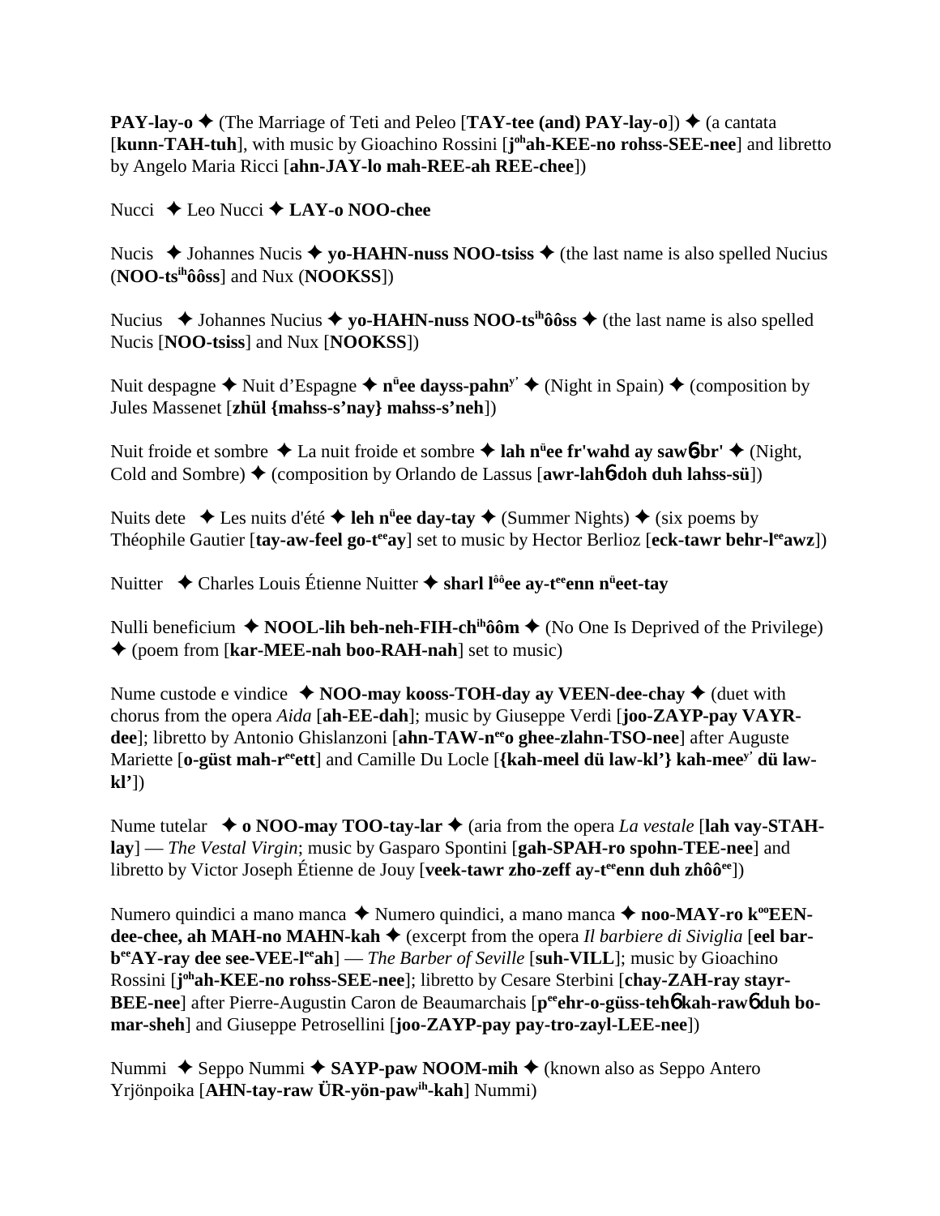**PAY-lay-o** ✦ (The Marriage of Teti and Peleo [**TAY-tee (and) PAY-lay-o**]) ✦ (a cantata [**kunn-TAH-tuh**], with music by Gioachino Rossini [**j**ohah-KEE-no rohss-SEE-nee**] and libretto by Angelo Maria Ricci [**ahn-JAY-lo mah-REE-ah REE-chee**])

Nucci ✦ Leo Nucci ✦ **LAY-o NOO-chee**

Nucis ✦ Johannes Nucis ✦ **yo-HAHN-nuss NOO-tsiss** ✦ (the last name is also spelled Nucius (**NOO-tsihôôss**] and Nux (**NOOKSS**])

Nucius ✦ Johannes Nucius ✦ **yo-HAHN-nuss NOO-tsihôôss** ✦ (the last name is also spelled Nucis [**NOO-tsiss**] and Nux [**NOOKSS**])

Nuit despagne ✦ Nuit d'Espagne ✦ **nüee dayss-pahny'** ✦ (Night in Spain) ✦ (composition by Jules Massenet [**zhül {mahss-s'nay} mahss-s'neh**])

Nuit froide et sombre ✦ La nuit froide et sombre ✦ **lah nüee fr'wahd ay sawɓ-br'** ✦ (Night, Cold and Sombre) ✦ (composition by Orlando de Lassus [**awr-lahɓ-doh duh lahss-sü**])

Nuits dete ✦ Les nuits d'été ✦ **leh nüee day-tay** ✦ (Summer Nights) ✦ (six poems by Théophile Gautier [**tay-aw-feel go-teeay**] set to music by Hector Berlioz [**eck-tawr behr-leeawz**])

Nuitter ✦ Charles Louis Étienne Nuitter ✦ **sharl lôôee ay-teeenn nüeet-tay**

Nulli beneficium ✦ **NOOL-lih beh-neh-FIH-chihôôm** ✦ (No One Is Deprived of the Privilege) ✦ (poem from [**kar-MEE-nah boo-RAH-nah**] set to music)

Nume custode e vindice ✦ **NOO-may kooss-TOH-day ay VEEN-dee-chay** ✦ (duet with chorus from the opera *Aida* [**ah-EE-dah**]; music by Giuseppe Verdi [**joo-ZAYP-pay VAYR-dee**]; libretto by Antonio Ghislanzoni [**ahn-TAW-neeo ghee-zlahn-TSO-nee**] after Auguste Mariette [**o-güst mah-reeett**] and Camille Du Locle [**{kah-meel dü law-kl'} kah-meey' dü law-kl'**])

Nume tutelar ✦ **o NOO-may TOO-tay-lar** ✦ (aria from the opera *La vestale* [**lah vay-STAH-lay**] — *The Vestal Virgin*; music by Gasparo Spontini [**gah-SPAH-ro spohn-TEE-nee**] and libretto by Victor Joseph Étienne de Jouy [**veek-tawr zho-zeff ay-teeenn duh zhôôee**])

Numero quindici a mano manca ✦ Numero quindici, a mano manca ✦ **noo-MAY-ro kooEEN-dee-chee, ah MAH-no MAHN-kah** ✦ (excerpt from the opera *Il barbiere di Siviglia* [**eel bar-beeAY-ray dee see-VEE-leeah**] — *The Barber of Seville* [**suh-VILL**]; music by Gioachino Rossini [**johah-KEE-no rohss-SEE-nee**]; libretto by Cesare Sterbini [**chay-ZAH-ray stayr-BEE-nee**] after Pierre-Augustin Caron de Beaumarchais [**peeehr-o-güss-tehɓ kah-rawɓ duh bo-mar-sheh**] and Giuseppe Petrosellini [**joo-ZAYP-pay pay-tro-zayl-LEE-nee**])

Nummi ✦ Seppo Nummi ✦ **SAYP-paw NOOM-mih** ✦ (known also as Seppo Antero Yrjönpoika [**AHN-tay-raw ÜR-yön-pawih-kah**] Nummi)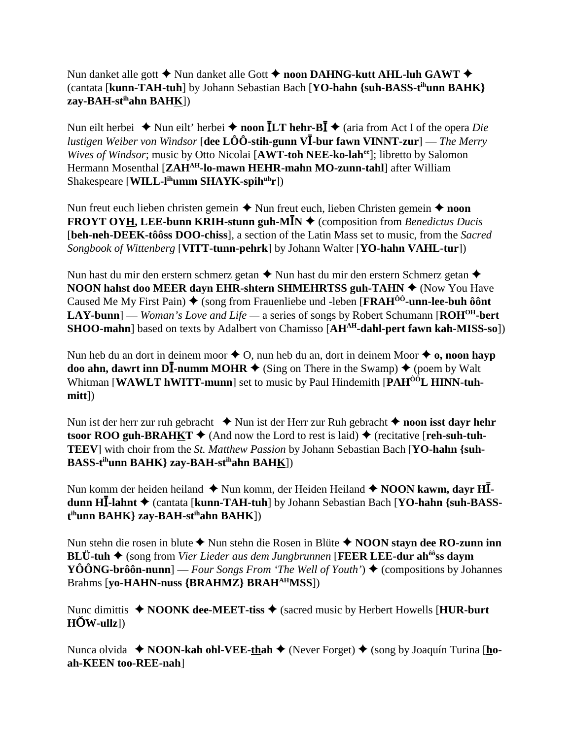Nun danket alle gott ✦ Nun danket alle Gott ✦ **noon DAHNG-kutt AHL-luh GAWT** ✦ (cantata [**kunn-TAH-tuh**] by Johann Sebastian Bach [**YO-hahn {suh-BASS-t<sup>ih</sup>unn BAHK} zay-BAH-st<sup>ih</sup>ahn BAHK**])

Nun eilt herbei ✦ Nun eilt' herbei ✦ **noon ĪLT hehr-BĪ** ✦ (aria from Act I of the opera *Die lustigen Weiber von Windsor* [**dee LÔÔ-stih-gunn VĪ-bur fawn VINNT-zur**] — *The Merry Wives of Windsor*; music by Otto Nicolai [**AWT-toh NEE-ko-lah<sup>ee</sup>**]; libretto by Salomon Hermann Mosenthal [**ZAH<sup>AH</sup>-lo-mawn HEHR-mahn MO-zunn-tahl**] after William Shakespeare [**WILL-l<sup>ih</sup>umm SHAYK-spih<sup>uh</sup>r**])

Nun freut euch lieben christen gemein ✦ Nun freut euch, lieben Christen gemein ✦ **noon FROYT OYH, LEE-bunn KRIH-stunn guh-MĪN** ✦ (composition from *Benedictus Ducis* [**beh-neh-DEEK-tôôss DOO-chiss**], a section of the Latin Mass set to music, from the *Sacred Songbook of Wittenberg* [**VITT-tunn-pehrk**] by Johann Walter [**YO-hahn VAHL-tur**])

Nun hast du mir den erstern schmerz getan ✦ Nun hast du mir den erstern Schmerz getan ✦ **NOON hahst doo MEER dayn EHR-shtern SHMEHRTSS guh-TAHN** ✦ (Now You Have Caused Me My First Pain) ✦ (song from Frauenliebe und -leben [**FRAH<sup>ÔÔ</sup>-unn-lee-buh ôônt LAY-bunn**] — *Woman's Love and Life* — a series of songs by Robert Schumann [**ROH<sup>OH</sup>-bert SHOO-mahn**] based on texts by Adalbert von Chamisso [**AH<sup>AH</sup>-dahl-pert fawn kah-MISS-so**])

Nun heb du an dort in deinem moor ✦ O, nun heb du an, dort in deinem Moor ✦ **o, noon hayp doo ahn, dawrt inn DĪ-numm MOHR** ✦ (Sing on There in the Swamp) ✦ (poem by Walt Whitman [**WAWLT hWITT-munn**] set to music by Paul Hindemith [**PAH<sup>ÔÔ</sup>L HINN-tuh-mitt**])

Nun ist der herr zur ruh gebracht ✦ Nun ist der Herr zur Ruh gebracht ✦ **noon isst dayr hehr tsoor ROO guh-BRAHKT** ✦ (And now the Lord to rest is laid) ✦ (recitative [**reh-suh-tuh-TEEV**] with choir from the *St. Matthew Passion* by Johann Sebastian Bach [**YO-hahn {suh-BASS-t<sup>ih</sup>unn BAHK} zay-BAH-st<sup>ih</sup>ahn BAHK**])

Nun komm der heiden heiland ✦ Nun komm, der Heiden Heiland ✦ **NOON kawm, dayr HĪ-dunn HĪ-lahnt** ✦ (cantata [**kunn-TAH-tuh**] by Johann Sebastian Bach [**YO-hahn {suh-BASS-t<sup>ih</sup>unn BAHK} zay-BAH-st<sup>ih</sup>ahn BAHK**])

Nun stehn die rosen in blute ✦ Nun stehn die Rosen in Blüte ✦ **NOON stayn dee RO-zunn inn BLÜ-tuh** ✦ (song from *Vier Lieder aus dem Jungbrunnen* [**FEER LEE-dur ah<sup>ôô</sup>ss daym YÔÔNG-brôôn-nunn**] — *Four Songs From 'The Well of Youth'*) ✦ (compositions by Johannes Brahms [**yo-HAHN-nuss {BRAHMZ} BRAH<sup>AH</sup>MSS**])

Nunc dimittis ✦ **NOONK dee-MEET-tiss** ✦ (sacred music by Herbert Howells [**HUR-burt HŎW-ullz**])

Nunca olvida ✦ **NOON-kah ohl-VEE-thah** ✦ (Never Forget) ✦ (song by Joaquín Turina [**ho-ah-KEEN too-REE-nah**]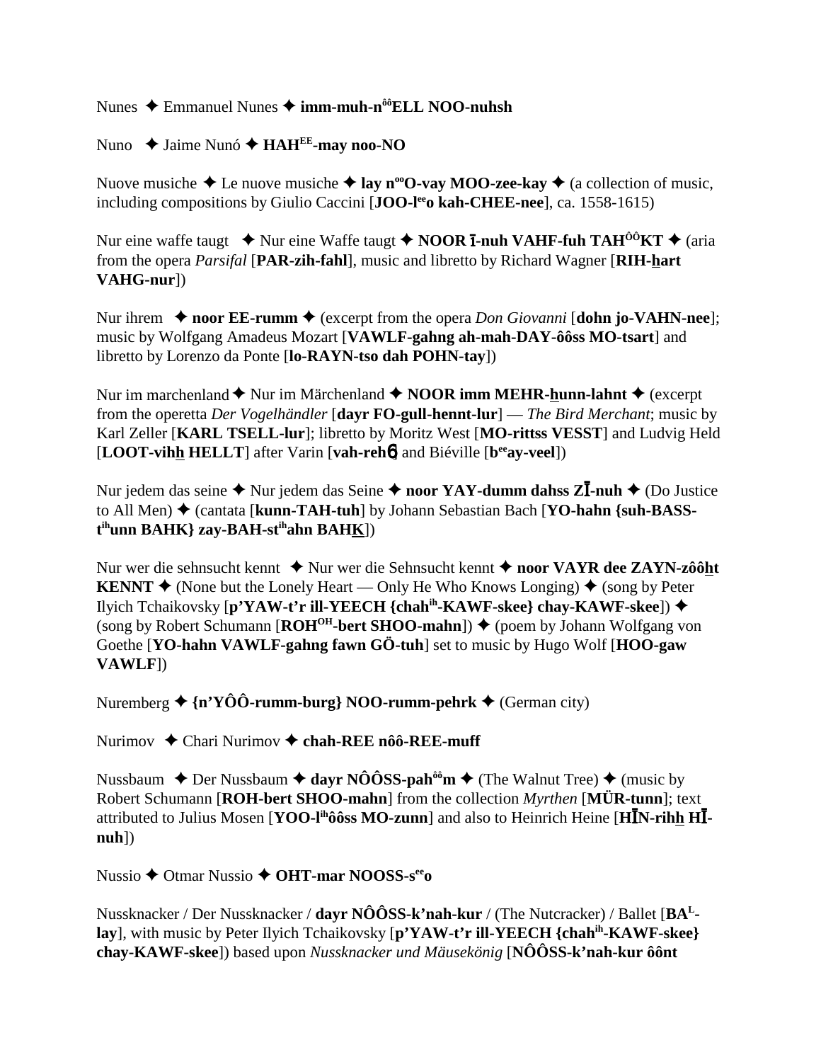Nunes ✦ Emmanuel Nunes ✦ **imm-muh-n<sup>ôô</sup>ELL NOO-nuhsh**

Nuno ✦ Jaime Nunó ✦ **HAH<sup>EE</sup>-may noo-NO**

Nuove musiche ✦ Le nuove musiche ✦ **lay n<sup>oo</sup>O-vay MOO-zee-kay** ✦ (a collection of music, including compositions by Giulio Caccini [**JOO-l<sup>ee</sup>o kah-CHEE-nee**], ca. 1558-1615)

Nur eine waffe taugt ✦ Nur eine Waffe taugt ✦ **NOOR ī-nuh VAHF-fuh TAH<sup>ÔÔ</sup>KT** ✦ (aria from the opera *Parsifal* [**PAR-zih-fahl**], music and libretto by Richard Wagner [**RIH-hart VAHG-nur**])

Nur ihrem ✦ **noor EE-rumm** ✦ (excerpt from the opera *Don Giovanni* [**dohn jo-VAHN-nee**]; music by Wolfgang Amadeus Mozart [**VAWLF-gahng ah-mah-DAY-ôôss MO-tsart**] and libretto by Lorenzo da Ponte [**lo-RAYN-tso dah POHN-tay**])

Nur im marchenland ✦ Nur im Märchenland ✦ **NOOR imm MEHR-hunn-lahnt** ✦ (excerpt from the operetta *Der Vogelhändler* [**dayr FO-gull-hennt-lur**] — *The Bird Merchant*; music by Karl Zeller [**KARL TSELL-lur**]; libretto by Moritz West [**MO-rittss VESST**] and Ludvig Held [**LOOT-vihh HELLT**] after Varin [**vah-rehɴ**] and Biéville [**b<sup>ee</sup>ay-veel**])

Nur jedem das seine ✦ Nur jedem das Seine ✦ **noor YAY-dumm dahss ZĪ-nuh** ✦ (Do Justice to All Men) ✦ (cantata [**kunn-TAH-tuh**] by Johann Sebastian Bach [**YO-hahn {suh-BASS-t<sup>ih</sup>unn BAHK} zay-BAH-st<sup>ih</sup>ahn BAHK**])

Nur wer die sehnsucht kennt ✦ Nur wer die Sehnsucht kennt ✦ **noor VAYR dee ZAYN-zôôht KENNT** ✦ (None but the Lonely Heart — Only He Who Knows Longing) ✦ (song by Peter Ilyich Tchaikovsky [**p'YAW-t'r ill-YEECH {chah<sup>ih</sup>-KAWF-skee} chay-KAWF-skee**]) ✦ (song by Robert Schumann [**ROH<sup>OH</sup>-bert SHOO-mahn**]) ✦ (poem by Johann Wolfgang von Goethe [**YO-hahn VAWLF-gahng fawn GÖ-tuh**] set to music by Hugo Wolf [**HOO-gaw VAWLF**])

Nuremberg ✦ **{n'YÔÔ-rumm-burg} NOO-rumm-pehrk** ✦ (German city)

Nurimov ✦ Chari Nurimov ✦ **chah-REE nôô-REE-muff**

Nussbaum ✦ Der Nussbaum ✦ **dayr NÔÔSS-pah<sup>ôô</sup>m** ✦ (The Walnut Tree) ✦ (music by Robert Schumann [**ROH-bert SHOO-mahn**] from the collection *Myrthen* [**MÜR-tunn**]; text attributed to Julius Mosen [**YOO-l<sup>ih</sup>ôôss MO-zunn**] and also to Heinrich Heine [**HĪN-rihh HĪ-nuh**])

Nussio ✦ Otmar Nussio ✦ **OHT-mar NOOSS-s<sup>ee</sup>o**

Nussknacker / Der Nussknacker / **dayr NÔÔSS-k'nah-kur** / (The Nutcracker) / Ballet [**BA<sup>L</sup>-lay**], with music by Peter Ilyich Tchaikovsky [**p'YAW-t'r ill-YEECH {chah<sup>ih</sup>-KAWF-skee} chay-KAWF-skee**]) based upon *Nussknacker und Mäusekönig* [**NÔÔSS-k'nah-kur ôônt**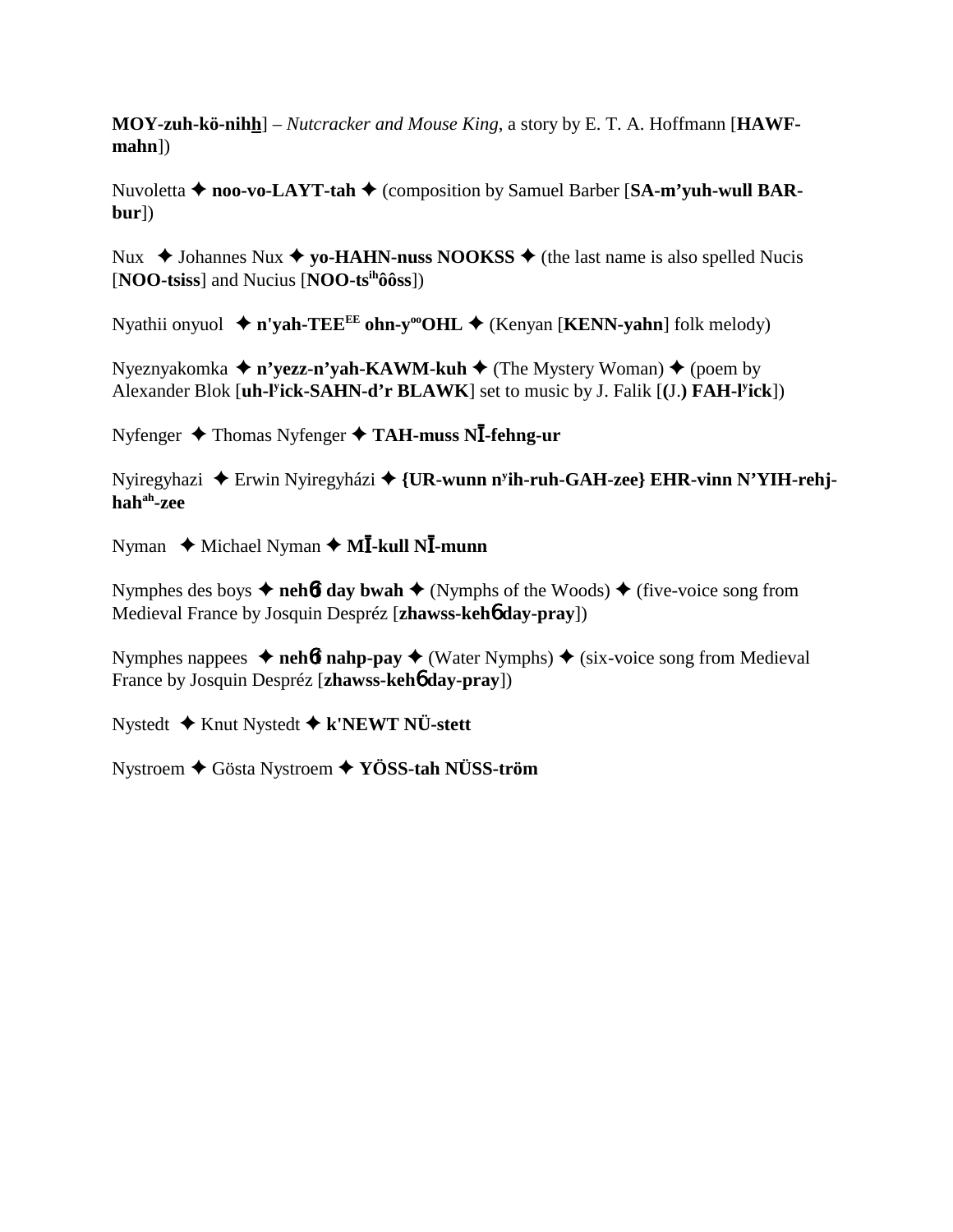**MOY-zuh-kö-nihh**] – *Nutcracker and Mouse King*, a story by E. T. A. Hoffmann [**HAWF-mahn**])

Nuvoletta ✦ **noo-vo-LAYT-tah** ✦ (composition by Samuel Barber [**SA-m'yuh-wull BAR-bur**])

Nux ✦ Johannes Nux ✦ **yo-HAHN-nuss NOOKSS** ✦ (the last name is also spelled Nucis [**NOO-tsiss**] and Nucius [**NOO-ts^ih ôôss**])

Nyathii onyuol ✦ **n'yah-TEE^EE ohn-y^oo OHL** ✦ (Kenyan [**KENN-yahn**] folk melody)

Nyeznyakomka ✦ **n'yezz-n'yah-KAWM-kuh** ✦ (The Mystery Woman) ✦ (poem by Alexander Blok [**uh-l^y ick-SAHN-d'r BLAWK**] set to music by J. Falik [**(J.) FAH-l^y ick**])

Nyfenger ✦ Thomas Nyfenger ✦ **TAH-muss NĪ-fehng-ur**

Nyiregyhazi ✦ Erwin Nyiregyházi ✦ **{UR-wunn n^y ih-ruh-GAH-zee} EHR-vinn N'YIH-rehj-hah^ah-zee**

Nyman ✦ Michael Nyman ✦ **MĪ-kull NĪ-munn**

Nymphes des boys ✦ **nehб day bwah** ✦ (Nymphs of the Woods) ✦ (five-voice song from Medieval France by Josquin Despréz [**zhawss-kehб day-pray**])

Nymphes nappees ✦ **nehб nahp-pay** ✦ (Water Nymphs) ✦ (six-voice song from Medieval France by Josquin Despréz [**zhawss-kehб day-pray**])

Nystedt ✦ Knut Nystedt ✦ **k'NEWT NÜ-stett**

Nystroem ✦ Gösta Nystroem ✦ **YÖSS-tah NÜSS-tröm**